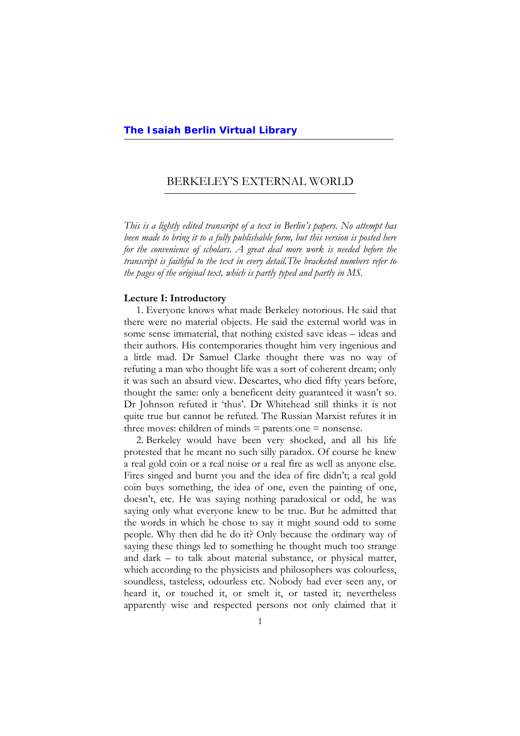**The Isaiah Berlin Virtual Library**

# BERKELEY'S EXTERNAL WORLD

*This is a lightly edited transcript of a text in Berlin's papers. No attempt has been made to bring it to a fully publishable form, but this version is posted here for the convenience of scholars. A great deal more work is needed before the transcript is faithful to the text in every detail.The bracketed numbers refer to the pages of the original text, which is partly typed and partly in MS.*

## Lecture I: Introductory

1. Everyone knows what made Berkeley notorious. He said that there were no material objects. He said the external world was in some sense immaterial, that nothing existed save ideas – ideas and their authors. His contemporaries thought him very ingenious and a little mad. Dr Samuel Clarke thought there was no way of refuting a man who thought life was a sort of coherent dream; only it was such an absurd view. Descartes, who died fifty years before, thought the same: only a beneficent deity guaranteed it wasn't so. Dr Johnson refuted it 'thus'. Dr Whitehead still thinks it is not quite true but cannot be refuted. The Russian Marxist refutes it in three moves: children of minds = parents one = nonsense.

2. Berkeley would have been very shocked, and all his life protested that he meant no such silly paradox. Of course he knew a real gold coin or a real noise or a real fire as well as anyone else. Fires singed and burnt you and the idea of fire didn't; a real gold coin buys something, the idea of one, even the painting of one, doesn't, etc. He was saying nothing paradoxical or odd, he was saying only what everyone knew to be true. But he admitted that the words in which he chose to say it might sound odd to some people. Why then did he do it? Only because the ordinary way of saying these things led to something he thought much too strange and dark – to talk about material substance, or physical matter, which according to the physicists and philosophers was colourless, soundless, tasteless, odourless etc. Nobody had ever seen any, or heard it, or touched it, or smelt it, or tasted it; nevertheless apparently wise and respected persons not only claimed that it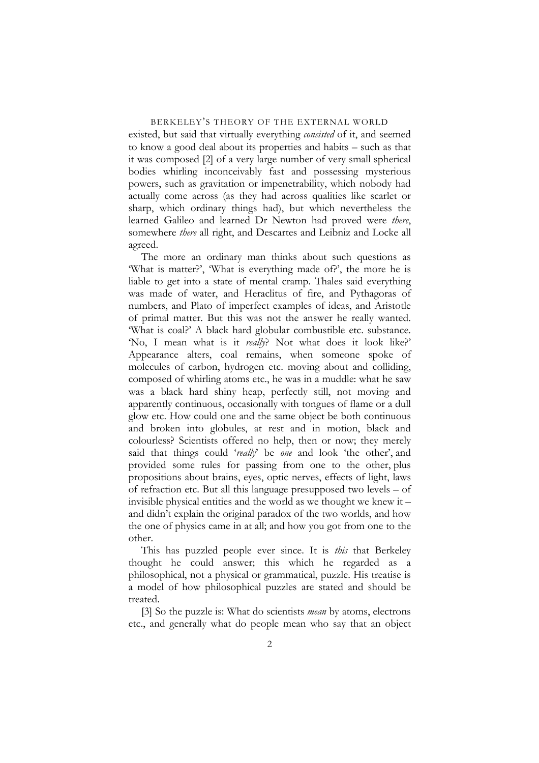existed, but said that virtually everything *consisted* of it, and seemed to know a good deal about its properties and habits – such as that it was composed [2] of a very large number of very small spherical bodies whirling inconceivably fast and possessing mysterious powers, such as gravitation or impenetrability, which nobody had actually come across (as they had across qualities like scarlet or sharp, which ordinary things had), but which nevertheless the learned Galileo and learned Dr Newton had proved were *there*, somewhere *there* all right, and Descartes and Leibniz and Locke all agreed.

The more an ordinary man thinks about such questions as 'What is matter?', 'What is everything made of?', the more he is liable to get into a state of mental cramp. Thales said everything was made of water, and Heraclitus of fire, and Pythagoras of numbers, and Plato of imperfect examples of ideas, and Aristotle of primal matter. But this was not the answer he really wanted. 'What is coal?' A black hard globular combustible etc. substance. 'No, I mean what is it *really*? Not what does it look like?' Appearance alters, coal remains, when someone spoke of molecules of carbon, hydrogen etc. moving about and colliding, composed of whirling atoms etc., he was in a muddle: what he saw was a black hard shiny heap, perfectly still, not moving and apparently continuous, occasionally with tongues of flame or a dull glow etc. How could one and the same object be both continuous and broken into globules, at rest and in motion, black and colourless? Scientists offered no help, then or now; they merely said that things could '*really*' be *one* and look 'the other', and provided some rules for passing from one to the other, plus propositions about brains, eyes, optic nerves, effects of light, laws of refraction etc. But all this language presupposed two levels – of invisible physical entities and the world as we thought we knew it – and didn't explain the original paradox of the two worlds, and how the one of physics came in at all; and how you got from one to the other.

This has puzzled people ever since. It is *this* that Berkeley thought he could answer; this which he regarded as a philosophical, not a physical or grammatical, puzzle. His treatise is a model of how philosophical puzzles are stated and should be treated.

[3] So the puzzle is: What do scientists *mean* by atoms, electrons etc., and generally what do people mean who say that an object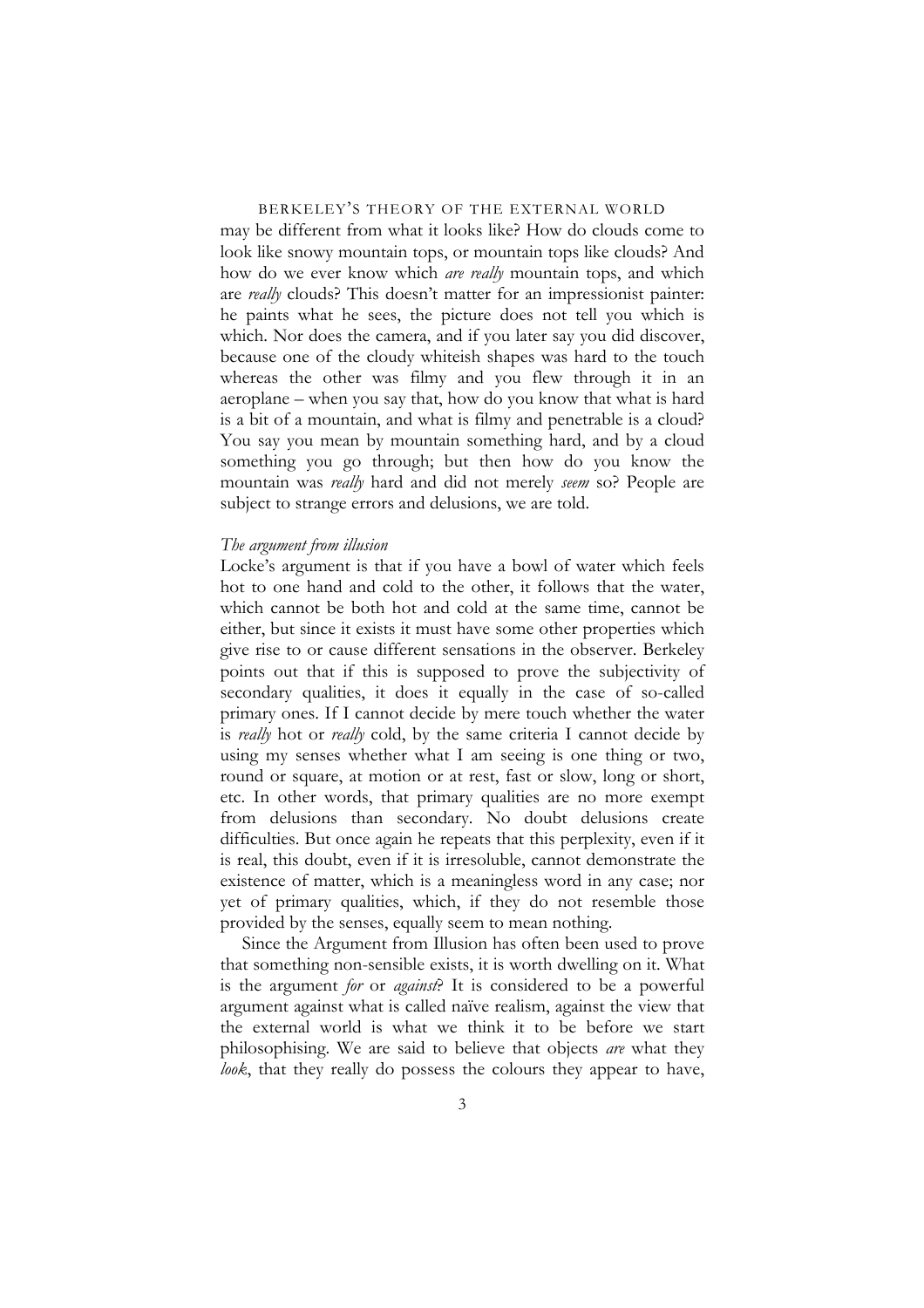may be different from what it looks like? How do clouds come to look like snowy mountain tops, or mountain tops like clouds? And how do we ever know which *are really* mountain tops, and which are *really* clouds? This doesn't matter for an impressionist painter: he paints what he sees, the picture does not tell you which is which. Nor does the camera, and if you later say you did discover, because one of the cloudy whiteish shapes was hard to the touch whereas the other was filmy and you flew through it in an aeroplane – when you say that, how do you know that what is hard is a bit of a mountain, and what is filmy and penetrable is a cloud? You say you mean by mountain something hard, and by a cloud something you go through; but then how do you know the mountain was *really* hard and did not merely *seem* so? People are subject to strange errors and delusions, we are told.

*The argument from illusion*

Locke's argument is that if you have a bowl of water which feels hot to one hand and cold to the other, it follows that the water, which cannot be both hot and cold at the same time, cannot be either, but since it exists it must have some other properties which give rise to or cause different sensations in the observer. Berkeley points out that if this is supposed to prove the subjectivity of secondary qualities, it does it equally in the case of so-called primary ones. If I cannot decide by mere touch whether the water is *really* hot or *really* cold, by the same criteria I cannot decide by using my senses whether what I am seeing is one thing or two, round or square, at motion or at rest, fast or slow, long or short, etc. In other words, that primary qualities are no more exempt from delusions than secondary. No doubt delusions create difficulties. But once again he repeats that this perplexity, even if it is real, this doubt, even if it is irresoluble, cannot demonstrate the existence of matter, which is a meaningless word in any case; nor yet of primary qualities, which, if they do not resemble those provided by the senses, equally seem to mean nothing.

Since the Argument from Illusion has often been used to prove that something non-sensible exists, it is worth dwelling on it. What is the argument *for* or *against*? It is considered to be a powerful argument against what is called naïve realism, against the view that the external world is what we think it to be before we start philosophising. We are said to believe that objects *are* what they *look*, that they really do possess the colours they appear to have,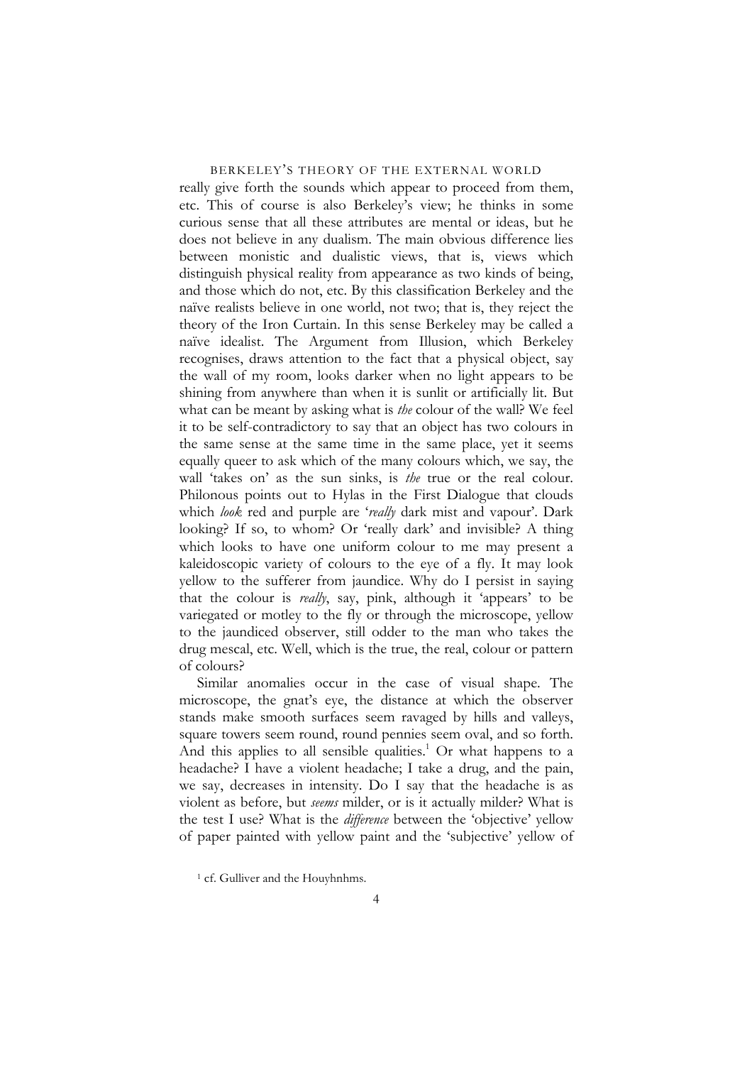really give forth the sounds which appear to proceed from them, etc. This of course is also Berkeley's view; he thinks in some curious sense that all these attributes are mental or ideas, but he does not believe in any dualism. The main obvious difference lies between monistic and dualistic views, that is, views which distinguish physical reality from appearance as two kinds of being, and those which do not, etc. By this classification Berkeley and the naïve realists believe in one world, not two; that is, they reject the theory of the Iron Curtain. In this sense Berkeley may be called a naïve idealist. The Argument from Illusion, which Berkeley recognises, draws attention to the fact that a physical object, say the wall of my room, looks darker when no light appears to be shining from anywhere than when it is sunlit or artificially lit. But what can be meant by asking what is *the* colour of the wall? We feel it to be self-contradictory to say that an object has two colours in the same sense at the same time in the same place, yet it seems equally queer to ask which of the many colours which, we say, the wall 'takes on' as the sun sinks, is *the* true or the real colour. Philonous points out to Hylas in the First Dialogue that clouds which *look* red and purple are '*really* dark mist and vapour'. Dark looking? If so, to whom? Or 'really dark' and invisible? A thing which looks to have one uniform colour to me may present a kaleidoscopic variety of colours to the eye of a fly. It may look yellow to the sufferer from jaundice. Why do I persist in saying that the colour is *really*, say, pink, although it 'appears' to be variegated or motley to the fly or through the microscope, yellow to the jaundiced observer, still odder to the man who takes the drug mescal, etc. Well, which is the true, the real, colour or pattern of colours?

Similar anomalies occur in the case of visual shape. The microscope, the gnat's eye, the distance at which the observer stands make smooth surfaces seem ravaged by hills and valleys, square towers seem round, round pennies seem oval, and so forth. And this applies to all sensible qualities.[1] Or what happens to a headache? I have a violent headache; I take a drug, and the pain, we say, decreases in intensity. Do I say that the headache is as violent as before, but *seems* milder, or is it actually milder? What is the test I use? What is the *difference* between the 'objective' yellow of paper painted with yellow paint and the 'subjective' yellow of

[1] cf. Gulliver and the Houyhnhms.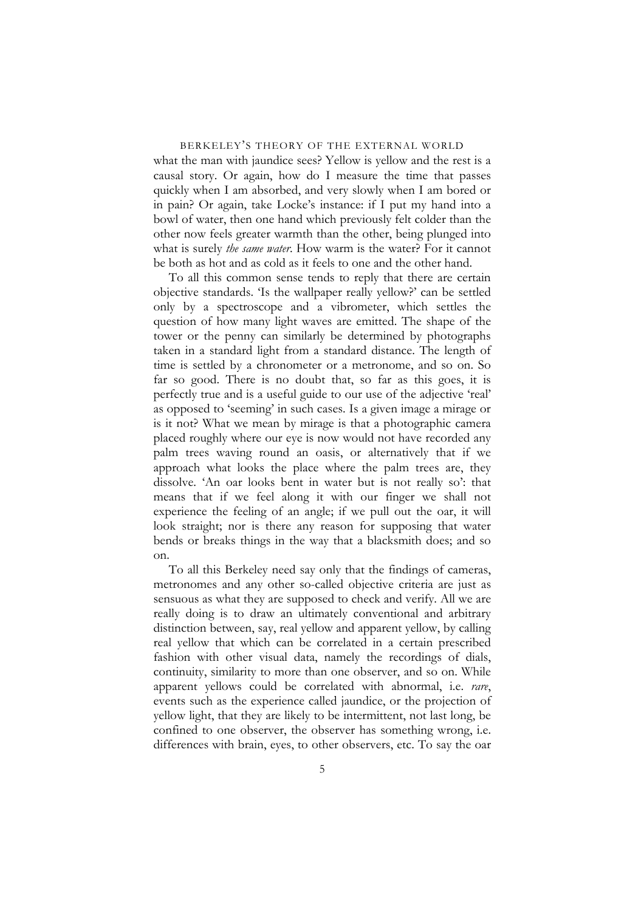what the man with jaundice sees? Yellow is yellow and the rest is a causal story. Or again, how do I measure the time that passes quickly when I am absorbed, and very slowly when I am bored or in pain? Or again, take Locke's instance: if I put my hand into a bowl of water, then one hand which previously felt colder than the other now feels greater warmth than the other, being plunged into what is surely *the same water*. How warm is the water? For it cannot be both as hot and as cold as it feels to one and the other hand.

To all this common sense tends to reply that there are certain objective standards. 'Is the wallpaper really yellow?' can be settled only by a spectroscope and a vibrometer, which settles the question of how many light waves are emitted. The shape of the tower or the penny can similarly be determined by photographs taken in a standard light from a standard distance. The length of time is settled by a chronometer or a metronome, and so on. So far so good. There is no doubt that, so far as this goes, it is perfectly true and is a useful guide to our use of the adjective 'real' as opposed to 'seeming' in such cases. Is a given image a mirage or is it not? What we mean by mirage is that a photographic camera placed roughly where our eye is now would not have recorded any palm trees waving round an oasis, or alternatively that if we approach what looks the place where the palm trees are, they dissolve. 'An oar looks bent in water but is not really so': that means that if we feel along it with our finger we shall not experience the feeling of an angle; if we pull out the oar, it will look straight; nor is there any reason for supposing that water bends or breaks things in the way that a blacksmith does; and so on.

To all this Berkeley need say only that the findings of cameras, metronomes and any other so-called objective criteria are just as sensuous as what they are supposed to check and verify. All we are really doing is to draw an ultimately conventional and arbitrary distinction between, say, real yellow and apparent yellow, by calling real yellow that which can be correlated in a certain prescribed fashion with other visual data, namely the recordings of dials, continuity, similarity to more than one observer, and so on. While apparent yellows could be correlated with abnormal, i.e. *rare*, events such as the experience called jaundice, or the projection of yellow light, that they are likely to be intermittent, not last long, be confined to one observer, the observer has something wrong, i.e. differences with brain, eyes, to other observers, etc. To say the oar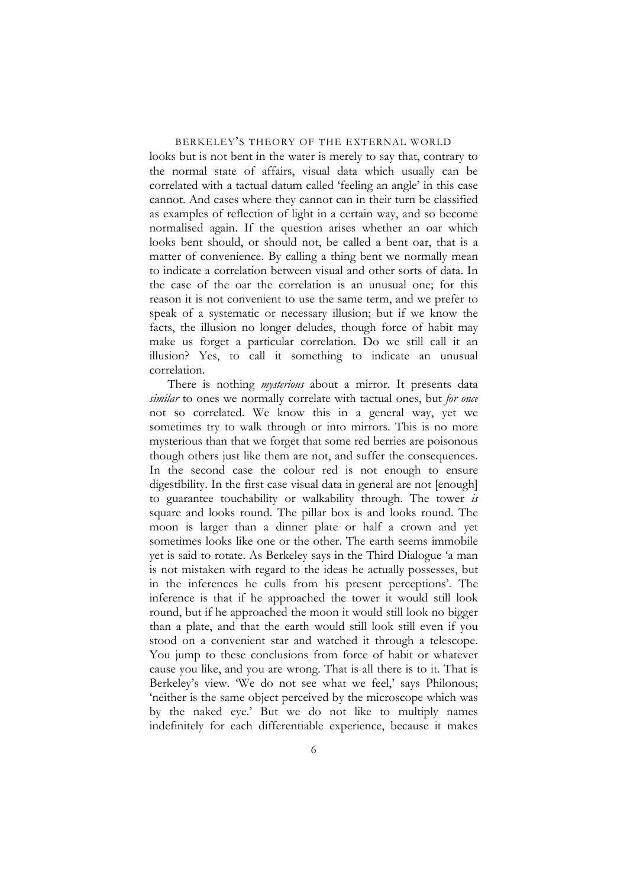looks but is not bent in the water is merely to say that, contrary to the normal state of affairs, visual data which usually can be correlated with a tactual datum called 'feeling an angle' in this case cannot. And cases where they cannot can in their turn be classified as examples of reflection of light in a certain way, and so become normalised again. If the question arises whether an oar which looks bent should, or should not, be called a bent oar, that is a matter of convenience. By calling a thing bent we normally mean to indicate a correlation between visual and other sorts of data. In the case of the oar the correlation is an unusual one; for this reason it is not convenient to use the same term, and we prefer to speak of a systematic or necessary illusion; but if we know the facts, the illusion no longer deludes, though force of habit may make us forget a particular correlation. Do we still call it an illusion? Yes, to call it something to indicate an unusual correlation.

There is nothing *mysterious* about a mirror. It presents data *similar* to ones we normally correlate with tactual ones, but *for once* not so correlated. We know this in a general way, yet we sometimes try to walk through or into mirrors. This is no more mysterious than that we forget that some red berries are poisonous though others just like them are not, and suffer the consequences. In the second case the colour red is not enough to ensure digestibility. In the first case visual data in general are not [enough] to guarantee touchability or walkability through. The tower *is* square and looks round. The pillar box is and looks round. The moon is larger than a dinner plate or half a crown and yet sometimes looks like one or the other. The earth seems immobile yet is said to rotate. As Berkeley says in the Third Dialogue 'a man is not mistaken with regard to the ideas he actually possesses, but in the inferences he culls from his present perceptions'. The inference is that if he approached the tower it would still look round, but if he approached the moon it would still look no bigger than a plate, and that the earth would still look still even if you stood on a convenient star and watched it through a telescope. You jump to these conclusions from force of habit or whatever cause you like, and you are wrong. That is all there is to it. That is Berkeley's view. 'We do not see what we feel,' says Philonous; 'neither is the same object perceived by the microscope which was by the naked eye.' But we do not like to multiply names indefinitely for each differentiable experience, because it makes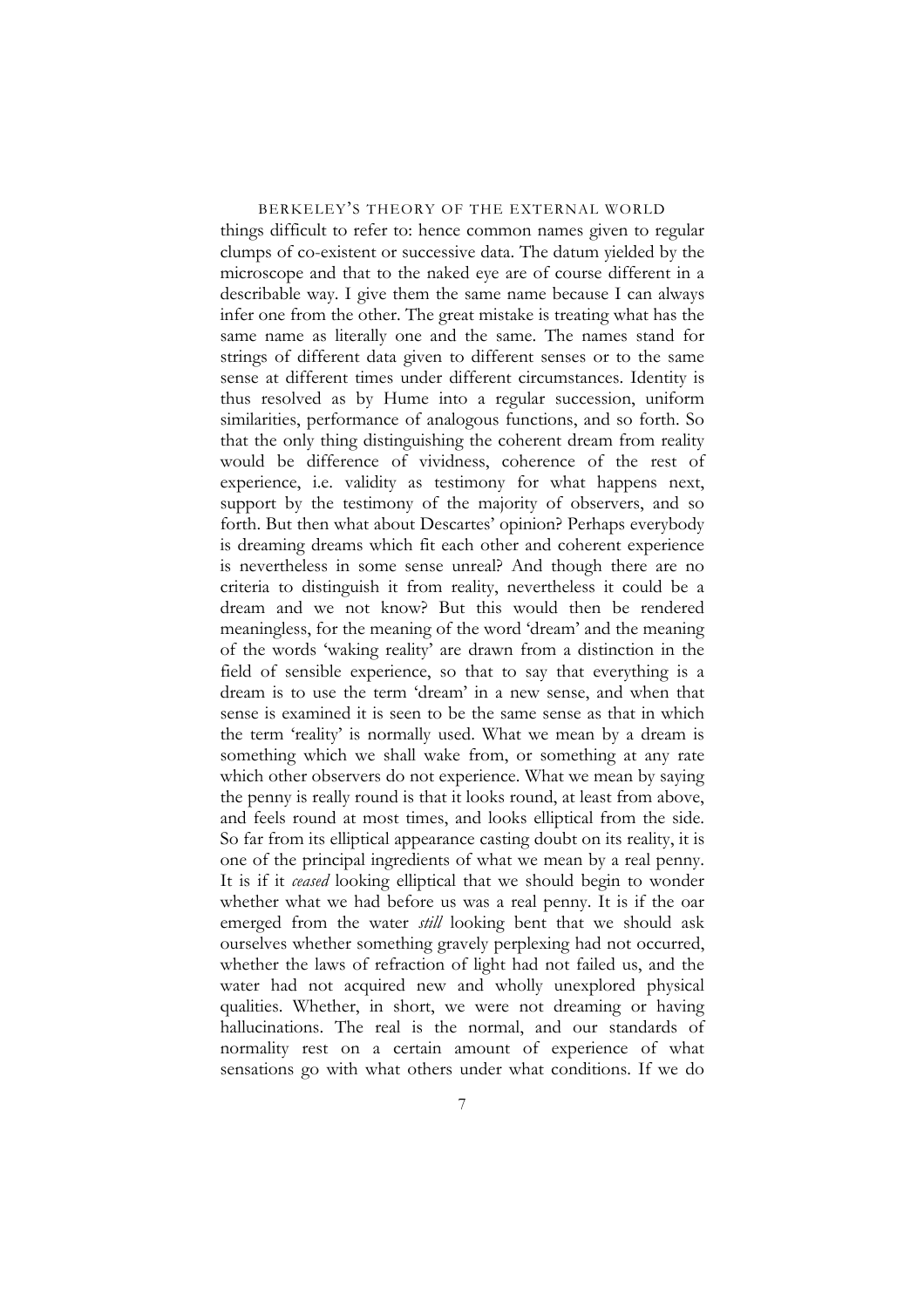things difficult to refer to: hence common names given to regular clumps of co-existent or successive data. The datum yielded by the microscope and that to the naked eye are of course different in a describable way. I give them the same name because I can always infer one from the other. The great mistake is treating what has the same name as literally one and the same. The names stand for strings of different data given to different senses or to the same sense at different times under different circumstances. Identity is thus resolved as by Hume into a regular succession, uniform similarities, performance of analogous functions, and so forth. So that the only thing distinguishing the coherent dream from reality would be difference of vividness, coherence of the rest of experience, i.e. validity as testimony for what happens next, support by the testimony of the majority of observers, and so forth. But then what about Descartes' opinion? Perhaps everybody is dreaming dreams which fit each other and coherent experience is nevertheless in some sense unreal? And though there are no criteria to distinguish it from reality, nevertheless it could be a dream and we not know? But this would then be rendered meaningless, for the meaning of the word 'dream' and the meaning of the words 'waking reality' are drawn from a distinction in the field of sensible experience, so that to say that everything is a dream is to use the term 'dream' in a new sense, and when that sense is examined it is seen to be the same sense as that in which the term 'reality' is normally used. What we mean by a dream is something which we shall wake from, or something at any rate which other observers do not experience. What we mean by saying the penny is really round is that it looks round, at least from above, and feels round at most times, and looks elliptical from the side. So far from its elliptical appearance casting doubt on its reality, it is one of the principal ingredients of what we mean by a real penny. It is if it *ceased* looking elliptical that we should begin to wonder whether what we had before us was a real penny. It is if the oar emerged from the water *still* looking bent that we should ask ourselves whether something gravely perplexing had not occurred, whether the laws of refraction of light had not failed us, and the water had not acquired new and wholly unexplored physical qualities. Whether, in short, we were not dreaming or having hallucinations. The real is the normal, and our standards of normality rest on a certain amount of experience of what sensations go with what others under what conditions. If we do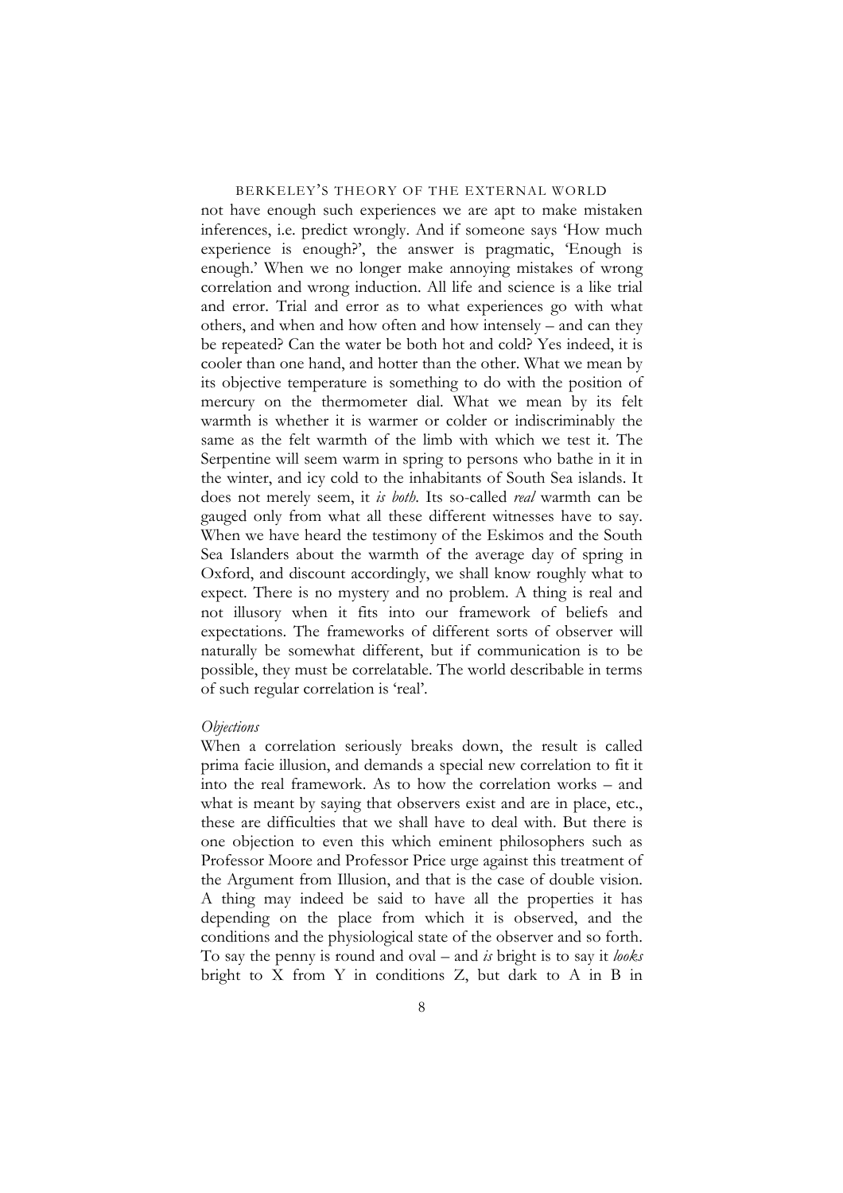not have enough such experiences we are apt to make mistaken inferences, i.e. predict wrongly. And if someone says 'How much experience is enough?', the answer is pragmatic, 'Enough is enough.' When we no longer make annoying mistakes of wrong correlation and wrong induction. All life and science is a like trial and error. Trial and error as to what experiences go with what others, and when and how often and how intensely – and can they be repeated? Can the water be both hot and cold? Yes indeed, it is cooler than one hand, and hotter than the other. What we mean by its objective temperature is something to do with the position of mercury on the thermometer dial. What we mean by its felt warmth is whether it is warmer or colder or indiscriminably the same as the felt warmth of the limb with which we test it. The Serpentine will seem warm in spring to persons who bathe in it in the winter, and icy cold to the inhabitants of South Sea islands. It does not merely seem, it *is both.* Its so-called *real* warmth can be gauged only from what all these different witnesses have to say. When we have heard the testimony of the Eskimos and the South Sea Islanders about the warmth of the average day of spring in Oxford, and discount accordingly, we shall know roughly what to expect. There is no mystery and no problem. A thing is real and not illusory when it fits into our framework of beliefs and expectations. The frameworks of different sorts of observer will naturally be somewhat different, but if communication is to be possible, they must be correlatable. The world describable in terms of such regular correlation is 'real'.

*Objections*

When a correlation seriously breaks down, the result is called prima facie illusion, and demands a special new correlation to fit it into the real framework. As to how the correlation works – and what is meant by saying that observers exist and are in place, etc., these are difficulties that we shall have to deal with. But there is one objection to even this which eminent philosophers such as Professor Moore and Professor Price urge against this treatment of the Argument from Illusion, and that is the case of double vision. A thing may indeed be said to have all the properties it has depending on the place from which it is observed, and the conditions and the physiological state of the observer and so forth. To say the penny is round and oval – and *is* bright is to say it *looks* bright to X from Y in conditions Z, but dark to A in B in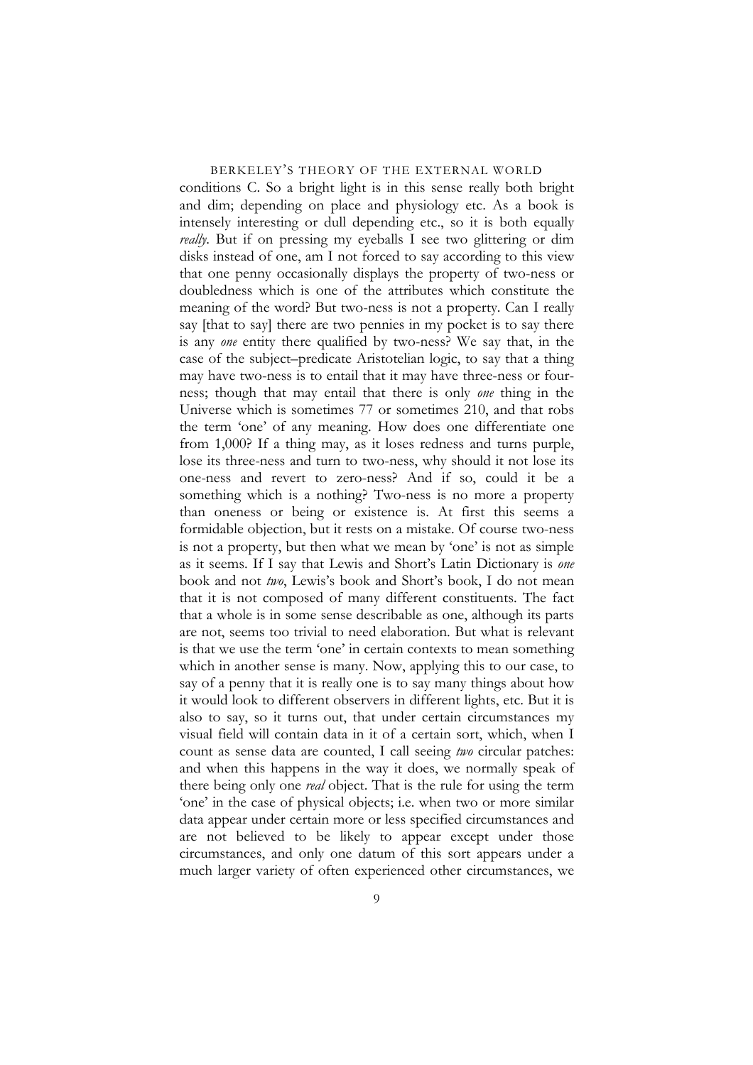conditions C. So a bright light is in this sense really both bright and dim; depending on place and physiology etc. As a book is intensely interesting or dull depending etc., so it is both equally *really*. But if on pressing my eyeballs I see two glittering or dim disks instead of one, am I not forced to say according to this view that one penny occasionally displays the property of two-ness or doubledness which is one of the attributes which constitute the meaning of the word? But two-ness is not a property. Can I really say [that to say] there are two pennies in my pocket is to say there is any *one* entity there qualified by two-ness? We say that, in the case of the subject–predicate Aristotelian logic, to say that a thing may have two-ness is to entail that it may have three-ness or four-ness; though that may entail that there is only *one* thing in the Universe which is sometimes 77 or sometimes 210, and that robs the term 'one' of any meaning. How does one differentiate one from 1,000? If a thing may, as it loses redness and turns purple, lose its three-ness and turn to two-ness, why should it not lose its one-ness and revert to zero-ness? And if so, could it be a something which is a nothing? Two-ness is no more a property than oneness or being or existence is. At first this seems a formidable objection, but it rests on a mistake. Of course two-ness is not a property, but then what we mean by 'one' is not as simple as it seems. If I say that Lewis and Short's Latin Dictionary is *one* book and not *two*, Lewis's book and Short's book, I do not mean that it is not composed of many different constituents. The fact that a whole is in some sense describable as one, although its parts are not, seems too trivial to need elaboration. But what is relevant is that we use the term 'one' in certain contexts to mean something which in another sense is many. Now, applying this to our case, to say of a penny that it is really one is to say many things about how it would look to different observers in different lights, etc. But it is also to say, so it turns out, that under certain circumstances my visual field will contain data in it of a certain sort, which, when I count as sense data are counted, I call seeing *two* circular patches: and when this happens in the way it does, we normally speak of there being only one *real* object. That is the rule for using the term 'one' in the case of physical objects; i.e. when two or more similar data appear under certain more or less specified circumstances and are not believed to be likely to appear except under those circumstances, and only one datum of this sort appears under a much larger variety of often experienced other circumstances, we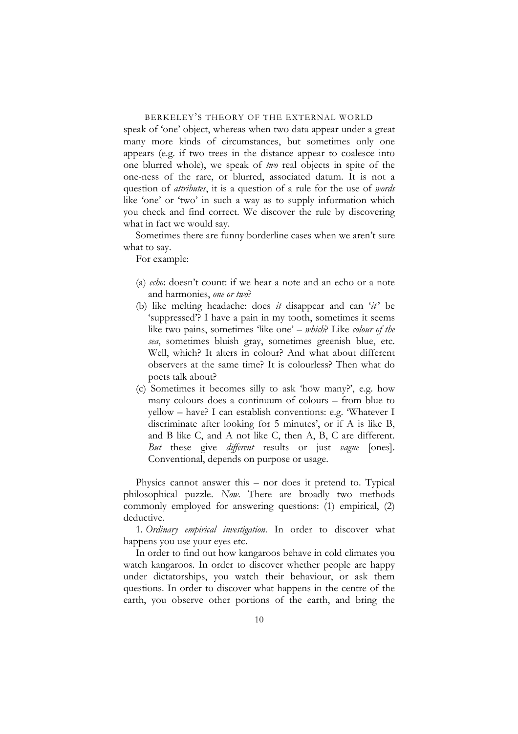speak of 'one' object, whereas when two data appear under a great many more kinds of circumstances, but sometimes only one appears (e.g. if two trees in the distance appear to coalesce into one blurred whole), we speak of *two* real objects in spite of the one-ness of the rare, or blurred, associated datum. It is not a question of *attributes*, it is a question of a rule for the use of *words* like 'one' or 'two' in such a way as to supply information which you check and find correct. We discover the rule by discovering what in fact we would say.

Sometimes there are funny borderline cases when we aren't sure what to say.

For example:

(a) *echo*: doesn't count: if we hear a note and an echo or a note and harmonies, *one or two*?

(b) like melting headache: does *it* disappear and can '*it*' be 'suppressed'? I have a pain in my tooth, sometimes it seems like two pains, sometimes 'like one' – *which*? Like *colour of the sea*, sometimes bluish gray, sometimes greenish blue, etc. Well, which? It alters in colour? And what about different observers at the same time? It is colourless? Then what do poets talk about?

(c) Sometimes it becomes silly to ask 'how many?', e.g. how many colours does a continuum of colours – from blue to yellow – have? I can establish conventions: e.g. 'Whatever I discriminate after looking for 5 minutes', or if A is like B, and B like C, and A not like C, then A, B, C are different. *But* these give *different* results or just *vague* [ones]. Conventional, depends on purpose or usage.

Physics cannot answer this – nor does it pretend to. Typical philosophical puzzle. *Now.* There are broadly two methods commonly employed for answering questions: (1) empirical, (2) deductive.

1. *Ordinary empirical investigation.* In order to discover what happens you use your eyes etc.

In order to find out how kangaroos behave in cold climates you watch kangaroos. In order to discover whether people are happy under dictatorships, you watch their behaviour, or ask them questions. In order to discover what happens in the centre of the earth, you observe other portions of the earth, and bring the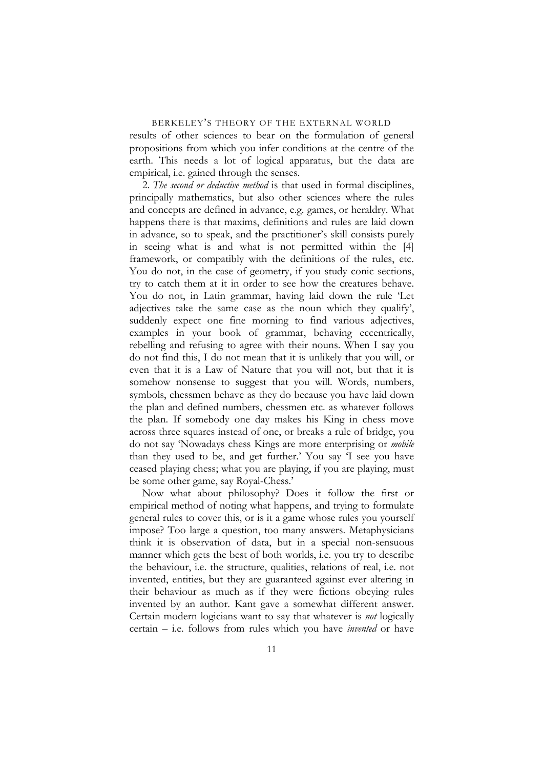results of other sciences to bear on the formulation of general propositions from which you infer conditions at the centre of the earth. This needs a lot of logical apparatus, but the data are empirical, i.e. gained through the senses.

2. *The second or deductive method* is that used in formal disciplines, principally mathematics, but also other sciences where the rules and concepts are defined in advance, e.g. games, or heraldry. What happens there is that maxims, definitions and rules are laid down in advance, so to speak, and the practitioner's skill consists purely in seeing what is and what is not permitted within the [4] framework, or compatibly with the definitions of the rules, etc. You do not, in the case of geometry, if you study conic sections, try to catch them at it in order to see how the creatures behave. You do not, in Latin grammar, having laid down the rule 'Let adjectives take the same case as the noun which they qualify', suddenly expect one fine morning to find various adjectives, examples in your book of grammar, behaving eccentrically, rebelling and refusing to agree with their nouns. When I say you do not find this, I do not mean that it is unlikely that you will, or even that it is a Law of Nature that you will not, but that it is somehow nonsense to suggest that you will. Words, numbers, symbols, chessmen behave as they do because you have laid down the plan and defined numbers, chessmen etc. as whatever follows the plan. If somebody one day makes his King in chess move across three squares instead of one, or breaks a rule of bridge, you do not say 'Nowadays chess Kings are more enterprising or *mobile* than they used to be, and get further.' You say 'I see you have ceased playing chess; what you are playing, if you are playing, must be some other game, say Royal-Chess.'

Now what about philosophy? Does it follow the first or empirical method of noting what happens, and trying to formulate general rules to cover this, or is it a game whose rules you yourself impose? Too large a question, too many answers. Metaphysicians think it is observation of data, but in a special non-sensuous manner which gets the best of both worlds, i.e. you try to describe the behaviour, i.e. the structure, qualities, relations of real, i.e. not invented, entities, but they are guaranteed against ever altering in their behaviour as much as if they were fictions obeying rules invented by an author. Kant gave a somewhat different answer. Certain modern logicians want to say that whatever is *not* logically certain – i.e. follows from rules which you have *invented* or have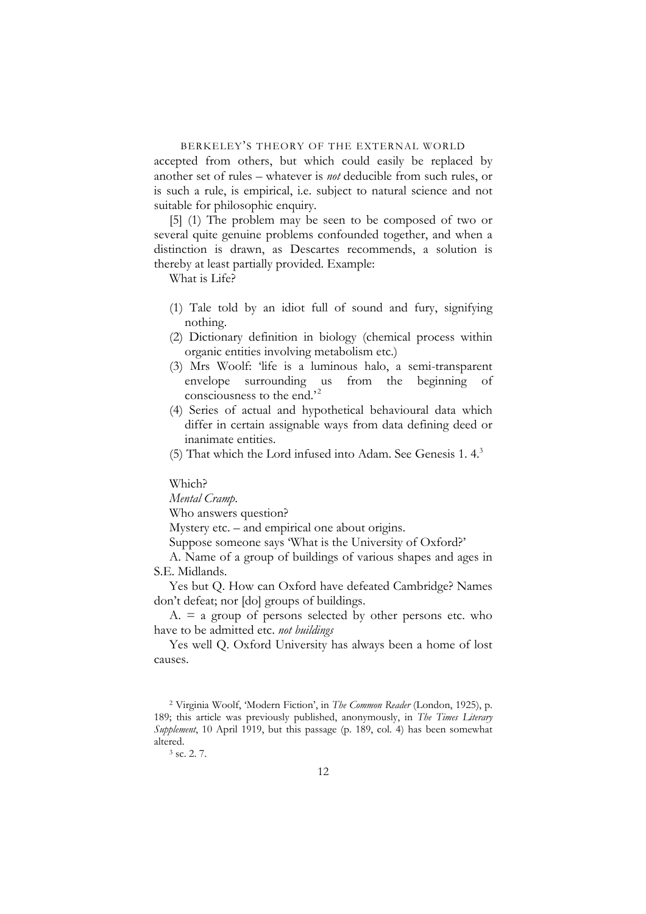accepted from others, but which could easily be replaced by another set of rules – whatever is *not* deducible from such rules, or is such a rule, is empirical, i.e. subject to natural science and not suitable for philosophic enquiry.

[5] (1) The problem may be seen to be composed of two or several quite genuine problems confounded together, and when a distinction is drawn, as Descartes recommends, a solution is thereby at least partially provided. Example:

What is Life?

(1) Tale told by an idiot full of sound and fury, signifying nothing.
(2) Dictionary definition in biology (chemical process within organic entities involving metabolism etc.)
(3) Mrs Woolf: 'life is a luminous halo, a semi-transparent envelope surrounding us from the beginning of consciousness to the end.'[2]
(4) Series of actual and hypothetical behavioural data which differ in certain assignable ways from data defining deed or inanimate entities.
(5) That which the Lord infused into Adam. See Genesis 1. 4.[3]

Which?

*Mental Cramp*.

Who answers question?

Mystery etc. – and empirical one about origins.

Suppose someone says 'What is the University of Oxford?'

A. Name of a group of buildings of various shapes and ages in S.E. Midlands.

Yes but Q. How can Oxford have defeated Cambridge? Names don't defeat; nor [do] groups of buildings.

A. = a group of persons selected by other persons etc. who have to be admitted etc. *not buildings*

Yes well Q. Oxford University has always been a home of lost causes.

---

[2] Virginia Woolf, 'Modern Fiction', in *The Common Reader* (London, 1925), p. 189; this article was previously published, anonymously, in *The Times Literary Supplement*, 10 April 1919, but this passage (p. 189, col. 4) has been somewhat altered.

[3] sc. 2. 7.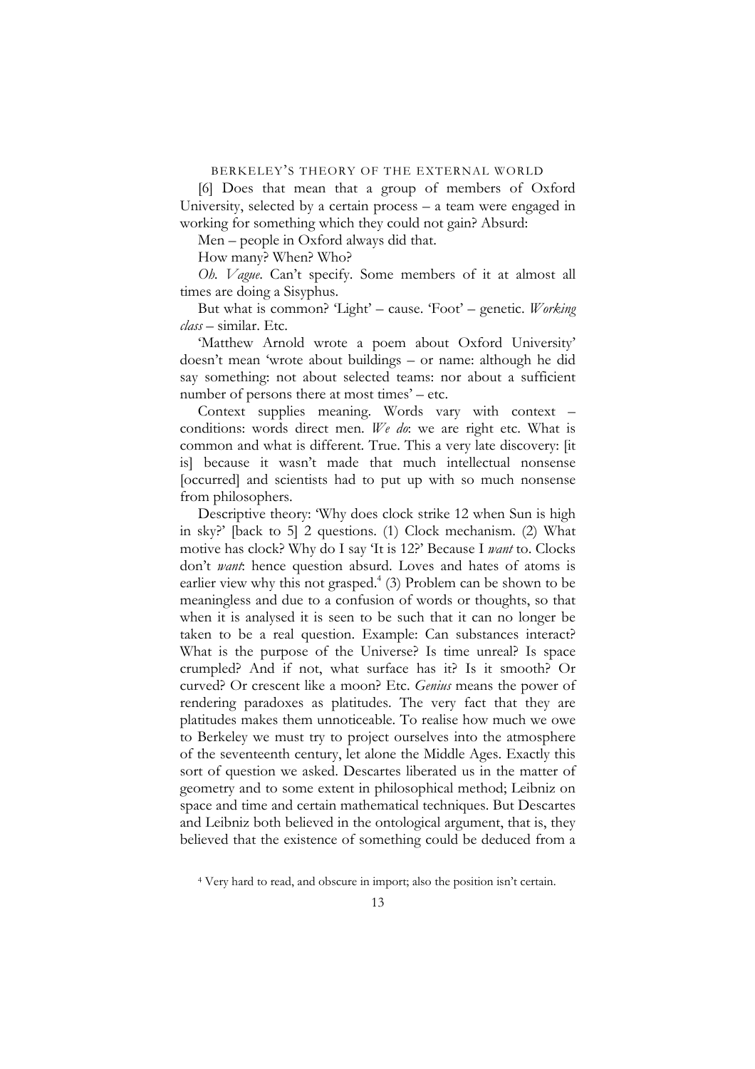[6] Does that mean that a group of members of Oxford University, selected by a certain process – a team were engaged in working for something which they could not gain? Absurd:

Men – people in Oxford always did that.

How many? When? Who?

*Oh. Vague*. Can't specify. Some members of it at almost all times are doing a Sisyphus.

But what is common? 'Light' – cause. 'Foot' – genetic. *Working class* – similar. Etc.

'Matthew Arnold wrote a poem about Oxford University' doesn't mean 'wrote about buildings – or name: although he did say something: not about selected teams: nor about a sufficient number of persons there at most times' – etc.

Context supplies meaning. Words vary with context – conditions: words direct men. *We do*: we are right etc. What is common and what is different. True. This a very late discovery: [it is] because it wasn't made that much intellectual nonsense [occurred] and scientists had to put up with so much nonsense from philosophers.

Descriptive theory: 'Why does clock strike 12 when Sun is high in sky?' [back to 5] 2 questions. (1) Clock mechanism. (2) What motive has clock? Why do I say 'It is 12?' Because I *want* to. Clocks don't *want*: hence question absurd. Loves and hates of atoms is earlier view why this not grasped.[4] (3) Problem can be shown to be meaningless and due to a confusion of words or thoughts, so that when it is analysed it is seen to be such that it can no longer be taken to be a real question. Example: Can substances interact? What is the purpose of the Universe? Is time unreal? Is space crumpled? And if not, what surface has it? Is it smooth? Or curved? Or crescent like a moon? Etc. *Genius* means the power of rendering paradoxes as platitudes. The very fact that they are platitudes makes them unnoticeable. To realise how much we owe to Berkeley we must try to project ourselves into the atmosphere of the seventeenth century, let alone the Middle Ages. Exactly this sort of question we asked. Descartes liberated us in the matter of geometry and to some extent in philosophical method; Leibniz on space and time and certain mathematical techniques. But Descartes and Leibniz both believed in the ontological argument, that is, they believed that the existence of something could be deduced from a

[4] Very hard to read, and obscure in import; also the position isn't certain.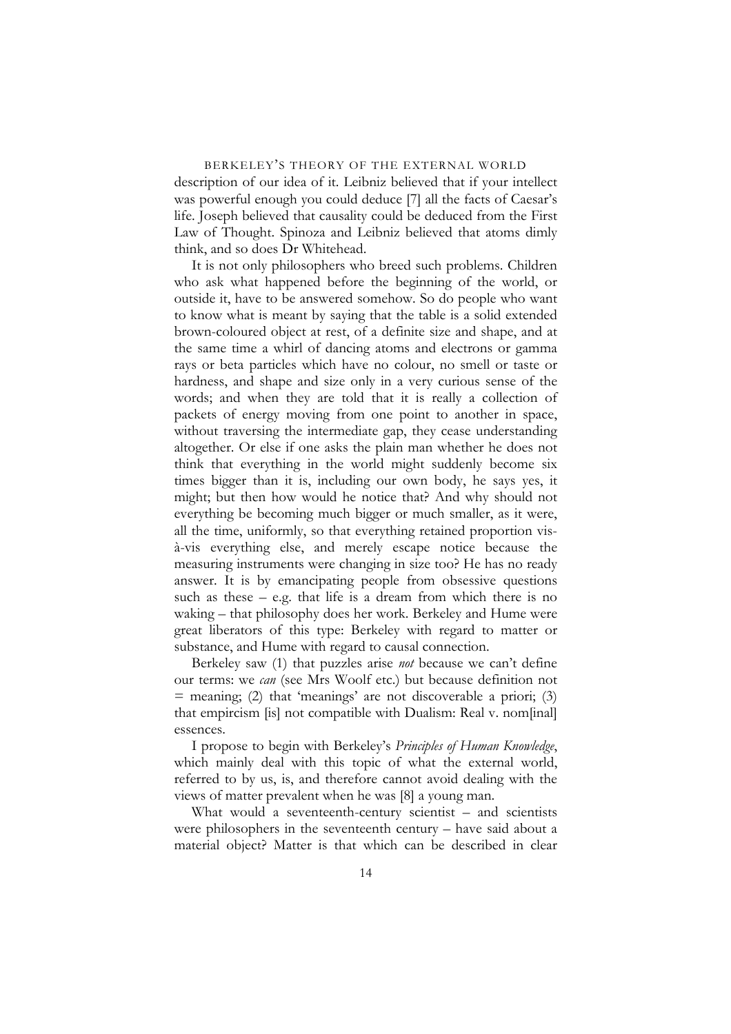description of our idea of it. Leibniz believed that if your intellect was powerful enough you could deduce [7] all the facts of Caesar's life. Joseph believed that causality could be deduced from the First Law of Thought. Spinoza and Leibniz believed that atoms dimly think, and so does Dr Whitehead.

It is not only philosophers who breed such problems. Children who ask what happened before the beginning of the world, or outside it, have to be answered somehow. So do people who want to know what is meant by saying that the table is a solid extended brown-coloured object at rest, of a definite size and shape, and at the same time a whirl of dancing atoms and electrons or gamma rays or beta particles which have no colour, no smell or taste or hardness, and shape and size only in a very curious sense of the words; and when they are told that it is really a collection of packets of energy moving from one point to another in space, without traversing the intermediate gap, they cease understanding altogether. Or else if one asks the plain man whether he does not think that everything in the world might suddenly become six times bigger than it is, including our own body, he says yes, it might; but then how would he notice that? And why should not everything be becoming much bigger or much smaller, as it were, all the time, uniformly, so that everything retained proportion vis-à-vis everything else, and merely escape notice because the measuring instruments were changing in size too? He has no ready answer. It is by emancipating people from obsessive questions such as these – e.g. that life is a dream from which there is no waking – that philosophy does her work. Berkeley and Hume were great liberators of this type: Berkeley with regard to matter or substance, and Hume with regard to causal connection.

Berkeley saw (1) that puzzles arise *not* because we can't define our terms: we *can* (see Mrs Woolf etc.) but because definition not = meaning; (2) that 'meanings' are not discoverable a priori; (3) that empircism [is] not compatible with Dualism: Real v. nom[inal] essences.

I propose to begin with Berkeley's *Principles of Human Knowledge*, which mainly deal with this topic of what the external world, referred to by us, is, and therefore cannot avoid dealing with the views of matter prevalent when he was [8] a young man.

What would a seventeenth-century scientist – and scientists were philosophers in the seventeenth century – have said about a material object? Matter is that which can be described in clear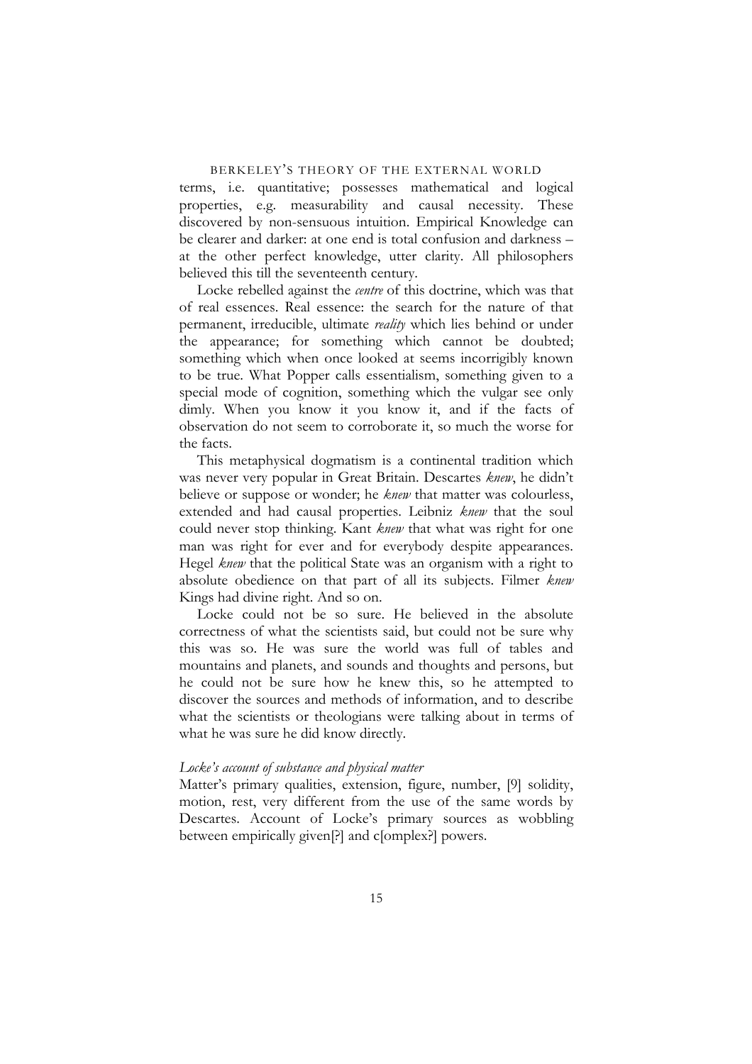terms, i.e. quantitative; possesses mathematical and logical properties, e.g. measurability and causal necessity. These discovered by non-sensuous intuition. Empirical Knowledge can be clearer and darker: at one end is total confusion and darkness – at the other perfect knowledge, utter clarity. All philosophers believed this till the seventeenth century.

Locke rebelled against the *centre* of this doctrine, which was that of real essences. Real essence: the search for the nature of that permanent, irreducible, ultimate *reality* which lies behind or under the appearance; for something which cannot be doubted; something which when once looked at seems incorrigibly known to be true. What Popper calls essentialism, something given to a special mode of cognition, something which the vulgar see only dimly. When you know it you know it, and if the facts of observation do not seem to corroborate it, so much the worse for the facts.

This metaphysical dogmatism is a continental tradition which was never very popular in Great Britain. Descartes *knew*, he didn't believe or suppose or wonder; he *knew* that matter was colourless, extended and had causal properties. Leibniz *knew* that the soul could never stop thinking. Kant *knew* that what was right for one man was right for ever and for everybody despite appearances. Hegel *knew* that the political State was an organism with a right to absolute obedience on that part of all its subjects. Filmer *knew* Kings had divine right. And so on.

Locke could not be so sure. He believed in the absolute correctness of what the scientists said, but could not be sure why this was so. He was sure the world was full of tables and mountains and planets, and sounds and thoughts and persons, but he could not be sure how he knew this, so he attempted to discover the sources and methods of information, and to describe what the scientists or theologians were talking about in terms of what he was sure he did know directly.

*Locke's account of substance and physical matter*

Matter's primary qualities, extension, figure, number, [9] solidity, motion, rest, very different from the use of the same words by Descartes. Account of Locke's primary sources as wobbling between empirically given[?] and c[omplex?] powers.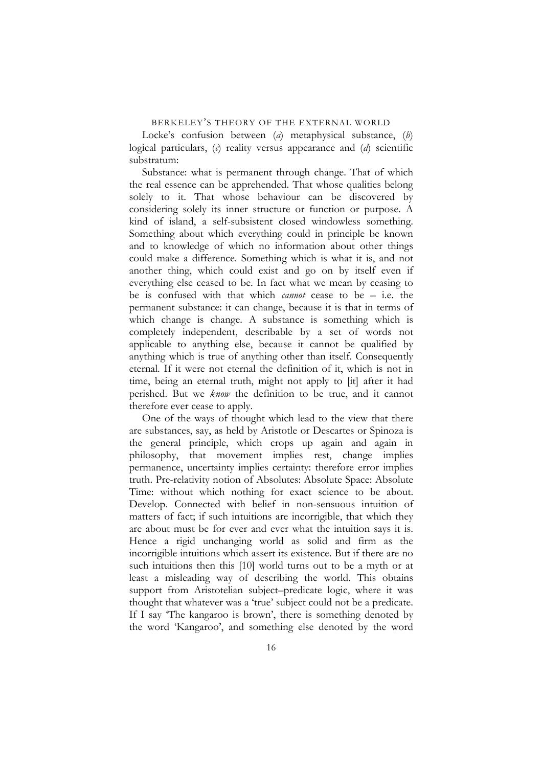Locke's confusion between (*a*) metaphysical substance, (*b*) logical particulars, (*c*) reality versus appearance and (*d*) scientific substratum:

Substance: what is permanent through change. That of which the real essence can be apprehended. That whose qualities belong solely to it. That whose behaviour can be discovered by considering solely its inner structure or function or purpose. A kind of island, a self-subsistent closed windowless something. Something about which everything could in principle be known and to knowledge of which no information about other things could make a difference. Something which is what it is, and not another thing, which could exist and go on by itself even if everything else ceased to be. In fact what we mean by ceasing to be is confused with that which *cannot* cease to be – i.e. the permanent substance: it can change, because it is that in terms of which change is change. A substance is something which is completely independent, describable by a set of words not applicable to anything else, because it cannot be qualified by anything which is true of anything other than itself. Consequently eternal. If it were not eternal the definition of it, which is not in time, being an eternal truth, might not apply to [it] after it had perished. But we *know* the definition to be true, and it cannot therefore ever cease to apply.

One of the ways of thought which lead to the view that there are substances, say, as held by Aristotle or Descartes or Spinoza is the general principle, which crops up again and again in philosophy, that movement implies rest, change implies permanence, uncertainty implies certainty: therefore error implies truth. Pre-relativity notion of Absolutes: Absolute Space: Absolute Time: without which nothing for exact science to be about. Develop. Connected with belief in non-sensuous intuition of matters of fact; if such intuitions are incorrigible, that which they are about must be for ever and ever what the intuition says it is. Hence a rigid unchanging world as solid and firm as the incorrigible intuitions which assert its existence. But if there are no such intuitions then this [10] world turns out to be a myth or at least a misleading way of describing the world. This obtains support from Aristotelian subject–predicate logic, where it was thought that whatever was a 'true' subject could not be a predicate. If I say 'The kangaroo is brown', there is something denoted by the word 'Kangaroo', and something else denoted by the word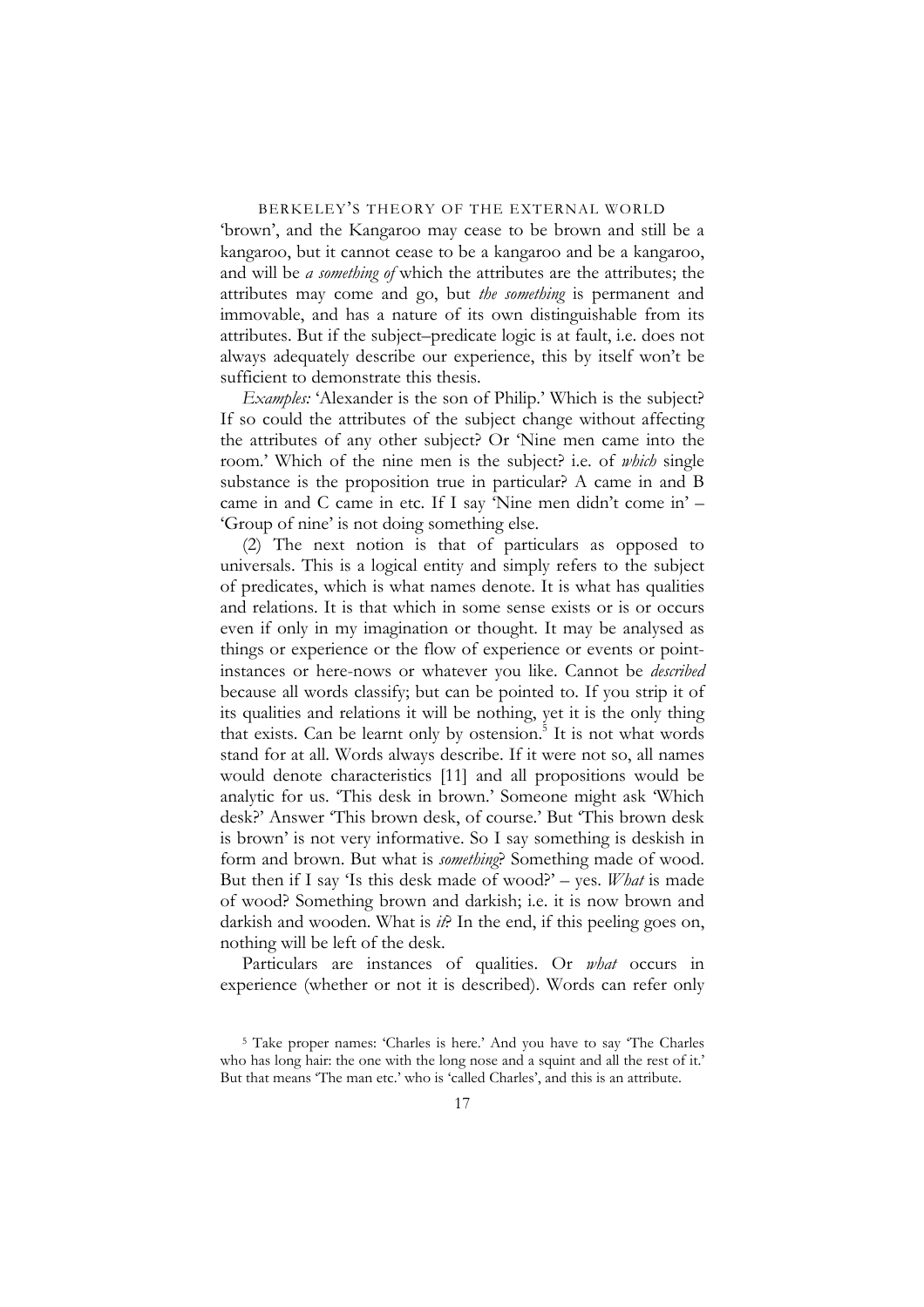'brown', and the Kangaroo may cease to be brown and still be a kangaroo, but it cannot cease to be a kangaroo and be a kangaroo, and will be *a something of* which the attributes are the attributes; the attributes may come and go, but *the something* is permanent and immovable, and has a nature of its own distinguishable from its attributes. But if the subject–predicate logic is at fault, i.e. does not always adequately describe our experience, this by itself won't be sufficient to demonstrate this thesis.

*Examples:* 'Alexander is the son of Philip.' Which is the subject? If so could the attributes of the subject change without affecting the attributes of any other subject? Or 'Nine men came into the room.' Which of the nine men is the subject? i.e. of *which* single substance is the proposition true in particular? A came in and B came in and C came in etc. If I say 'Nine men didn't come in' – 'Group of nine' is not doing something else.

(2) The next notion is that of particulars as opposed to universals. This is a logical entity and simply refers to the subject of predicates, which is what names denote. It is what has qualities and relations. It is that which in some sense exists or is or occurs even if only in my imagination or thought. It may be analysed as things or experience or the flow of experience or events or point-instances or here-nows or whatever you like. Cannot be *described* because all words classify; but can be pointed to. If you strip it of its qualities and relations it will be nothing, yet it is the only thing that exists. Can be learnt only by ostension.[5] It is not what words stand for at all. Words always describe. If it were not so, all names would denote characteristics [11] and all propositions would be analytic for us. 'This desk in brown.' Someone might ask 'Which desk?' Answer 'This brown desk, of course.' But 'This brown desk is brown' is not very informative. So I say something is deskish in form and brown. But what is *something*? Something made of wood. But then if I say 'Is this desk made of wood?' – yes. *What* is made of wood? Something brown and darkish; i.e. it is now brown and darkish and wooden. What is *it*? In the end, if this peeling goes on, nothing will be left of the desk.

Particulars are instances of qualities. Or *what* occurs in experience (whether or not it is described). Words can refer only

[5] Take proper names: 'Charles is here.' And you have to say 'The Charles who has long hair: the one with the long nose and a squint and all the rest of it.' But that means 'The man etc.' who is 'called Charles', and this is an attribute.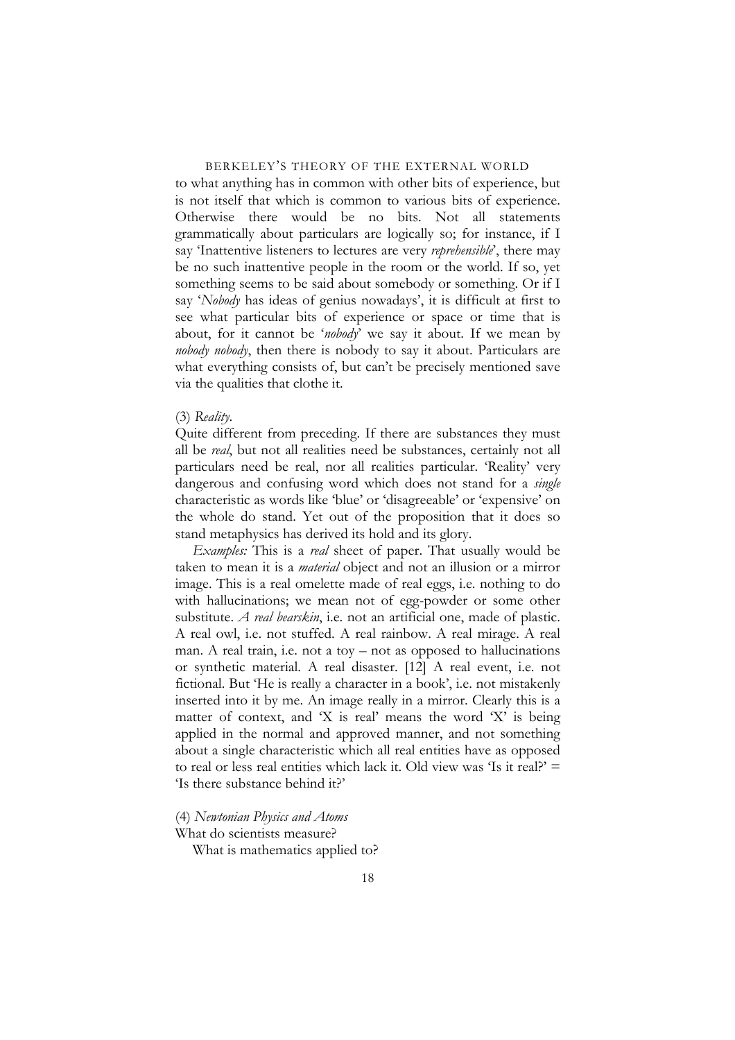to what anything has in common with other bits of experience, but is not itself that which is common to various bits of experience. Otherwise there would be no bits. Not all statements grammatically about particulars are logically so; for instance, if I say 'Inattentive listeners to lectures are very *reprehensible*', there may be no such inattentive people in the room or the world. If so, yet something seems to be said about somebody or something. Or if I say '*Nobody* has ideas of genius nowadays', it is difficult at first to see what particular bits of experience or space or time that is about, for it cannot be '*nobody*' we say it about. If we mean by *nobody nobody*, then there is nobody to say it about. Particulars are what everything consists of, but can't be precisely mentioned save via the qualities that clothe it.

(3) *Reality.*

Quite different from preceding. If there are substances they must all be *real*, but not all realities need be substances, certainly not all particulars need be real, nor all realities particular. 'Reality' very dangerous and confusing word which does not stand for a *single* characteristic as words like 'blue' or 'disagreeable' or 'expensive' on the whole do stand. Yet out of the proposition that it does so stand metaphysics has derived its hold and its glory.

*Examples:* This is a *real* sheet of paper. That usually would be taken to mean it is a *material* object and not an illusion or a mirror image. This is a real omelette made of real eggs, i.e. nothing to do with hallucinations; we mean not of egg-powder or some other substitute. *A real bearskin*, i.e. not an artificial one, made of plastic. A real owl, i.e. not stuffed. A real rainbow. A real mirage. A real man. A real train, i.e. not a toy – not as opposed to hallucinations or synthetic material. A real disaster. [12] A real event, i.e. not fictional. But 'He is really a character in a book', i.e. not mistakenly inserted into it by me. An image really in a mirror. Clearly this is a matter of context, and 'X is real' means the word 'X' is being applied in the normal and approved manner, and not something about a single characteristic which all real entities have as opposed to real or less real entities which lack it. Old view was 'Is it real?' = 'Is there substance behind it?'

(4) *Newtonian Physics and Atoms*

What do scientists measure?

What is mathematics applied to?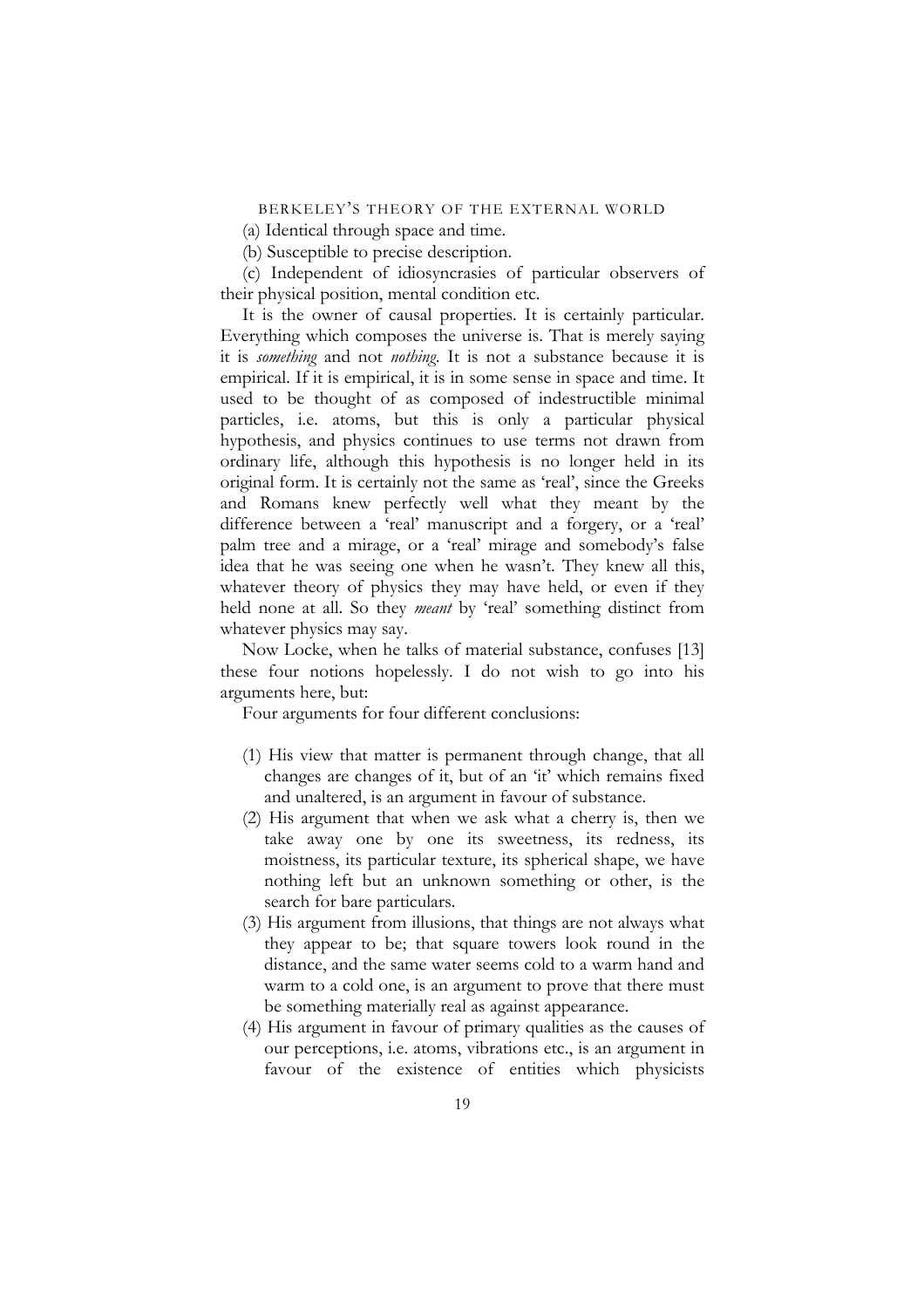(a) Identical through space and time.

(b) Susceptible to precise description.

(c) Independent of idiosyncrasies of particular observers of their physical position, mental condition etc.

It is the owner of causal properties. It is certainly particular. Everything which composes the universe is. That is merely saying it is *something* and not *nothing*. It is not a substance because it is empirical. If it is empirical, it is in some sense in space and time. It used to be thought of as composed of indestructible minimal particles, i.e. atoms, but this is only a particular physical hypothesis, and physics continues to use terms not drawn from ordinary life, although this hypothesis is no longer held in its original form. It is certainly not the same as 'real', since the Greeks and Romans knew perfectly well what they meant by the difference between a 'real' manuscript and a forgery, or a 'real' palm tree and a mirage, or a 'real' mirage and somebody's false idea that he was seeing one when he wasn't. They knew all this, whatever theory of physics they may have held, or even if they held none at all. So they *meant* by 'real' something distinct from whatever physics may say.

Now Locke, when he talks of material substance, confuses [13] these four notions hopelessly. I do not wish to go into his arguments here, but:

Four arguments for four different conclusions:

(1) His view that matter is permanent through change, that all changes are changes of it, but of an 'it' which remains fixed and unaltered, is an argument in favour of substance.

(2) His argument that when we ask what a cherry is, then we take away one by one its sweetness, its redness, its moistness, its particular texture, its spherical shape, we have nothing left but an unknown something or other, is the search for bare particulars.

(3) His argument from illusions, that things are not always what they appear to be; that square towers look round in the distance, and the same water seems cold to a warm hand and warm to a cold one, is an argument to prove that there must be something materially real as against appearance.

(4) His argument in favour of primary qualities as the causes of our perceptions, i.e. atoms, vibrations etc., is an argument in favour of the existence of entities which physicists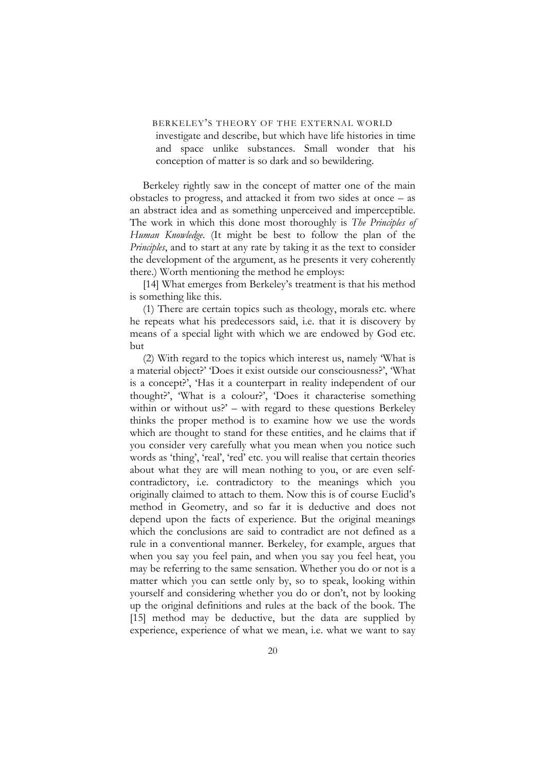investigate and describe, but which have life histories in time and space unlike substances. Small wonder that his conception of matter is so dark and so bewildering.

Berkeley rightly saw in the concept of matter one of the main obstacles to progress, and attacked it from two sides at once – as an abstract idea and as something unperceived and imperceptible. The work in which this done most thoroughly is *The Principles of Human Knowledge*. (It might be best to follow the plan of the *Principles*, and to start at any rate by taking it as the text to consider the development of the argument, as he presents it very coherently there.) Worth mentioning the method he employs:

[14] What emerges from Berkeley's treatment is that his method is something like this.

(1) There are certain topics such as theology, morals etc. where he repeats what his predecessors said, i.e. that it is discovery by means of a special light with which we are endowed by God etc. but

(2) With regard to the topics which interest us, namely 'What is a material object?' 'Does it exist outside our consciousness?', 'What is a concept?', 'Has it a counterpart in reality independent of our thought?', 'What is a colour?', 'Does it characterise something within or without us?' – with regard to these questions Berkeley thinks the proper method is to examine how we use the words which are thought to stand for these entities, and he claims that if you consider very carefully what you mean when you notice such words as 'thing', 'real', 'red' etc. you will realise that certain theories about what they are will mean nothing to you, or are even self-contradictory, i.e. contradictory to the meanings which you originally claimed to attach to them. Now this is of course Euclid's method in Geometry, and so far it is deductive and does not depend upon the facts of experience. But the original meanings which the conclusions are said to contradict are not defined as a rule in a conventional manner. Berkeley, for example, argues that when you say you feel pain, and when you say you feel heat, you may be referring to the same sensation. Whether you do or not is a matter which you can settle only by, so to speak, looking within yourself and considering whether you do or don't, not by looking up the original definitions and rules at the back of the book. The [15] method may be deductive, but the data are supplied by experience, experience of what we mean, i.e. what we want to say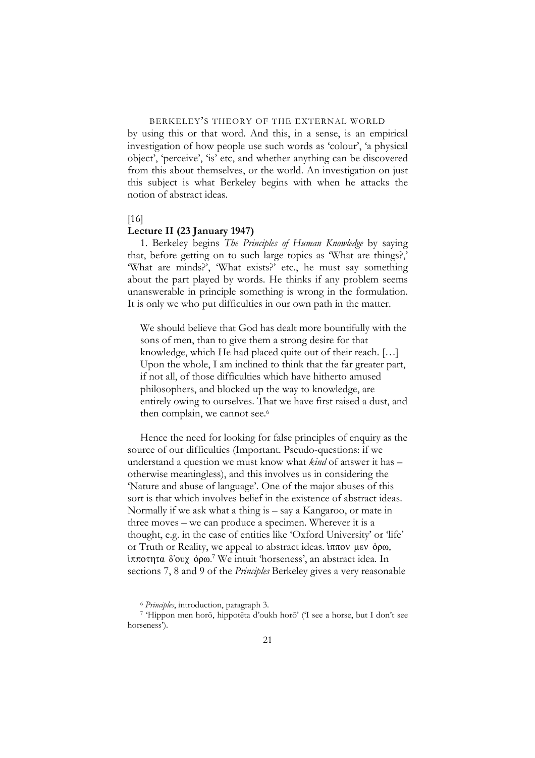by using this or that word. And this, in a sense, is an empirical investigation of how people use such words as 'colour', 'a physical object', 'perceive', 'is' etc, and whether anything can be discovered from this about themselves, or the world. An investigation on just this subject is what Berkeley begins with when he attacks the notion of abstract ideas.

[16]

**Lecture II (23 January 1947)**

1. Berkeley begins *The Principles of Human Knowledge* by saying that, before getting on to such large topics as 'What are things?,' 'What are minds?', 'What exists?' etc., he must say something about the part played by words. He thinks if any problem seems unanswerable in principle something is wrong in the formulation. It is only we who put difficulties in our own path in the matter.

> We should believe that God has dealt more bountifully with the sons of men, than to give them a strong desire for that knowledge, which He had placed quite out of their reach. […] Upon the whole, I am inclined to think that the far greater part, if not all, of those difficulties which have hitherto amused philosophers, and blocked up the way to knowledge, are entirely owing to ourselves. That we have first raised a dust, and then complain, we cannot see.[6]

Hence the need for looking for false principles of enquiry as the source of our difficulties (Important. Pseudo-questions: if we understand a question we must know what *kind* of answer it has – otherwise meaningless), and this involves us in considering the 'Nature and abuse of language'. One of the major abuses of this sort is that which involves belief in the existence of abstract ideas. Normally if we ask what a thing is – say a Kangaroo, or mate in three moves – we can produce a specimen. Wherever it is a thought, e.g. in the case of entities like 'Oxford University' or 'life' or Truth or Reality, we appeal to abstract ideas. ἱππον μεν ὁρω, ἱπποτητα δ'ουχ ὁρω.[7] We intuit 'horseness', an abstract idea. In sections 7, 8 and 9 of the *Principles* Berkeley gives a very reasonable

[6] *Principles*, introduction, paragraph 3.

[7] 'Hippon men horō, hippotēta d'oukh horō' ('I see a horse, but I don't see horseness').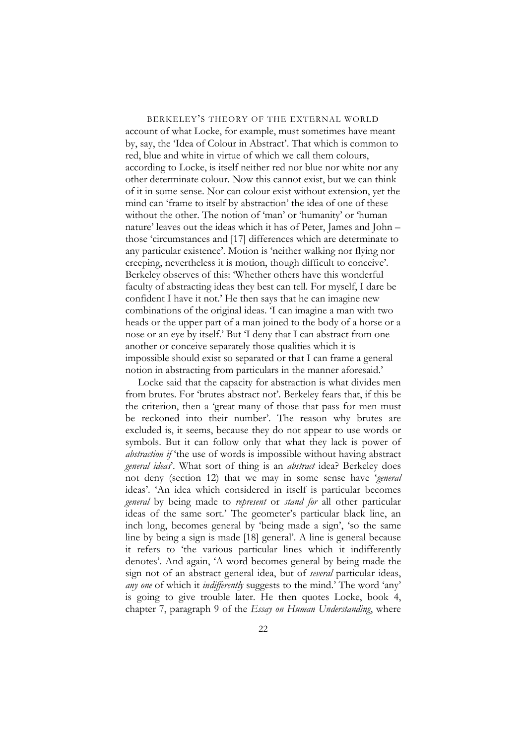account of what Locke, for example, must sometimes have meant by, say, the 'Idea of Colour in Abstract'. That which is common to red, blue and white in virtue of which we call them colours, according to Locke, is itself neither red nor blue nor white nor any other determinate colour. Now this cannot exist, but we can think of it in some sense. Nor can colour exist without extension, yet the mind can 'frame to itself by abstraction' the idea of one of these without the other. The notion of 'man' or 'humanity' or 'human nature' leaves out the ideas which it has of Peter, James and John – those 'circumstances and [17] differences which are determinate to any particular existence'. Motion is 'neither walking nor flying nor creeping, nevertheless it is motion, though difficult to conceive'. Berkeley observes of this: 'Whether others have this wonderful faculty of abstracting ideas they best can tell. For myself, I dare be confident I have it not.' He then says that he can imagine new combinations of the original ideas. 'I can imagine a man with two heads or the upper part of a man joined to the body of a horse or a nose or an eye by itself.' But 'I deny that I can abstract from one another or conceive separately those qualities which it is impossible should exist so separated or that I can frame a general notion in abstracting from particulars in the manner aforesaid.'

Locke said that the capacity for abstraction is what divides men from brutes. For 'brutes abstract not'. Berkeley fears that, if this be the criterion, then a 'great many of those that pass for men must be reckoned into their number'. The reason why brutes are excluded is, it seems, because they do not appear to use words or symbols. But it can follow only that what they lack is power of *abstraction if* 'the use of words is impossible without having abstract *general ideas*'. What sort of thing is an *abstract* idea? Berkeley does not deny (section 12) that we may in some sense have '*general* ideas'. 'An idea which considered in itself is particular becomes *general* by being made to *represent* or *stand for* all other particular ideas of the same sort.' The geometer's particular black line, an inch long, becomes general by 'being made a sign', 'so the same line by being a sign is made [18] general'. A line is general because it refers to 'the various particular lines which it indifferently denotes'. And again, 'A word becomes general by being made the sign not of an abstract general idea, but of *several* particular ideas, *any one* of which it *indifferently* suggests to the mind.' The word 'any' is going to give trouble later. He then quotes Locke, book 4, chapter 7, paragraph 9 of the *Essay on Human Understanding*, where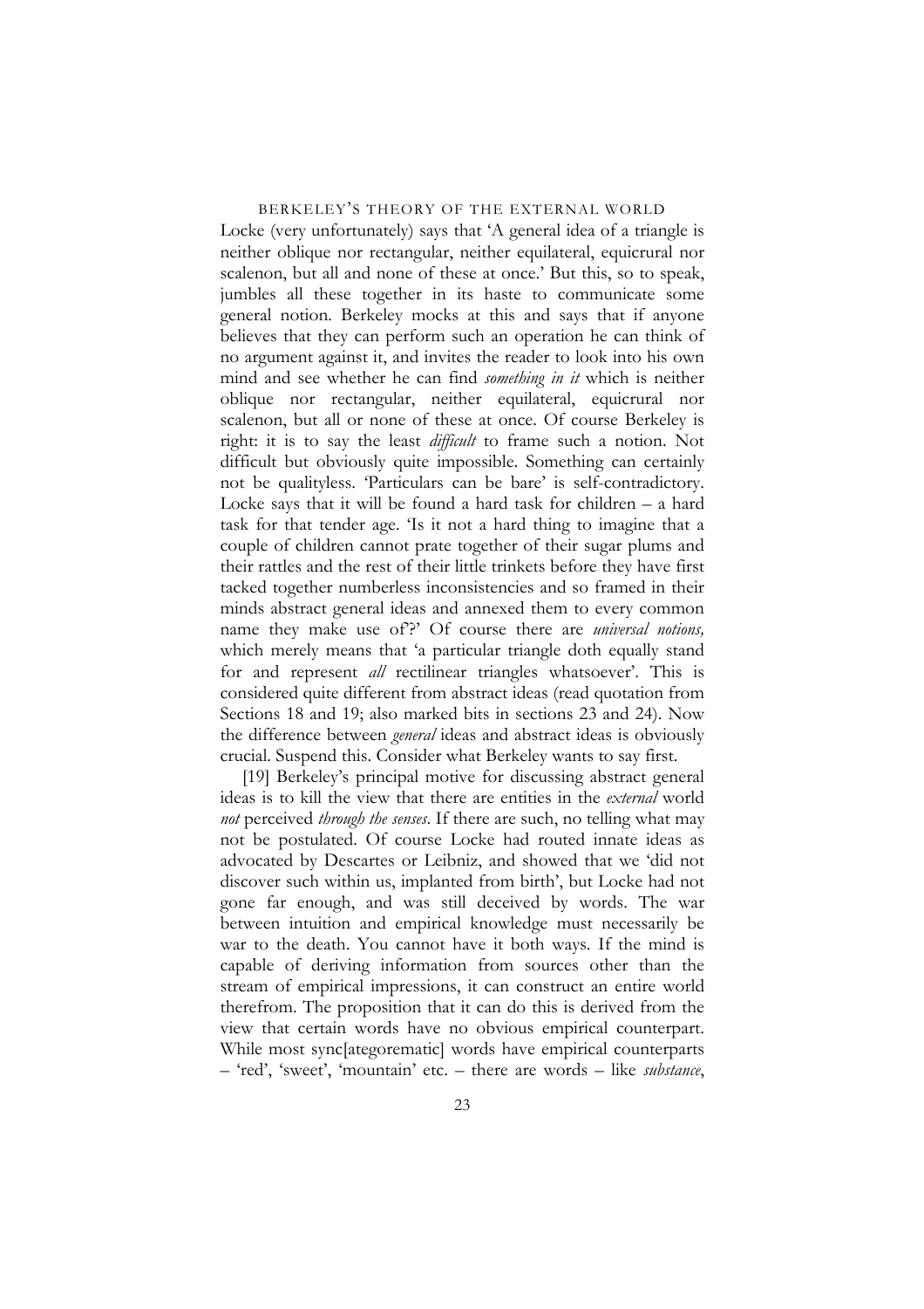Locke (very unfortunately) says that 'A general idea of a triangle is neither oblique nor rectangular, neither equilateral, equicrural nor scalenon, but all and none of these at once.' But this, so to speak, jumbles all these together in its haste to communicate some general notion. Berkeley mocks at this and says that if anyone believes that they can perform such an operation he can think of no argument against it, and invites the reader to look into his own mind and see whether he can find *something in it* which is neither oblique nor rectangular, neither equilateral, equicrural nor scalenon, but all or none of these at once. Of course Berkeley is right: it is to say the least *difficult* to frame such a notion. Not difficult but obviously quite impossible. Something can certainly not be qualityless. 'Particulars can be bare' is self-contradictory. Locke says that it will be found a hard task for children – a hard task for that tender age. 'Is it not a hard thing to imagine that a couple of children cannot prate together of their sugar plums and their rattles and the rest of their little trinkets before they have first tacked together numberless inconsistencies and so framed in their minds abstract general ideas and annexed them to every common name they make use of?' Of course there are *universal notions,* which merely means that 'a particular triangle doth equally stand for and represent *all* rectilinear triangles whatsoever'. This is considered quite different from abstract ideas (read quotation from Sections 18 and 19; also marked bits in sections 23 and 24). Now the difference between *general* ideas and abstract ideas is obviously crucial. Suspend this. Consider what Berkeley wants to say first.

[19] Berkeley's principal motive for discussing abstract general ideas is to kill the view that there are entities in the *external* world *not* perceived *through the senses*. If there are such, no telling what may not be postulated. Of course Locke had routed innate ideas as advocated by Descartes or Leibniz, and showed that we 'did not discover such within us, implanted from birth', but Locke had not gone far enough, and was still deceived by words. The war between intuition and empirical knowledge must necessarily be war to the death. You cannot have it both ways. If the mind is capable of deriving information from sources other than the stream of empirical impressions, it can construct an entire world therefrom. The proposition that it can do this is derived from the view that certain words have no obvious empirical counterpart. While most sync[ategorematic] words have empirical counterparts – 'red', 'sweet', 'mountain' etc. – there are words – like *substance*,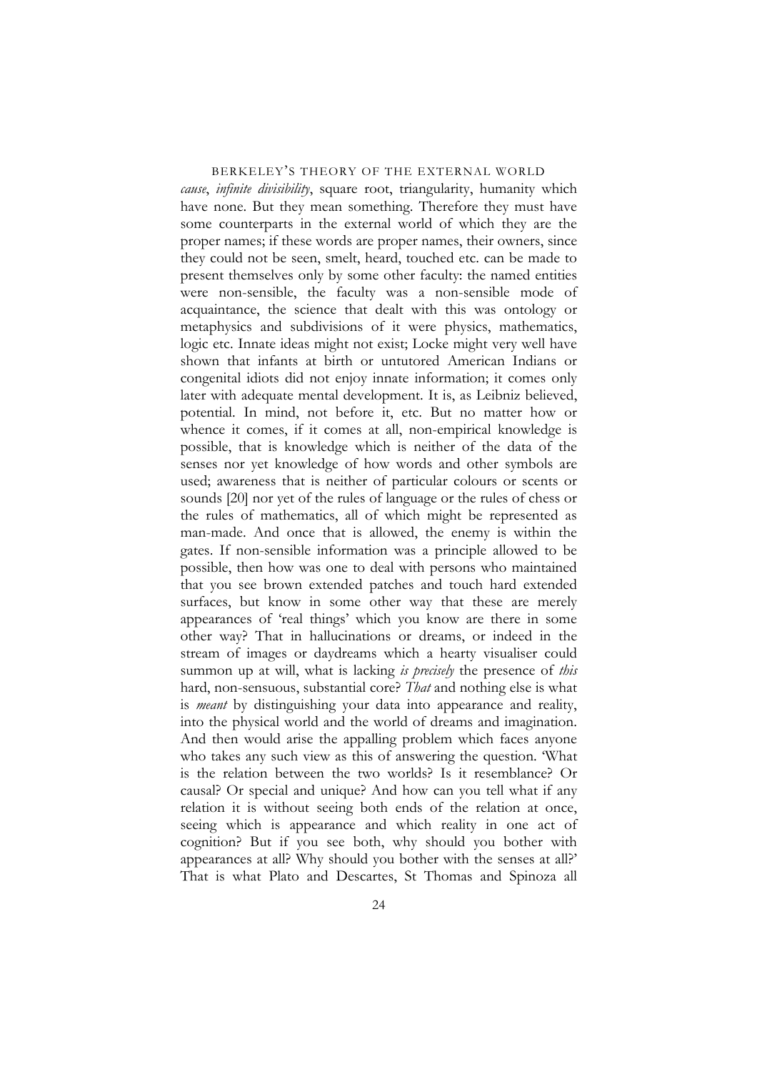*cause*, *infinite divisibility*, square root, triangularity, humanity which have none. But they mean something. Therefore they must have some counterparts in the external world of which they are the proper names; if these words are proper names, their owners, since they could not be seen, smelt, heard, touched etc. can be made to present themselves only by some other faculty: the named entities were non-sensible, the faculty was a non-sensible mode of acquaintance, the science that dealt with this was ontology or metaphysics and subdivisions of it were physics, mathematics, logic etc. Innate ideas might not exist; Locke might very well have shown that infants at birth or untutored American Indians or congenital idiots did not enjoy innate information; it comes only later with adequate mental development. It is, as Leibniz believed, potential. In mind, not before it, etc. But no matter how or whence it comes, if it comes at all, non-empirical knowledge is possible, that is knowledge which is neither of the data of the senses nor yet knowledge of how words and other symbols are used; awareness that is neither of particular colours or scents or sounds [20] nor yet of the rules of language or the rules of chess or the rules of mathematics, all of which might be represented as man-made. And once that is allowed, the enemy is within the gates. If non-sensible information was a principle allowed to be possible, then how was one to deal with persons who maintained that you see brown extended patches and touch hard extended surfaces, but know in some other way that these are merely appearances of 'real things' which you know are there in some other way? That in hallucinations or dreams, or indeed in the stream of images or daydreams which a hearty visualiser could summon up at will, what is lacking *is precisely* the presence of *this* hard, non-sensuous, substantial core? *That* and nothing else is what is *meant* by distinguishing your data into appearance and reality, into the physical world and the world of dreams and imagination. And then would arise the appalling problem which faces anyone who takes any such view as this of answering the question. 'What is the relation between the two worlds? Is it resemblance? Or causal? Or special and unique? And how can you tell what if any relation it is without seeing both ends of the relation at once, seeing which is appearance and which reality in one act of cognition? But if you see both, why should you bother with appearances at all? Why should you bother with the senses at all?' That is what Plato and Descartes, St Thomas and Spinoza all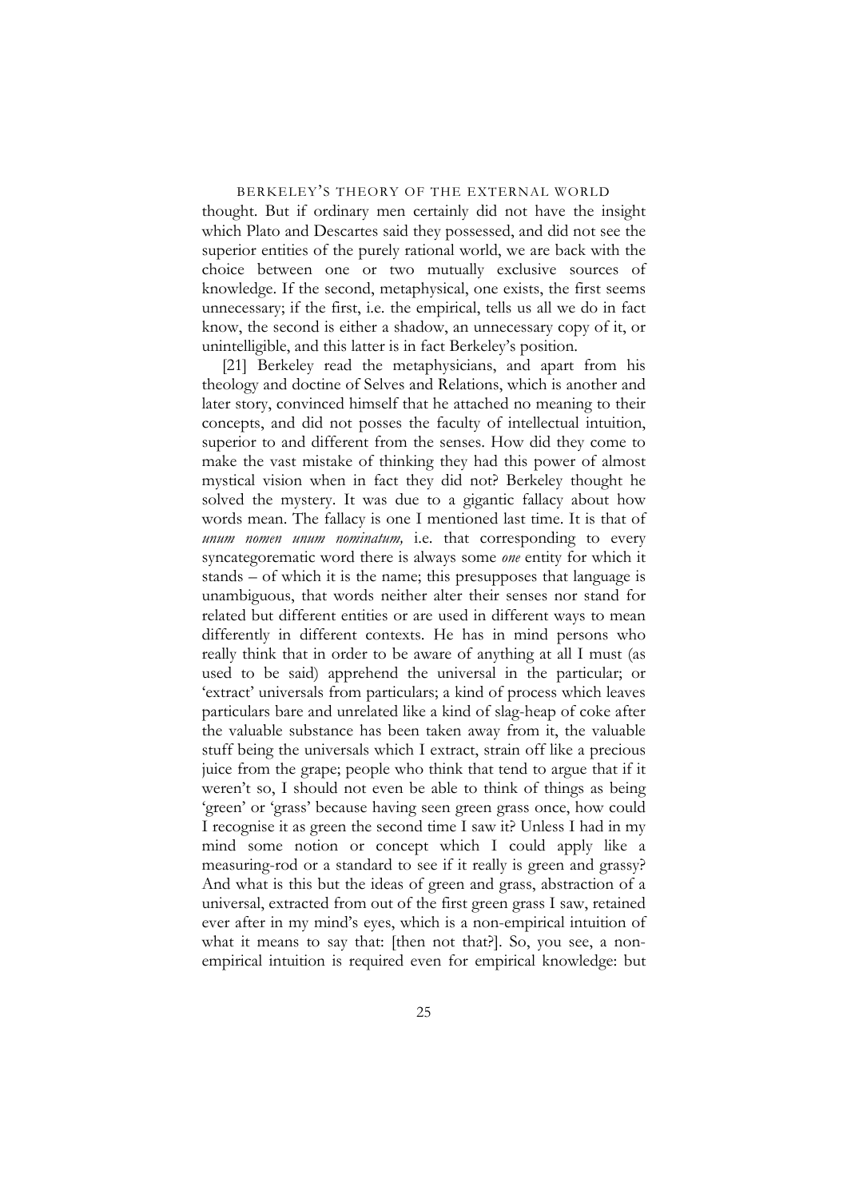thought. But if ordinary men certainly did not have the insight which Plato and Descartes said they possessed, and did not see the superior entities of the purely rational world, we are back with the choice between one or two mutually exclusive sources of knowledge. If the second, metaphysical, one exists, the first seems unnecessary; if the first, i.e. the empirical, tells us all we do in fact know, the second is either a shadow, an unnecessary copy of it, or unintelligible, and this latter is in fact Berkeley's position.

[21] Berkeley read the metaphysicians, and apart from his theology and doctine of Selves and Relations, which is another and later story, convinced himself that he attached no meaning to their concepts, and did not posses the faculty of intellectual intuition, superior to and different from the senses. How did they come to make the vast mistake of thinking they had this power of almost mystical vision when in fact they did not? Berkeley thought he solved the mystery. It was due to a gigantic fallacy about how words mean. The fallacy is one I mentioned last time. It is that of *unum nomen unum nominatum,* i.e. that corresponding to every syncategorematic word there is always some *one* entity for which it stands – of which it is the name; this presupposes that language is unambiguous, that words neither alter their senses nor stand for related but different entities or are used in different ways to mean differently in different contexts. He has in mind persons who really think that in order to be aware of anything at all I must (as used to be said) apprehend the universal in the particular; or 'extract' universals from particulars; a kind of process which leaves particulars bare and unrelated like a kind of slag-heap of coke after the valuable substance has been taken away from it, the valuable stuff being the universals which I extract, strain off like a precious juice from the grape; people who think that tend to argue that if it weren't so, I should not even be able to think of things as being 'green' or 'grass' because having seen green grass once, how could I recognise it as green the second time I saw it? Unless I had in my mind some notion or concept which I could apply like a measuring-rod or a standard to see if it really is green and grassy? And what is this but the ideas of green and grass, abstraction of a universal, extracted from out of the first green grass I saw, retained ever after in my mind's eyes, which is a non-empirical intuition of what it means to say that: [then not that?]. So, you see, a non-empirical intuition is required even for empirical knowledge: but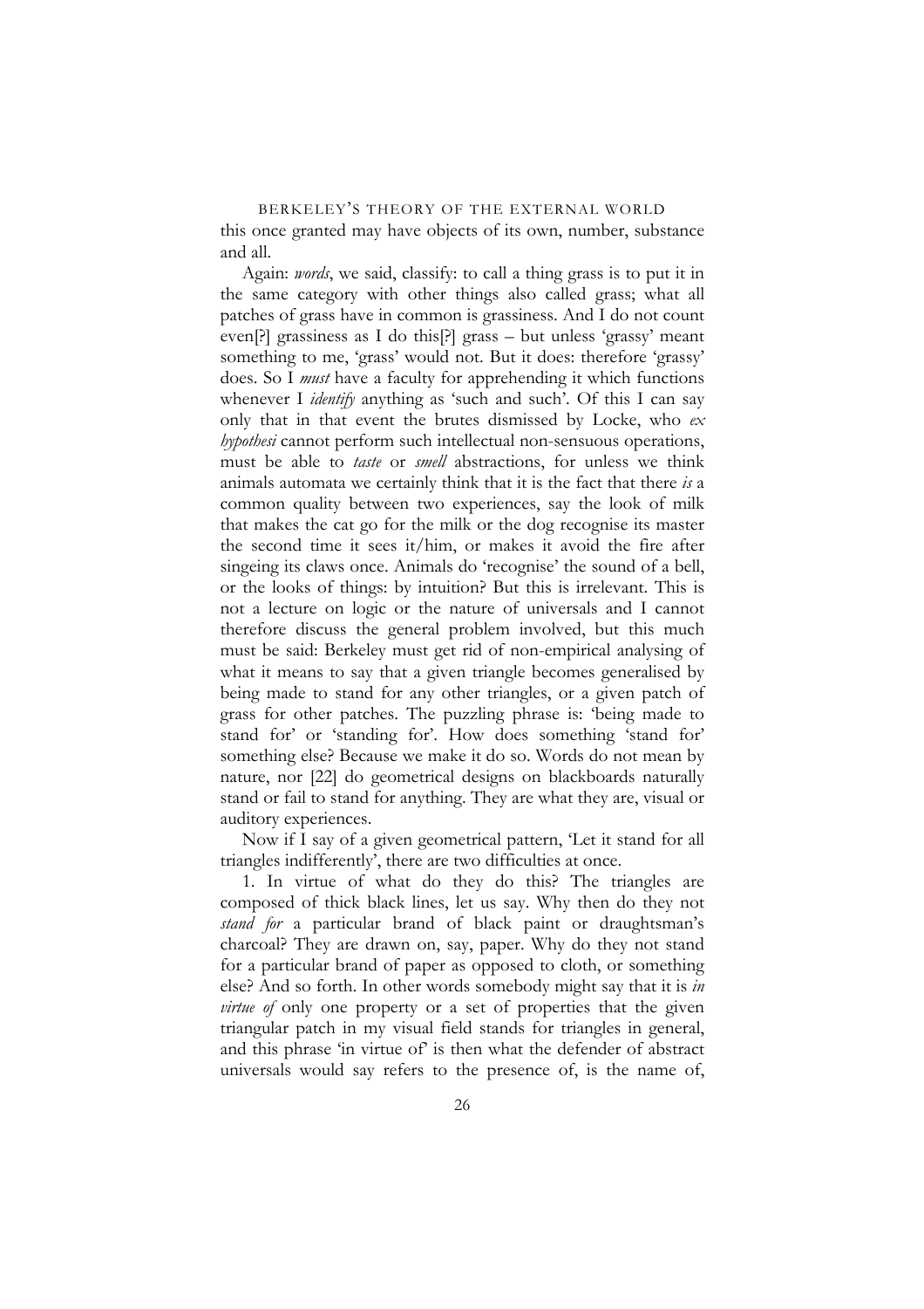this once granted may have objects of its own, number, substance and all.

Again: *words*, we said, classify: to call a thing grass is to put it in the same category with other things also called grass; what all patches of grass have in common is grassiness. And I do not count even[?] grassiness as I do this[?] grass – but unless 'grassy' meant something to me, 'grass' would not. But it does: therefore 'grassy' does. So I *must* have a faculty for apprehending it which functions whenever I *identify* anything as 'such and such'. Of this I can say only that in that event the brutes dismissed by Locke, who *ex hypothesi* cannot perform such intellectual non-sensuous operations, must be able to *taste* or *smell* abstractions, for unless we think animals automata we certainly think that it is the fact that there *is* a common quality between two experiences, say the look of milk that makes the cat go for the milk or the dog recognise its master the second time it sees it/him, or makes it avoid the fire after singeing its claws once. Animals do 'recognise' the sound of a bell, or the looks of things: by intuition? But this is irrelevant. This is not a lecture on logic or the nature of universals and I cannot therefore discuss the general problem involved, but this much must be said: Berkeley must get rid of non-empirical analysing of what it means to say that a given triangle becomes generalised by being made to stand for any other triangles, or a given patch of grass for other patches. The puzzling phrase is: 'being made to stand for' or 'standing for'. How does something 'stand for' something else? Because we make it do so. Words do not mean by nature, nor [22] do geometrical designs on blackboards naturally stand or fail to stand for anything. They are what they are, visual or auditory experiences.

Now if I say of a given geometrical pattern, 'Let it stand for all triangles indifferently', there are two difficulties at once.

1. In virtue of what do they do this? The triangles are composed of thick black lines, let us say. Why then do they not *stand for* a particular brand of black paint or draughtsman's charcoal? They are drawn on, say, paper. Why do they not stand for a particular brand of paper as opposed to cloth, or something else? And so forth. In other words somebody might say that it is *in virtue of* only one property or a set of properties that the given triangular patch in my visual field stands for triangles in general, and this phrase 'in virtue of' is then what the defender of abstract universals would say refers to the presence of, is the name of,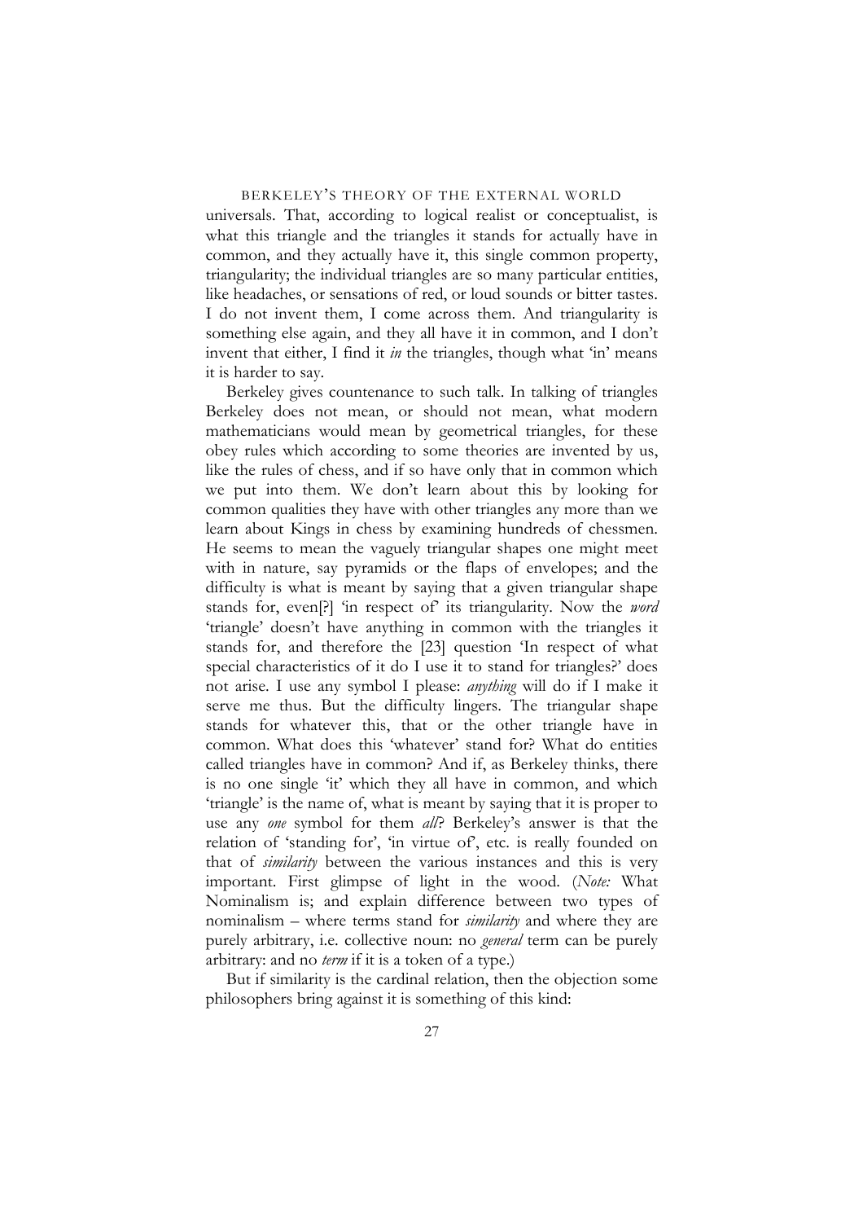universals. That, according to logical realist or conceptualist, is what this triangle and the triangles it stands for actually have in common, and they actually have it, this single common property, triangularity; the individual triangles are so many particular entities, like headaches, or sensations of red, or loud sounds or bitter tastes. I do not invent them, I come across them. And triangularity is something else again, and they all have it in common, and I don't invent that either, I find it *in* the triangles, though what 'in' means it is harder to say.

Berkeley gives countenance to such talk. In talking of triangles Berkeley does not mean, or should not mean, what modern mathematicians would mean by geometrical triangles, for these obey rules which according to some theories are invented by us, like the rules of chess, and if so have only that in common which we put into them. We don't learn about this by looking for common qualities they have with other triangles any more than we learn about Kings in chess by examining hundreds of chessmen. He seems to mean the vaguely triangular shapes one might meet with in nature, say pyramids or the flaps of envelopes; and the difficulty is what is meant by saying that a given triangular shape stands for, even[?] 'in respect of' its triangularity. Now the *word* 'triangle' doesn't have anything in common with the triangles it stands for, and therefore the [23] question 'In respect of what special characteristics of it do I use it to stand for triangles?' does not arise. I use any symbol I please: *anything* will do if I make it serve me thus. But the difficulty lingers. The triangular shape stands for whatever this, that or the other triangle have in common. What does this 'whatever' stand for? What do entities called triangles have in common? And if, as Berkeley thinks, there is no one single 'it' which they all have in common, and which 'triangle' is the name of, what is meant by saying that it is proper to use any *one* symbol for them *all*? Berkeley's answer is that the relation of 'standing for', 'in virtue of', etc. is really founded on that of *similarity* between the various instances and this is very important. First glimpse of light in the wood. (*Note:* What Nominalism is; and explain difference between two types of nominalism – where terms stand for *similarity* and where they are purely arbitrary, i.e. collective noun: no *general* term can be purely arbitrary: and no *term* if it is a token of a type.)

But if similarity is the cardinal relation, then the objection some philosophers bring against it is something of this kind: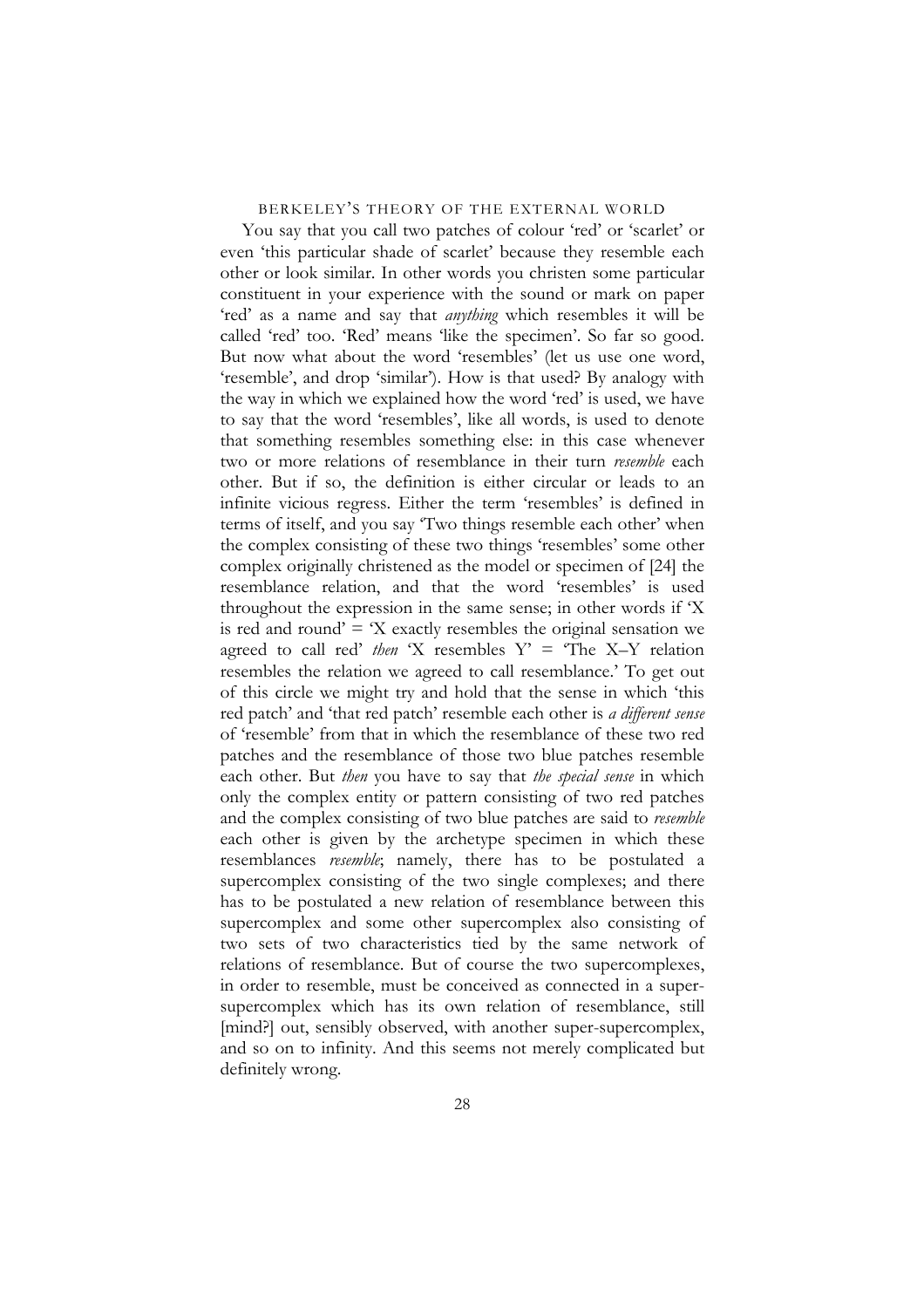You say that you call two patches of colour 'red' or 'scarlet' or even 'this particular shade of scarlet' because they resemble each other or look similar. In other words you christen some particular constituent in your experience with the sound or mark on paper 'red' as a name and say that *anything* which resembles it will be called 'red' too. 'Red' means 'like the specimen'. So far so good. But now what about the word 'resembles' (let us use one word, 'resemble', and drop 'similar'). How is that used? By analogy with the way in which we explained how the word 'red' is used, we have to say that the word 'resembles', like all words, is used to denote that something resembles something else: in this case whenever two or more relations of resemblance in their turn *resemble* each other. But if so, the definition is either circular or leads to an infinite vicious regress. Either the term 'resembles' is defined in terms of itself, and you say 'Two things resemble each other' when the complex consisting of these two things 'resembles' some other complex originally christened as the model or specimen of [24] the resemblance relation, and that the word 'resembles' is used throughout the expression in the same sense; in other words if 'X is red and round' = 'X exactly resembles the original sensation we agreed to call red' *then* 'X resembles Y' = 'The X–Y relation resembles the relation we agreed to call resemblance.' To get out of this circle we might try and hold that the sense in which 'this red patch' and 'that red patch' resemble each other is *a different sense* of 'resemble' from that in which the resemblance of these two red patches and the resemblance of those two blue patches resemble each other. But *then* you have to say that *the special sense* in which only the complex entity or pattern consisting of two red patches and the complex consisting of two blue patches are said to *resemble* each other is given by the archetype specimen in which these resemblances *resemble*; namely, there has to be postulated a supercomplex consisting of the two single complexes; and there has to be postulated a new relation of resemblance between this supercomplex and some other supercomplex also consisting of two sets of two characteristics tied by the same network of relations of resemblance. But of course the two supercomplexes, in order to resemble, must be conceived as connected in a super-supercomplex which has its own relation of resemblance, still [mind?] out, sensibly observed, with another super-supercomplex, and so on to infinity. And this seems not merely complicated but definitely wrong.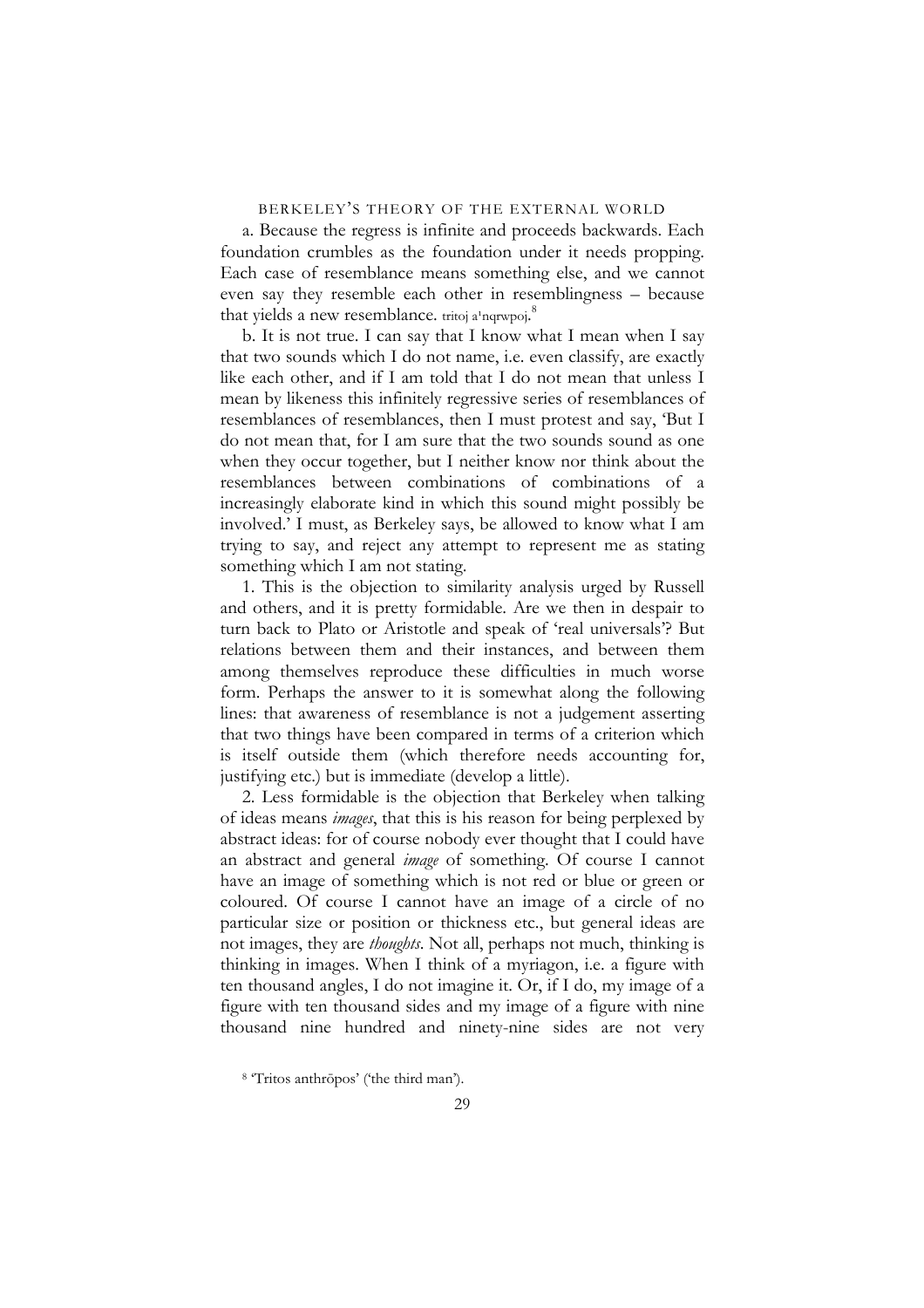a. Because the regress is infinite and proceeds backwards. Each foundation crumbles as the foundation under it needs propping. Each case of resemblance means something else, and we cannot even say they resemble each other in resemblingness – because that yields a new resemblance. tritoj a'nqrwpoj.[8]

b. It is not true. I can say that I know what I mean when I say that two sounds which I do not name, i.e. even classify, are exactly like each other, and if I am told that I do not mean that unless I mean by likeness this infinitely regressive series of resemblances of resemblances of resemblances, then I must protest and say, 'But I do not mean that, for I am sure that the two sounds sound as one when they occur together, but I neither know nor think about the resemblances between combinations of combinations of a increasingly elaborate kind in which this sound might possibly be involved.' I must, as Berkeley says, be allowed to know what I am trying to say, and reject any attempt to represent me as stating something which I am not stating.

1. This is the objection to similarity analysis urged by Russell and others, and it is pretty formidable. Are we then in despair to turn back to Plato or Aristotle and speak of 'real universals'? But relations between them and their instances, and between them among themselves reproduce these difficulties in much worse form. Perhaps the answer to it is somewhat along the following lines: that awareness of resemblance is not a judgement asserting that two things have been compared in terms of a criterion which is itself outside them (which therefore needs accounting for, justifying etc.) but is immediate (develop a little).

2. Less formidable is the objection that Berkeley when talking of ideas means *images*, that this is his reason for being perplexed by abstract ideas: for of course nobody ever thought that I could have an abstract and general *image* of something. Of course I cannot have an image of something which is not red or blue or green or coloured. Of course I cannot have an image of a circle of no particular size or position or thickness etc., but general ideas are not images, they are *thoughts*. Not all, perhaps not much, thinking is thinking in images. When I think of a myriagon, i.e. a figure with ten thousand angles, I do not imagine it. Or, if I do, my image of a figure with ten thousand sides and my image of a figure with nine thousand nine hundred and ninety-nine sides are not very

[8] 'Tritos anthrōpos' ('the third man').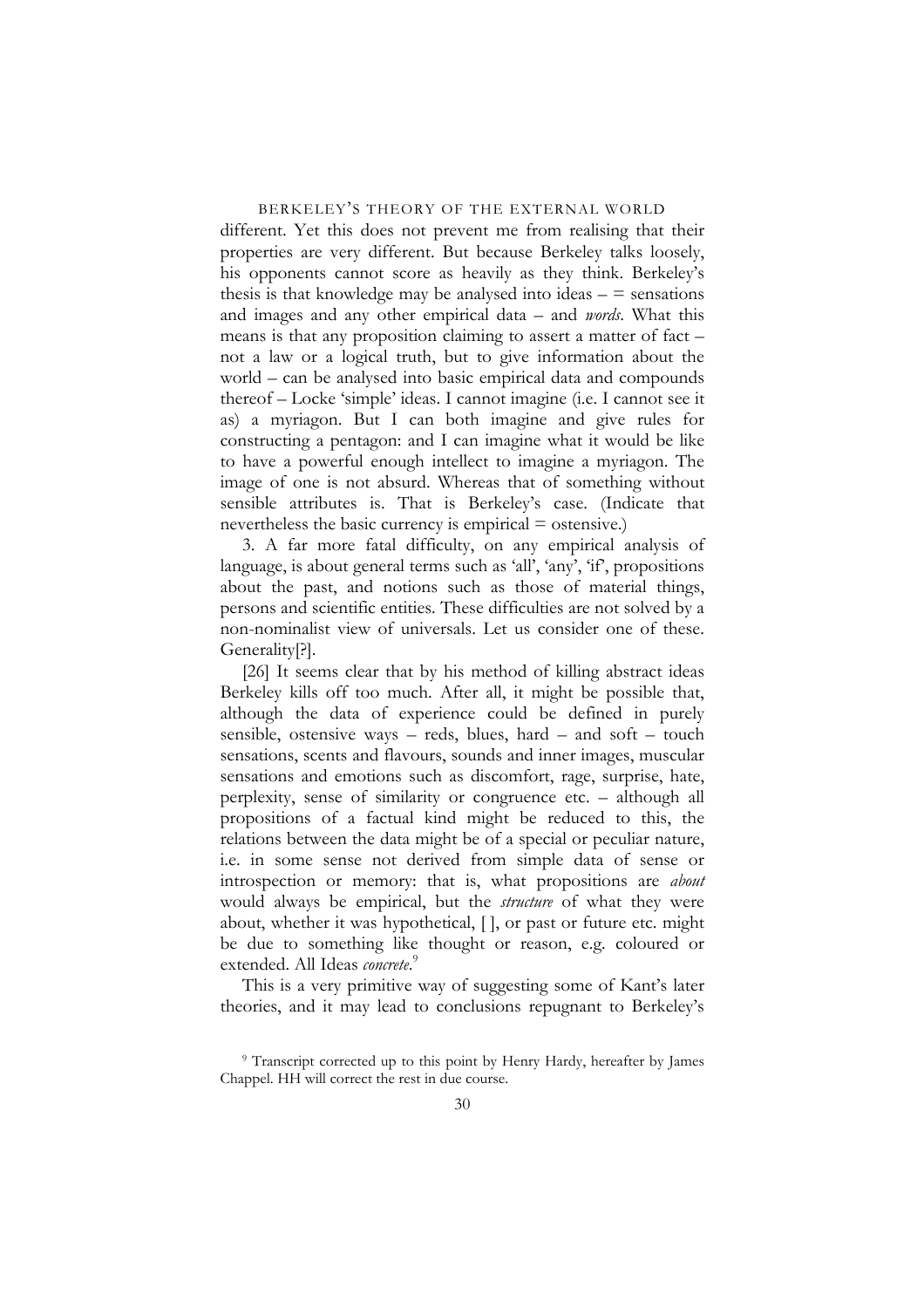different. Yet this does not prevent me from realising that their properties are very different. But because Berkeley talks loosely, his opponents cannot score as heavily as they think. Berkeley's thesis is that knowledge may be analysed into ideas – = sensations and images and any other empirical data – and *words*. What this means is that any proposition claiming to assert a matter of fact – not a law or a logical truth, but to give information about the world – can be analysed into basic empirical data and compounds thereof – Locke 'simple' ideas. I cannot imagine (i.e. I cannot see it as) a myriagon. But I can both imagine and give rules for constructing a pentagon: and I can imagine what it would be like to have a powerful enough intellect to imagine a myriagon. The image of one is not absurd. Whereas that of something without sensible attributes is. That is Berkeley's case. (Indicate that nevertheless the basic currency is empirical = ostensive.)

3. A far more fatal difficulty, on any empirical analysis of language, is about general terms such as 'all', 'any', 'if', propositions about the past, and notions such as those of material things, persons and scientific entities. These difficulties are not solved by a non-nominalist view of universals. Let us consider one of these. Generality[?].

[26] It seems clear that by his method of killing abstract ideas Berkeley kills off too much. After all, it might be possible that, although the data of experience could be defined in purely sensible, ostensive ways – reds, blues, hard – and soft – touch sensations, scents and flavours, sounds and inner images, muscular sensations and emotions such as discomfort, rage, surprise, hate, perplexity, sense of similarity or congruence etc. – although all propositions of a factual kind might be reduced to this, the relations between the data might be of a special or peculiar nature, i.e. in some sense not derived from simple data of sense or introspection or memory: that is, what propositions are *about* would always be empirical, but the *structure* of what they were about, whether it was hypothetical, [ ], or past or future etc. might be due to something like thought or reason, e.g. coloured or extended. All Ideas *concrete*.[9]

This is a very primitive way of suggesting some of Kant's later theories, and it may lead to conclusions repugnant to Berkeley's

[9] Transcript corrected up to this point by Henry Hardy, hereafter by James Chappel. HH will correct the rest in due course.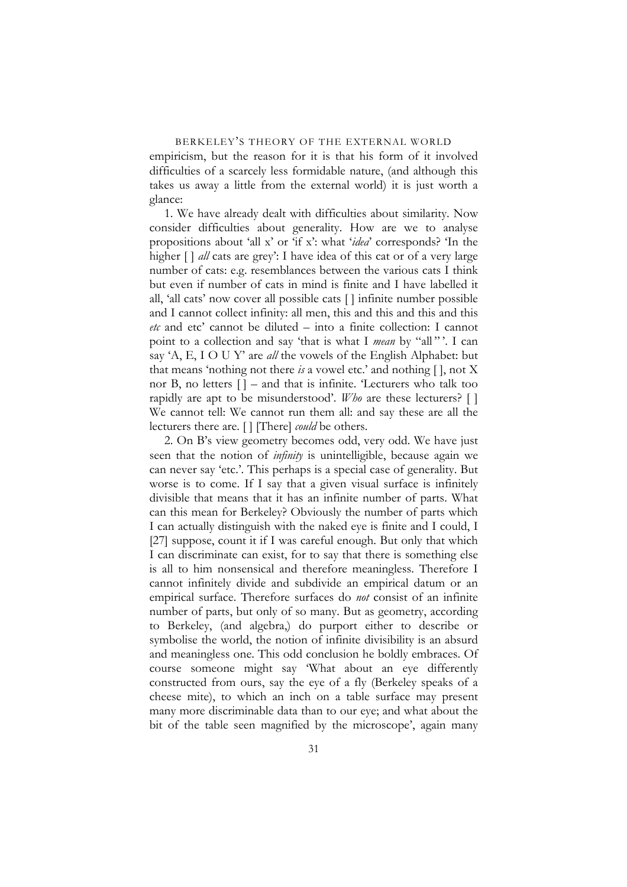empiricism, but the reason for it is that his form of it involved difficulties of a scarcely less formidable nature, (and although this takes us away a little from the external world) it is just worth a glance:

1. We have already dealt with difficulties about similarity. Now consider difficulties about generality. How are we to analyse propositions about 'all x' or 'if x': what '*idea*' corresponds? 'In the higher [ ] *all* cats are grey': I have idea of this cat or of a very large number of cats: e.g. resemblances between the various cats I think but even if number of cats in mind is finite and I have labelled it all, 'all cats' now cover all possible cats [ ] infinite number possible and I cannot collect infinity: all men, this and this and this and this *etc* and etc' cannot be diluted – into a finite collection: I cannot point to a collection and say 'that is what I *mean* by "all" '. I can say 'A, E, I O U Y' are *all* the vowels of the English Alphabet: but that means 'nothing not there *is* a vowel etc.' and nothing [ ], not X nor B, no letters [ ] – and that is infinite. 'Lecturers who talk too rapidly are apt to be misunderstood'. *Who* are these lecturers? [ ] We cannot tell: We cannot run them all: and say these are all the lecturers there are. [ ] [There] *could* be others.

2. On B's view geometry becomes odd, very odd. We have just seen that the notion of *infinity* is unintelligible, because again we can never say 'etc.'. This perhaps is a special case of generality. But worse is to come. If I say that a given visual surface is infinitely divisible that means that it has an infinite number of parts. What can this mean for Berkeley? Obviously the number of parts which I can actually distinguish with the naked eye is finite and I could, I [27] suppose, count it if I was careful enough. But only that which I can discriminate can exist, for to say that there is something else is all to him nonsensical and therefore meaningless. Therefore I cannot infinitely divide and subdivide an empirical datum or an empirical surface. Therefore surfaces do *not* consist of an infinite number of parts, but only of so many. But as geometry, according to Berkeley, (and algebra,) do purport either to describe or symbolise the world, the notion of infinite divisibility is an absurd and meaningless one. This odd conclusion he boldly embraces. Of course someone might say 'What about an eye differently constructed from ours, say the eye of a fly (Berkeley speaks of a cheese mite), to which an inch on a table surface may present many more discriminable data than to our eye; and what about the bit of the table seen magnified by the microscope', again many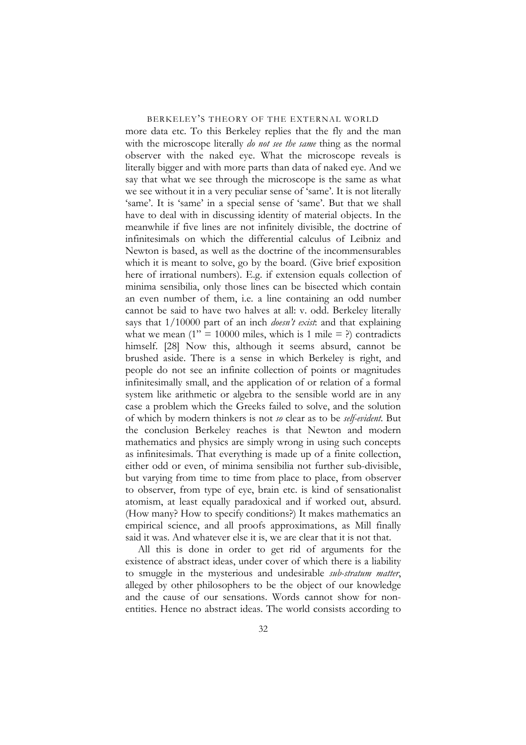more data etc. To this Berkeley replies that the fly and the man with the microscope literally *do not see the same* thing as the normal observer with the naked eye. What the microscope reveals is literally bigger and with more parts than data of naked eye. And we say that what we see through the microscope is the same as what we see without it in a very peculiar sense of 'same'. It is not literally 'same'. It is 'same' in a special sense of 'same'. But that we shall have to deal with in discussing identity of material objects. In the meanwhile if five lines are not infinitely divisible, the doctrine of infinitesimals on which the differential calculus of Leibniz and Newton is based, as well as the doctrine of the incommensurables which it is meant to solve, go by the board. (Give brief exposition here of irrational numbers). E.g. if extension equals collection of minima sensibilia, only those lines can be bisected which contain an even number of them, i.e. a line containing an odd number cannot be said to have two halves at all: v. odd. Berkeley literally says that 1/10000 part of an inch *doesn't exist*: and that explaining what we mean (1" = 10000 miles, which is 1 mile = ?) contradicts himself. [28] Now this, although it seems absurd, cannot be brushed aside. There is a sense in which Berkeley is right, and people do not see an infinite collection of points or magnitudes infinitesimally small, and the application of or relation of a formal system like arithmetic or algebra to the sensible world are in any case a problem which the Greeks failed to solve, and the solution of which by modern thinkers is not *so* clear as to be *self-evident*. But the conclusion Berkeley reaches is that Newton and modern mathematics and physics are simply wrong in using such concepts as infinitesimals. That everything is made up of a finite collection, either odd or even, of minima sensibilia not further sub-divisible, but varying from time to time from place to place, from observer to observer, from type of eye, brain etc. is kind of sensationalist atomism, at least equally paradoxical and if worked out, absurd. (How many? How to specify conditions?) It makes mathematics an empirical science, and all proofs approximations, as Mill finally said it was. And whatever else it is, we are clear that it is not that.

All this is done in order to get rid of arguments for the existence of abstract ideas, under cover of which there is a liability to smuggle in the mysterious and undesirable *sub-stratum matter*, alleged by other philosophers to be the object of our knowledge and the cause of our sensations. Words cannot show for non-entities. Hence no abstract ideas. The world consists according to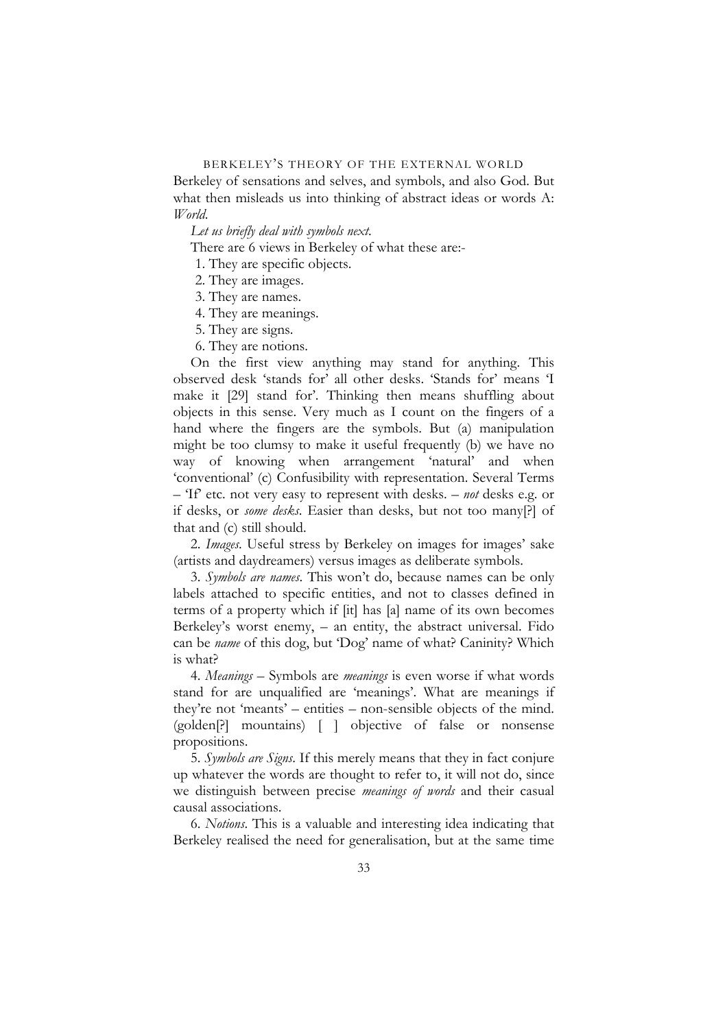Berkeley of sensations and selves, and symbols, and also God. But what then misleads us into thinking of abstract ideas or words A: *World*.

*Let us briefly deal with symbols next.*

There are 6 views in Berkeley of what these are:-

1. They are specific objects.
2. They are images.
3. They are names.
4. They are meanings.
5. They are signs.
6. They are notions.

On the first view anything may stand for anything. This observed desk 'stands for' all other desks. 'Stands for' means 'I make it [29] stand for'. Thinking then means shuffling about objects in this sense. Very much as I count on the fingers of a hand where the fingers are the symbols. But (a) manipulation might be too clumsy to make it useful frequently (b) we have no way of knowing when arrangement 'natural' and when 'conventional' (c) Confusibility with representation. Several Terms – 'If' etc. not very easy to represent with desks. – *not* desks e.g. or if desks, or *some desks*. Easier than desks, but not too many[?] of that and (c) still should.

2. *Images*. Useful stress by Berkeley on images for images' sake (artists and daydreamers) versus images as deliberate symbols.

3. *Symbols are names*. This won't do, because names can be only labels attached to specific entities, and not to classes defined in terms of a property which if [it] has [a] name of its own becomes Berkeley's worst enemy, – an entity, the abstract universal. Fido can be *name* of this dog, but 'Dog' name of what? Caninity? Which is what?

4. *Meanings* – Symbols are *meanings* is even worse if what words stand for are unqualified are 'meanings'. What are meanings if they're not 'meants' – entities – non-sensible objects of the mind. (golden[?] mountains) [ ] objective of false or nonsense propositions.

5. *Symbols are Signs*. If this merely means that they in fact conjure up whatever the words are thought to refer to, it will not do, since we distinguish between precise *meanings of words* and their casual causal associations.

6. *Notions*. This is a valuable and interesting idea indicating that Berkeley realised the need for generalisation, but at the same time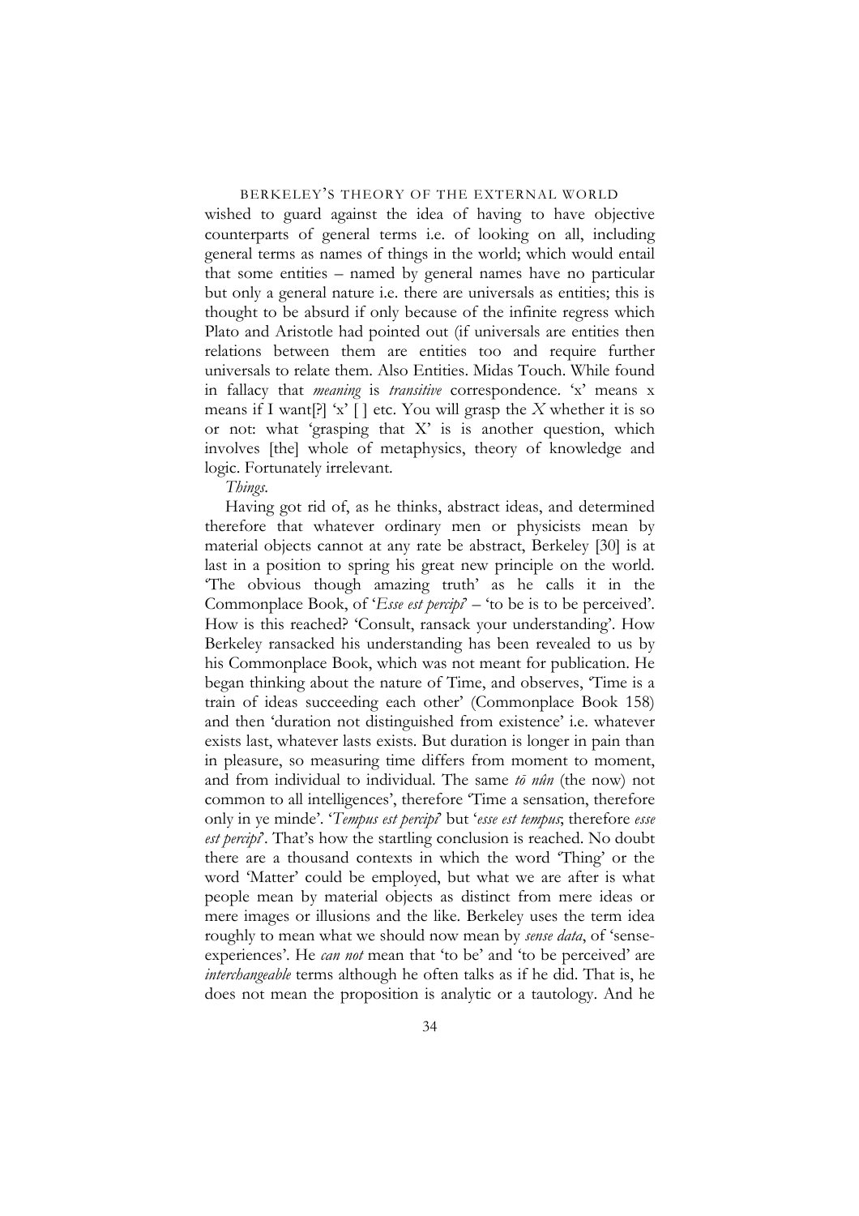wished to guard against the idea of having to have objective counterparts of general terms i.e. of looking on all, including general terms as names of things in the world; which would entail that some entities – named by general names have no particular but only a general nature i.e. there are universals as entities; this is thought to be absurd if only because of the infinite regress which Plato and Aristotle had pointed out (if universals are entities then relations between them are entities too and require further universals to relate them. Also Entities. Midas Touch. While found in fallacy that *meaning* is *transitive* correspondence. 'x' means x means if I want[?] 'x' [ ] etc. You will grasp the *X* whether it is so or not: what 'grasping that X' is is another question, which involves [the] whole of metaphysics, theory of knowledge and logic. Fortunately irrelevant.

*Things.*

Having got rid of, as he thinks, abstract ideas, and determined therefore that whatever ordinary men or physicists mean by material objects cannot at any rate be abstract, Berkeley [30] is at last in a position to spring his great new principle on the world. 'The obvious though amazing truth' as he calls it in the Commonplace Book, of '*Esse est percipi*' – 'to be is to be perceived'. How is this reached? 'Consult, ransack your understanding'. How Berkeley ransacked his understanding has been revealed to us by his Commonplace Book, which was not meant for publication. He began thinking about the nature of Time, and observes, 'Time is a train of ideas succeeding each other' (Commonplace Book 158) and then 'duration not distinguished from existence' i.e. whatever exists last, whatever lasts exists. But duration is longer in pain than in pleasure, so measuring time differs from moment to moment, and from individual to individual. The same *tō nûn* (the now) not common to all intelligences', therefore 'Time a sensation, therefore only in ye minde'. '*Tempus est percipi*' but '*esse est tempus*; therefore *esse est percipi*'. That's how the startling conclusion is reached. No doubt there are a thousand contexts in which the word 'Thing' or the word 'Matter' could be employed, but what we are after is what people mean by material objects as distinct from mere ideas or mere images or illusions and the like. Berkeley uses the term idea roughly to mean what we should now mean by *sense data*, of 'sense-experiences'. He *can not* mean that 'to be' and 'to be perceived' are *interchangeable* terms although he often talks as if he did. That is, he does not mean the proposition is analytic or a tautology. And he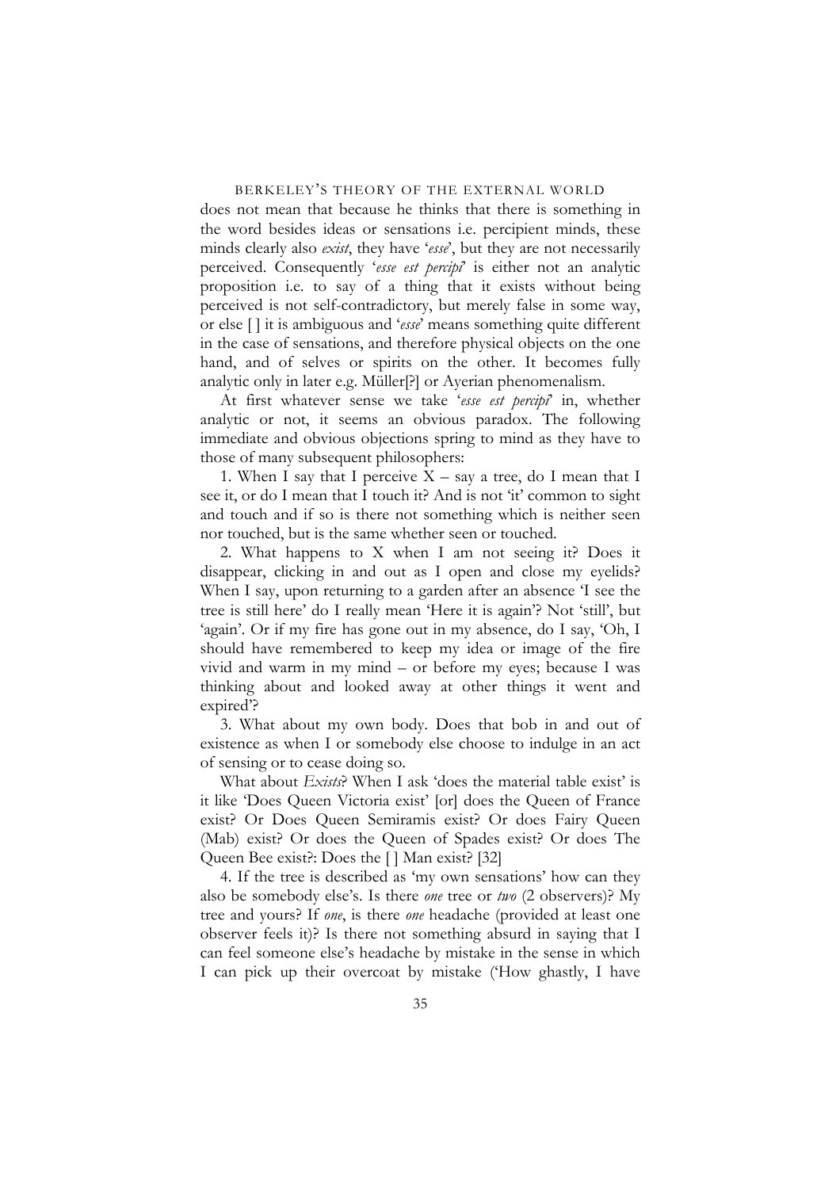does not mean that because he thinks that there is something in the word besides ideas or sensations i.e. percipient minds, these minds clearly also *exist*, they have '*esse*', but they are not necessarily perceived. Consequently '*esse est percipi*' is either not an analytic proposition i.e. to say of a thing that it exists without being perceived is not self-contradictory, but merely false in some way, or else [ ] it is ambiguous and '*esse*' means something quite different in the case of sensations, and therefore physical objects on the one hand, and of selves or spirits on the other. It becomes fully analytic only in later e.g. Müller[?] or Ayerian phenomenalism.

At first whatever sense we take '*esse est percipi*' in, whether analytic or not, it seems an obvious paradox. The following immediate and obvious objections spring to mind as they have to those of many subsequent philosophers:

1. When I say that I perceive X – say a tree, do I mean that I see it, or do I mean that I touch it? And is not 'it' common to sight and touch and if so is there not something which is neither seen nor touched, but is the same whether seen or touched.

2. What happens to X when I am not seeing it? Does it disappear, clicking in and out as I open and close my eyelids? When I say, upon returning to a garden after an absence 'I see the tree is still here' do I really mean 'Here it is again'? Not 'still', but 'again'. Or if my fire has gone out in my absence, do I say, 'Oh, I should have remembered to keep my idea or image of the fire vivid and warm in my mind – or before my eyes; because I was thinking about and looked away at other things it went and expired'?

3. What about my own body. Does that bob in and out of existence as when I or somebody else choose to indulge in an act of sensing or to cease doing so.

What about *Exists*? When I ask 'does the material table exist' is it like 'Does Queen Victoria exist' [or] does the Queen of France exist? Or Does Queen Semiramis exist? Or does Fairy Queen (Mab) exist? Or does the Queen of Spades exist? Or does The Queen Bee exist?: Does the [ ] Man exist? [32]

4. If the tree is described as 'my own sensations' how can they also be somebody else's. Is there *one* tree or *two* (2 observers)? My tree and yours? If *one*, is there *one* headache (provided at least one observer feels it)? Is there not something absurd in saying that I can feel someone else's headache by mistake in the sense in which I can pick up their overcoat by mistake ('How ghastly, I have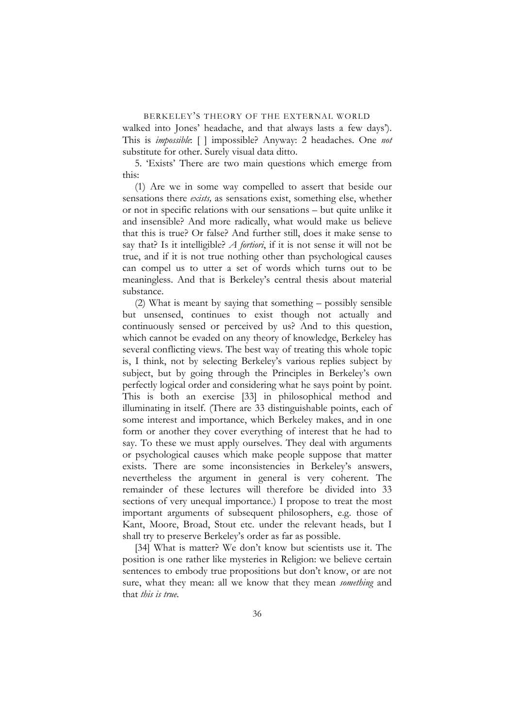walked into Jones' headache, and that always lasts a few days'). This is *impossible*: [ ] impossible? Anyway: 2 headaches. One *not* substitute for other. Surely visual data ditto.

5. 'Exists' There are two main questions which emerge from this:

(1) Are we in some way compelled to assert that beside our sensations there *exists,* as sensations exist, something else, whether or not in specific relations with our sensations – but quite unlike it and insensible? And more radically, what would make us believe that this is true? Or false? And further still, does it make sense to say that? Is it intelligible? *A fortiori*, if it is not sense it will not be true, and if it is not true nothing other than psychological causes can compel us to utter a set of words which turns out to be meaningless. And that is Berkeley's central thesis about material substance.

(2) What is meant by saying that something – possibly sensible but unsensed, continues to exist though not actually and continuously sensed or perceived by us? And to this question, which cannot be evaded on any theory of knowledge, Berkeley has several conflicting views. The best way of treating this whole topic is, I think, not by selecting Berkeley's various replies subject by subject, but by going through the Principles in Berkeley's own perfectly logical order and considering what he says point by point. This is both an exercise [33] in philosophical method and illuminating in itself. (There are 33 distinguishable points, each of some interest and importance, which Berkeley makes, and in one form or another they cover everything of interest that he had to say. To these we must apply ourselves. They deal with arguments or psychological causes which make people suppose that matter exists. There are some inconsistencies in Berkeley's answers, nevertheless the argument in general is very coherent. The remainder of these lectures will therefore be divided into 33 sections of very unequal importance.) I propose to treat the most important arguments of subsequent philosophers, e.g. those of Kant, Moore, Broad, Stout etc. under the relevant heads, but I shall try to preserve Berkeley's order as far as possible.

[34] What is matter? We don't know but scientists use it. The position is one rather like mysteries in Religion: we believe certain sentences to embody true propositions but don't know, or are not sure, what they mean: all we know that they mean *something* and that *this is true*.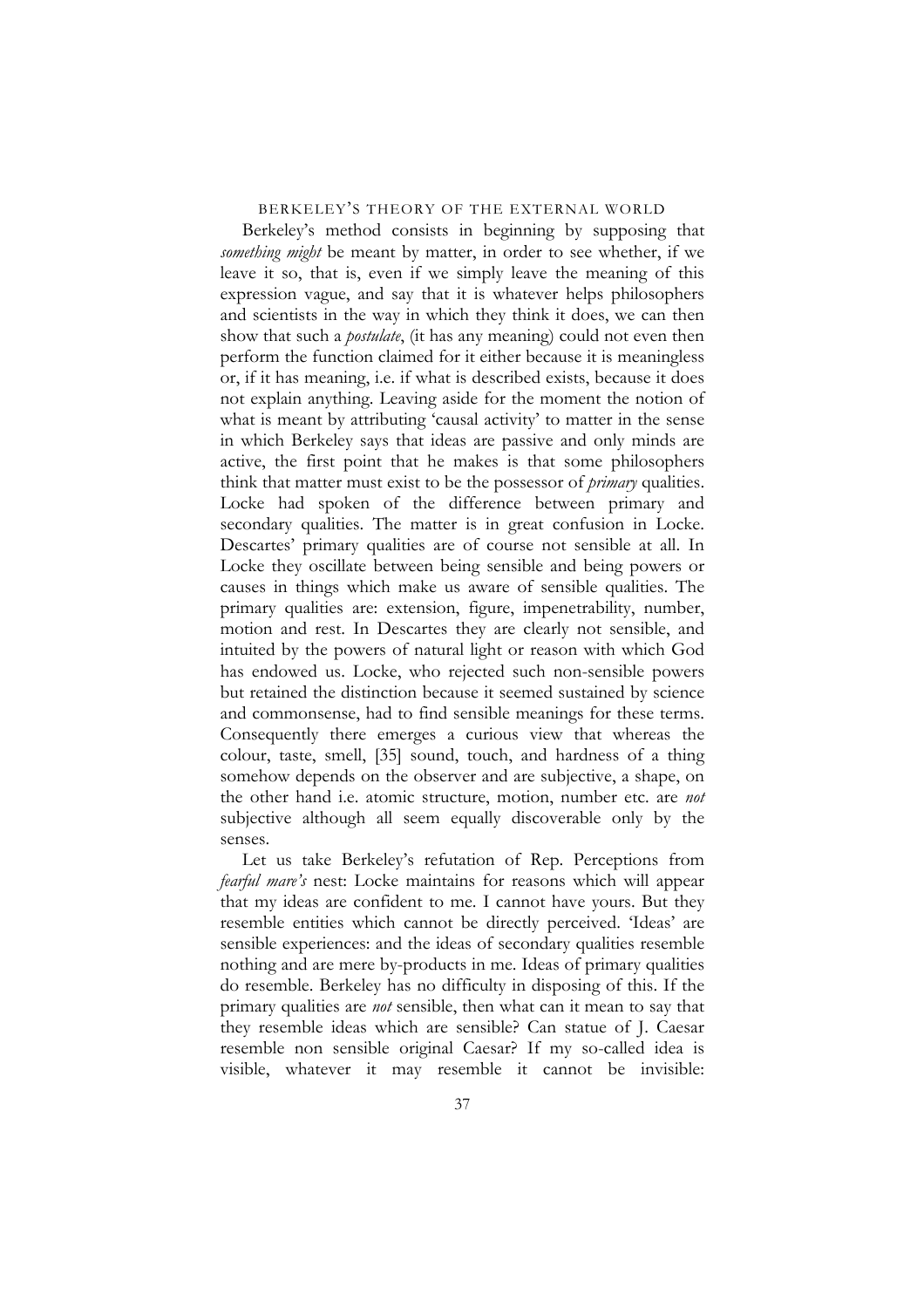Berkeley's method consists in beginning by supposing that *something might* be meant by matter, in order to see whether, if we leave it so, that is, even if we simply leave the meaning of this expression vague, and say that it is whatever helps philosophers and scientists in the way in which they think it does, we can then show that such a *postulate*, (it has any meaning) could not even then perform the function claimed for it either because it is meaningless or, if it has meaning, i.e. if what is described exists, because it does not explain anything. Leaving aside for the moment the notion of what is meant by attributing 'causal activity' to matter in the sense in which Berkeley says that ideas are passive and only minds are active, the first point that he makes is that some philosophers think that matter must exist to be the possessor of *primary* qualities. Locke had spoken of the difference between primary and secondary qualities. The matter is in great confusion in Locke. Descartes' primary qualities are of course not sensible at all. In Locke they oscillate between being sensible and being powers or causes in things which make us aware of sensible qualities. The primary qualities are: extension, figure, impenetrability, number, motion and rest. In Descartes they are clearly not sensible, and intuited by the powers of natural light or reason with which God has endowed us. Locke, who rejected such non-sensible powers but retained the distinction because it seemed sustained by science and commonsense, had to find sensible meanings for these terms. Consequently there emerges a curious view that whereas the colour, taste, smell, [35] sound, touch, and hardness of a thing somehow depends on the observer and are subjective, a shape, on the other hand i.e. atomic structure, motion, number etc. are *not* subjective although all seem equally discoverable only by the senses.

Let us take Berkeley's refutation of Rep. Perceptions from *fearful mare's* nest: Locke maintains for reasons which will appear that my ideas are confident to me. I cannot have yours. But they resemble entities which cannot be directly perceived. 'Ideas' are sensible experiences: and the ideas of secondary qualities resemble nothing and are mere by-products in me. Ideas of primary qualities do resemble. Berkeley has no difficulty in disposing of this. If the primary qualities are *not* sensible, then what can it mean to say that they resemble ideas which are sensible? Can statue of J. Caesar resemble non sensible original Caesar? If my so-called idea is visible, whatever it may resemble it cannot be invisible: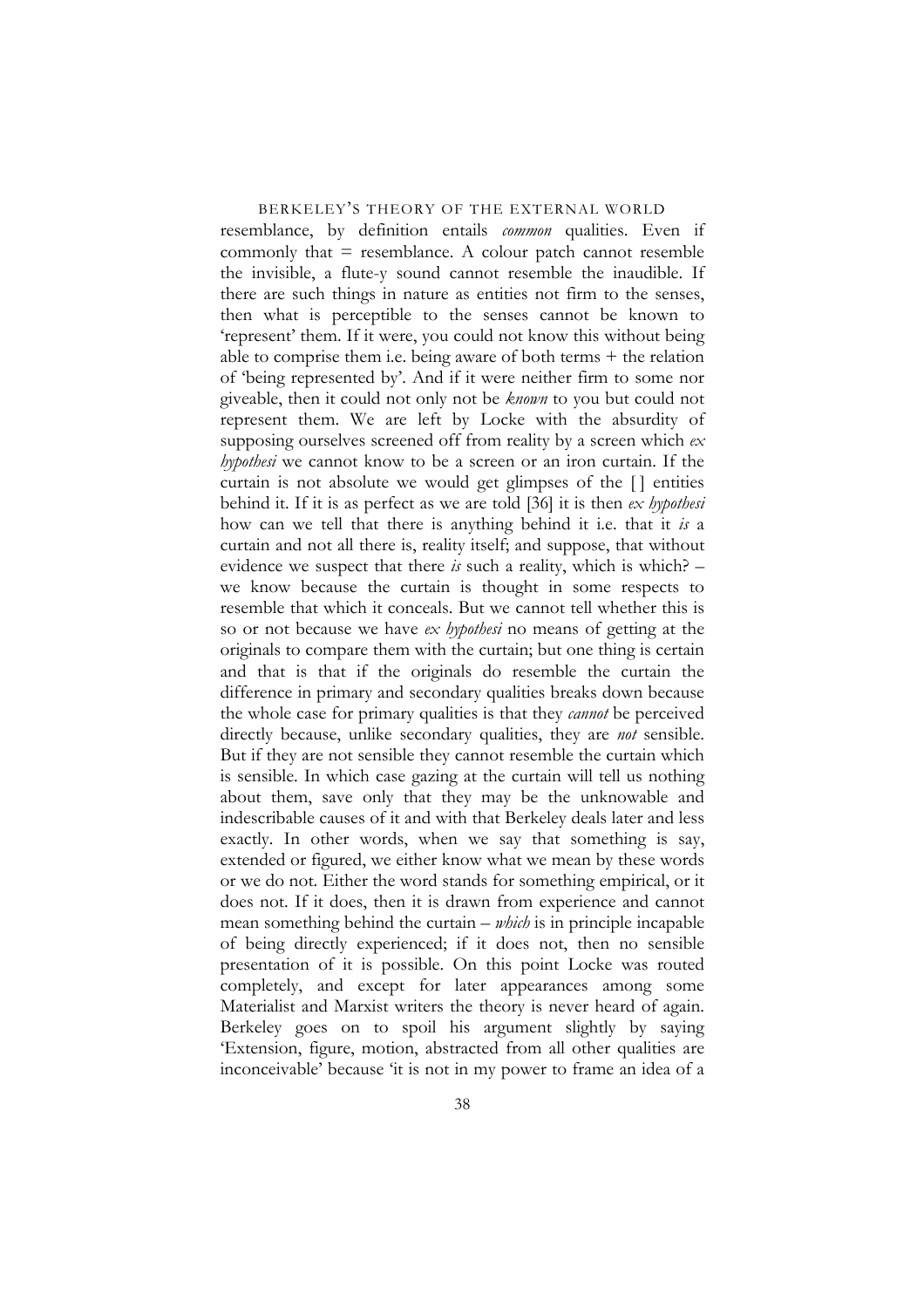resemblance, by definition entails *common* qualities. Even if commonly that = resemblance. A colour patch cannot resemble the invisible, a flute-y sound cannot resemble the inaudible. If there are such things in nature as entities not firm to the senses, then what is perceptible to the senses cannot be known to 'represent' them. If it were, you could not know this without being able to comprise them i.e. being aware of both terms + the relation of 'being represented by'. And if it were neither firm to some nor giveable, then it could not only not be *known* to you but could not represent them. We are left by Locke with the absurdity of supposing ourselves screened off from reality by a screen which *ex hypothesi* we cannot know to be a screen or an iron curtain. If the curtain is not absolute we would get glimpses of the [ ] entities behind it. If it is as perfect as we are told [36] it is then *ex hypothesi* how can we tell that there is anything behind it i.e. that it *is* a curtain and not all there is, reality itself; and suppose, that without evidence we suspect that there *is* such a reality, which is which? – we know because the curtain is thought in some respects to resemble that which it conceals. But we cannot tell whether this is so or not because we have *ex hypothesi* no means of getting at the originals to compare them with the curtain; but one thing is certain and that is that if the originals do resemble the curtain the difference in primary and secondary qualities breaks down because the whole case for primary qualities is that they *cannot* be perceived directly because, unlike secondary qualities, they are *not* sensible. But if they are not sensible they cannot resemble the curtain which is sensible. In which case gazing at the curtain will tell us nothing about them, save only that they may be the unknowable and indescribable causes of it and with that Berkeley deals later and less exactly. In other words, when we say that something is say, extended or figured, we either know what we mean by these words or we do not. Either the word stands for something empirical, or it does not. If it does, then it is drawn from experience and cannot mean something behind the curtain – *which* is in principle incapable of being directly experienced; if it does not, then no sensible presentation of it is possible. On this point Locke was routed completely, and except for later appearances among some Materialist and Marxist writers the theory is never heard of again. Berkeley goes on to spoil his argument slightly by saying 'Extension, figure, motion, abstracted from all other qualities are inconceivable' because 'it is not in my power to frame an idea of a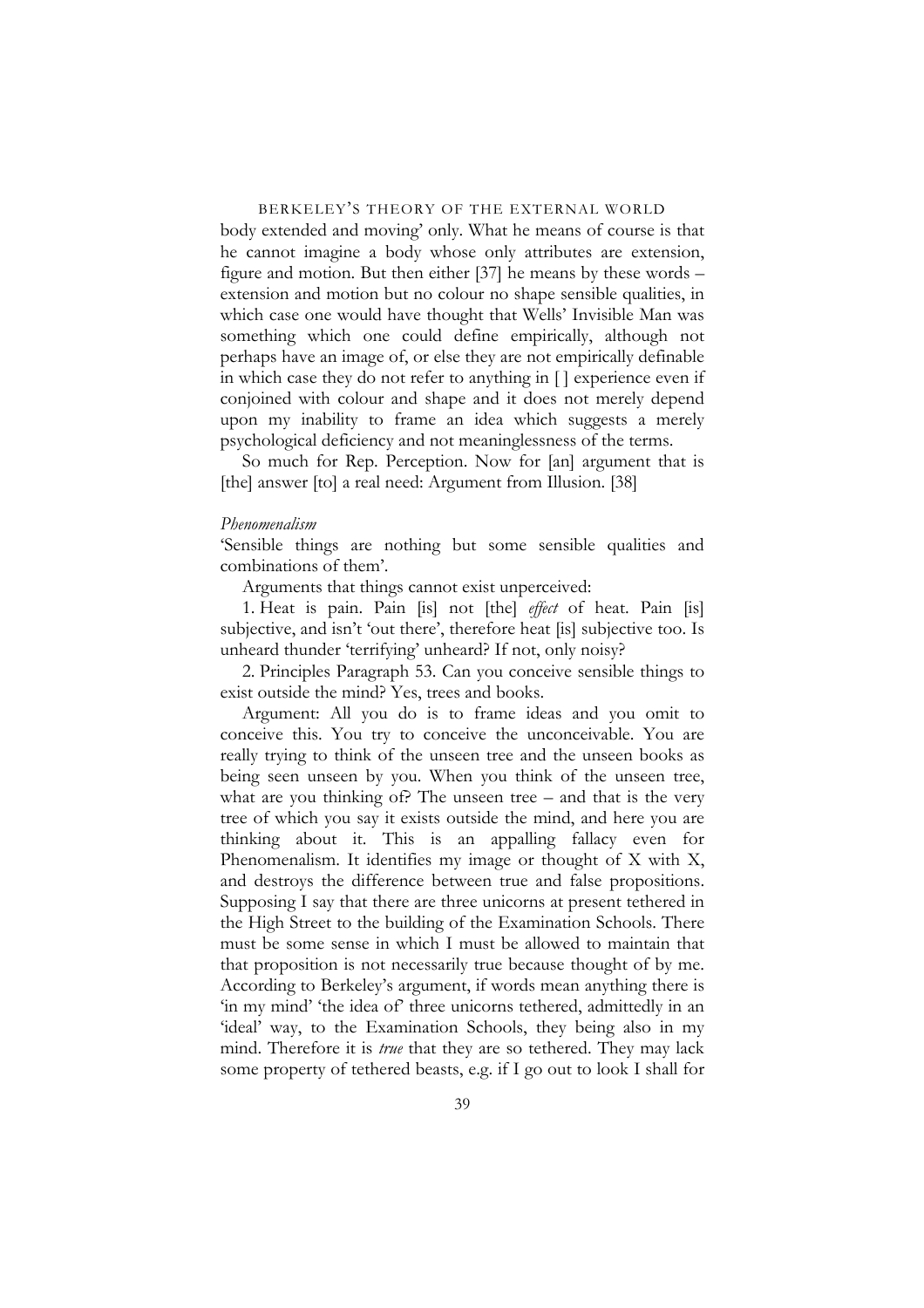body extended and moving' only. What he means of course is that he cannot imagine a body whose only attributes are extension, figure and motion. But then either [37] he means by these words – extension and motion but no colour no shape sensible qualities, in which case one would have thought that Wells' Invisible Man was something which one could define empirically, although not perhaps have an image of, or else they are not empirically definable in which case they do not refer to anything in [ ] experience even if conjoined with colour and shape and it does not merely depend upon my inability to frame an idea which suggests a merely psychological deficiency and not meaninglessness of the terms.

So much for Rep. Perception. Now for [an] argument that is [the] answer [to] a real need: Argument from Illusion. [38]

*Phenomenalism*

'Sensible things are nothing but some sensible qualities and combinations of them'.

Arguments that things cannot exist unperceived:

1. Heat is pain. Pain [is] not [the] *effect* of heat. Pain [is] subjective, and isn't 'out there', therefore heat [is] subjective too. Is unheard thunder 'terrifying' unheard? If not, only noisy?

2. Principles Paragraph 53. Can you conceive sensible things to exist outside the mind? Yes, trees and books.

Argument: All you do is to frame ideas and you omit to conceive this. You try to conceive the unconceivable. You are really trying to think of the unseen tree and the unseen books as being seen unseen by you. When you think of the unseen tree, what are you thinking of? The unseen tree – and that is the very tree of which you say it exists outside the mind, and here you are thinking about it. This is an appalling fallacy even for Phenomenalism. It identifies my image or thought of X with X, and destroys the difference between true and false propositions. Supposing I say that there are three unicorns at present tethered in the High Street to the building of the Examination Schools. There must be some sense in which I must be allowed to maintain that that proposition is not necessarily true because thought of by me. According to Berkeley's argument, if words mean anything there is 'in my mind' 'the idea of' three unicorns tethered, admittedly in an 'ideal' way, to the Examination Schools, they being also in my mind. Therefore it is *true* that they are so tethered. They may lack some property of tethered beasts, e.g. if I go out to look I shall for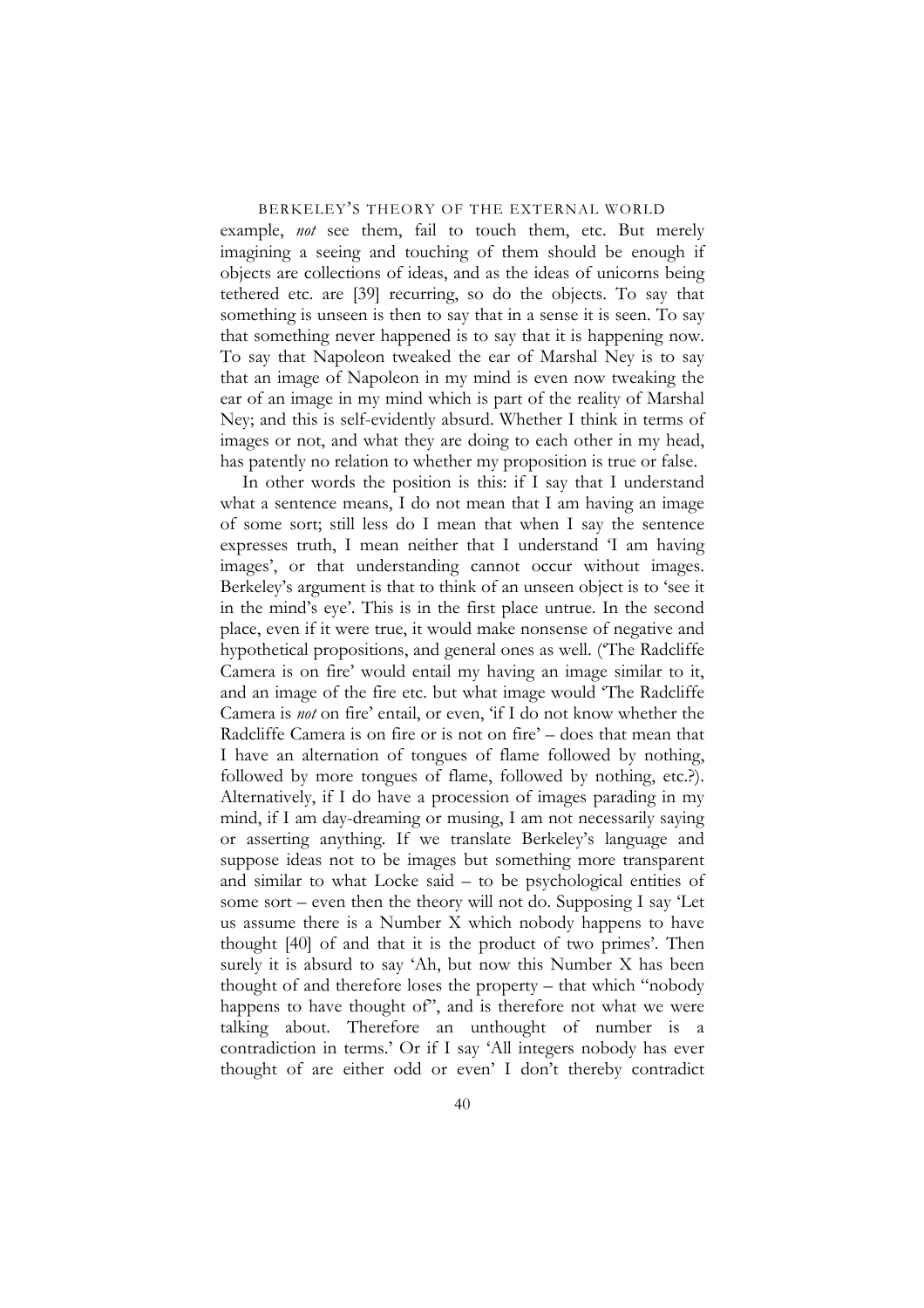example, *not* see them, fail to touch them, etc. But merely imagining a seeing and touching of them should be enough if objects are collections of ideas, and as the ideas of unicorns being tethered etc. are [39] recurring, so do the objects. To say that something is unseen is then to say that in a sense it is seen. To say that something never happened is to say that it is happening now. To say that Napoleon tweaked the ear of Marshal Ney is to say that an image of Napoleon in my mind is even now tweaking the ear of an image in my mind which is part of the reality of Marshal Ney; and this is self-evidently absurd. Whether I think in terms of images or not, and what they are doing to each other in my head, has patently no relation to whether my proposition is true or false.

In other words the position is this: if I say that I understand what a sentence means, I do not mean that I am having an image of some sort; still less do I mean that when I say the sentence expresses truth, I mean neither that I understand 'I am having images', or that understanding cannot occur without images. Berkeley's argument is that to think of an unseen object is to 'see it in the mind's eye'. This is in the first place untrue. In the second place, even if it were true, it would make nonsense of negative and hypothetical propositions, and general ones as well. ('The Radcliffe Camera is on fire' would entail my having an image similar to it, and an image of the fire etc. but what image would 'The Radcliffe Camera is *not* on fire' entail, or even, 'if I do not know whether the Radcliffe Camera is on fire or is not on fire' – does that mean that I have an alternation of tongues of flame followed by nothing, followed by more tongues of flame, followed by nothing, etc.?). Alternatively, if I do have a procession of images parading in my mind, if I am day-dreaming or musing, I am not necessarily saying or asserting anything. If we translate Berkeley's language and suppose ideas not to be images but something more transparent and similar to what Locke said – to be psychological entities of some sort – even then the theory will not do. Supposing I say 'Let us assume there is a Number X which nobody happens to have thought [40] of and that it is the product of two primes'. Then surely it is absurd to say 'Ah, but now this Number X has been thought of and therefore loses the property – that which "nobody happens to have thought of", and is therefore not what we were talking about. Therefore an unthought of number is a contradiction in terms.' Or if I say 'All integers nobody has ever thought of are either odd or even' I don't thereby contradict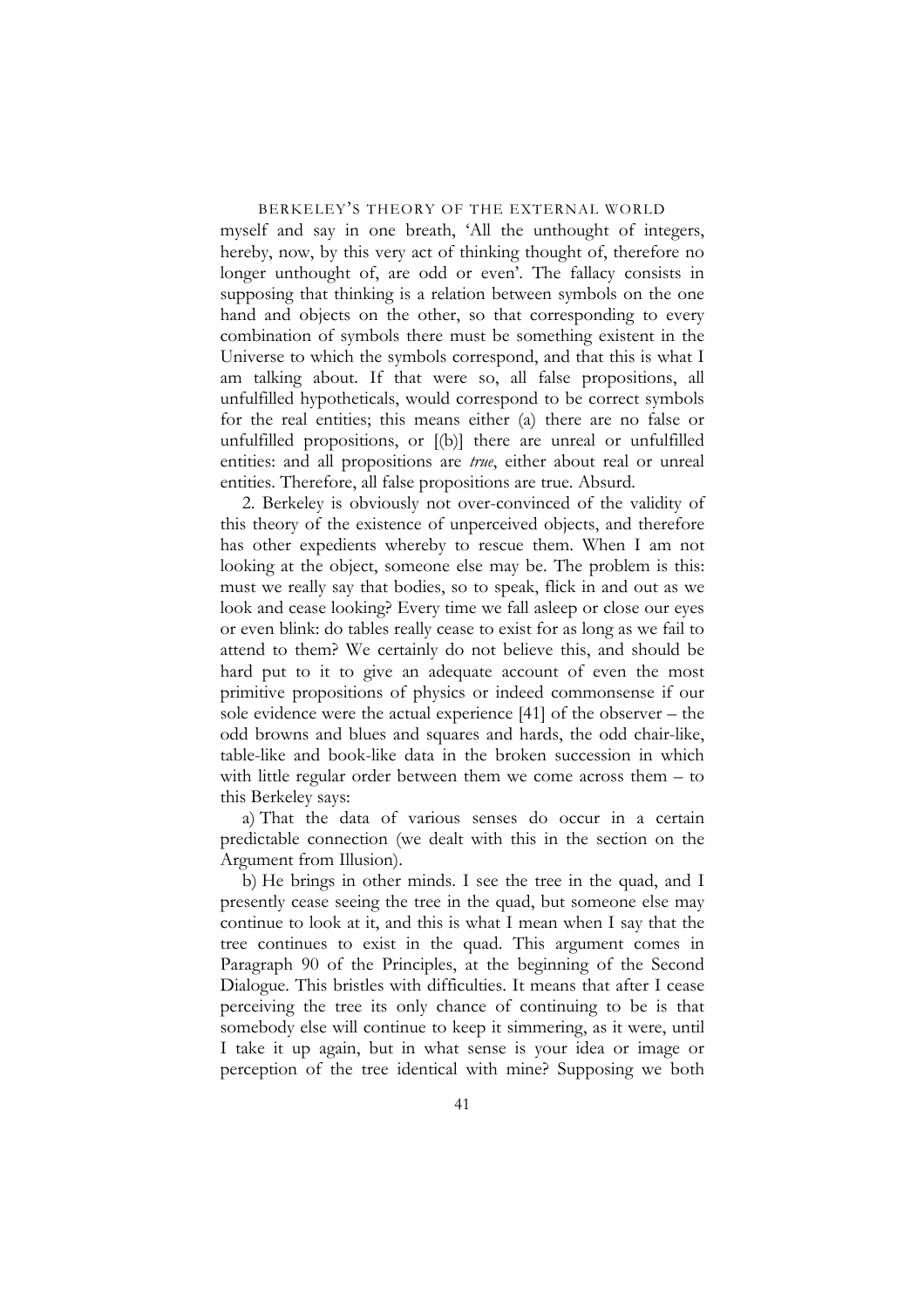myself and say in one breath, 'All the unthought of integers, hereby, now, by this very act of thinking thought of, therefore no longer unthought of, are odd or even'. The fallacy consists in supposing that thinking is a relation between symbols on the one hand and objects on the other, so that corresponding to every combination of symbols there must be something existent in the Universe to which the symbols correspond, and that this is what I am talking about. If that were so, all false propositions, all unfulfilled hypotheticals, would correspond to be correct symbols for the real entities; this means either (a) there are no false or unfulfilled propositions, or [(b)] there are unreal or unfulfilled entities: and all propositions are *true*, either about real or unreal entities. Therefore, all false propositions are true. Absurd.

2. Berkeley is obviously not over-convinced of the validity of this theory of the existence of unperceived objects, and therefore has other expedients whereby to rescue them. When I am not looking at the object, someone else may be. The problem is this: must we really say that bodies, so to speak, flick in and out as we look and cease looking? Every time we fall asleep or close our eyes or even blink: do tables really cease to exist for as long as we fail to attend to them? We certainly do not believe this, and should be hard put to it to give an adequate account of even the most primitive propositions of physics or indeed commonsense if our sole evidence were the actual experience [41] of the observer – the odd browns and blues and squares and hards, the odd chair-like, table-like and book-like data in the broken succession in which with little regular order between them we come across them – to this Berkeley says:

a) That the data of various senses do occur in a certain predictable connection (we dealt with this in the section on the Argument from Illusion).

b) He brings in other minds. I see the tree in the quad, and I presently cease seeing the tree in the quad, but someone else may continue to look at it, and this is what I mean when I say that the tree continues to exist in the quad. This argument comes in Paragraph 90 of the Principles, at the beginning of the Second Dialogue. This bristles with difficulties. It means that after I cease perceiving the tree its only chance of continuing to be is that somebody else will continue to keep it simmering, as it were, until I take it up again, but in what sense is your idea or image or perception of the tree identical with mine? Supposing we both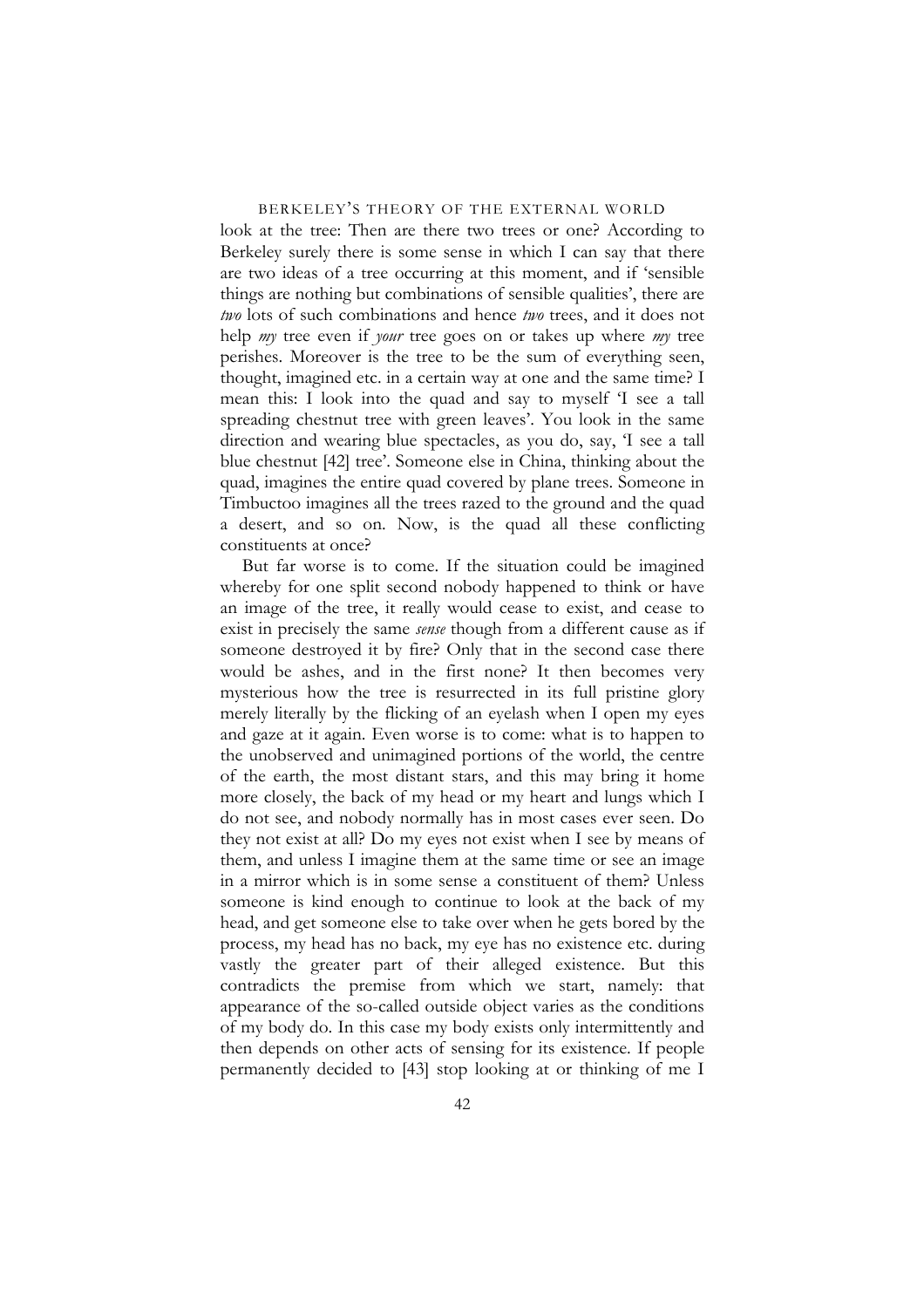look at the tree: Then are there two trees or one? According to Berkeley surely there is some sense in which I can say that there are two ideas of a tree occurring at this moment, and if 'sensible things are nothing but combinations of sensible qualities', there are *two* lots of such combinations and hence *two* trees, and it does not help *my* tree even if *your* tree goes on or takes up where *my* tree perishes. Moreover is the tree to be the sum of everything seen, thought, imagined etc. in a certain way at one and the same time? I mean this: I look into the quad and say to myself 'I see a tall spreading chestnut tree with green leaves'. You look in the same direction and wearing blue spectacles, as you do, say, 'I see a tall blue chestnut [42] tree'. Someone else in China, thinking about the quad, imagines the entire quad covered by plane trees. Someone in Timbuctoo imagines all the trees razed to the ground and the quad a desert, and so on. Now, is the quad all these conflicting constituents at once?

But far worse is to come. If the situation could be imagined whereby for one split second nobody happened to think or have an image of the tree, it really would cease to exist, and cease to exist in precisely the same *sense* though from a different cause as if someone destroyed it by fire? Only that in the second case there would be ashes, and in the first none? It then becomes very mysterious how the tree is resurrected in its full pristine glory merely literally by the flicking of an eyelash when I open my eyes and gaze at it again. Even worse is to come: what is to happen to the unobserved and unimagined portions of the world, the centre of the earth, the most distant stars, and this may bring it home more closely, the back of my head or my heart and lungs which I do not see, and nobody normally has in most cases ever seen. Do they not exist at all? Do my eyes not exist when I see by means of them, and unless I imagine them at the same time or see an image in a mirror which is in some sense a constituent of them? Unless someone is kind enough to continue to look at the back of my head, and get someone else to take over when he gets bored by the process, my head has no back, my eye has no existence etc. during vastly the greater part of their alleged existence. But this contradicts the premise from which we start, namely: that appearance of the so-called outside object varies as the conditions of my body do. In this case my body exists only intermittently and then depends on other acts of sensing for its existence. If people permanently decided to [43] stop looking at or thinking of me I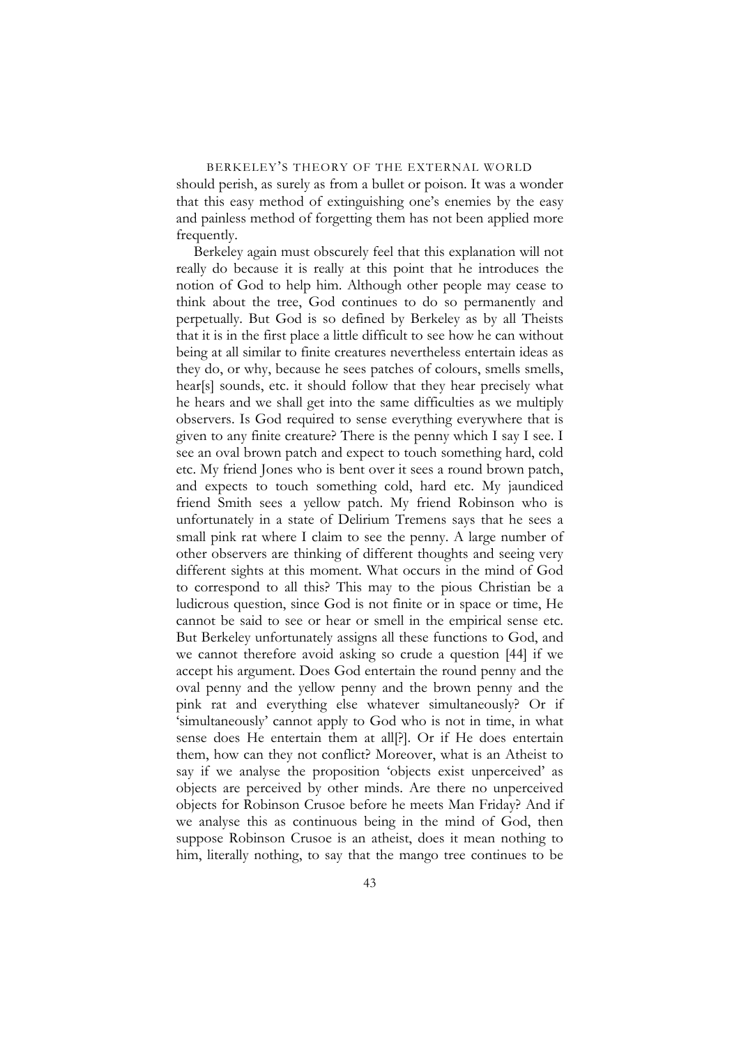should perish, as surely as from a bullet or poison. It was a wonder that this easy method of extinguishing one's enemies by the easy and painless method of forgetting them has not been applied more frequently.

Berkeley again must obscurely feel that this explanation will not really do because it is really at this point that he introduces the notion of God to help him. Although other people may cease to think about the tree, God continues to do so permanently and perpetually. But God is so defined by Berkeley as by all Theists that it is in the first place a little difficult to see how he can without being at all similar to finite creatures nevertheless entertain ideas as they do, or why, because he sees patches of colours, smells smells, hear[s] sounds, etc. it should follow that they hear precisely what he hears and we shall get into the same difficulties as we multiply observers. Is God required to sense everything everywhere that is given to any finite creature? There is the penny which I say I see. I see an oval brown patch and expect to touch something hard, cold etc. My friend Jones who is bent over it sees a round brown patch, and expects to touch something cold, hard etc. My jaundiced friend Smith sees a yellow patch. My friend Robinson who is unfortunately in a state of Delirium Tremens says that he sees a small pink rat where I claim to see the penny. A large number of other observers are thinking of different thoughts and seeing very different sights at this moment. What occurs in the mind of God to correspond to all this? This may to the pious Christian be a ludicrous question, since God is not finite or in space or time, He cannot be said to see or hear or smell in the empirical sense etc. But Berkeley unfortunately assigns all these functions to God, and we cannot therefore avoid asking so crude a question [44] if we accept his argument. Does God entertain the round penny and the oval penny and the yellow penny and the brown penny and the pink rat and everything else whatever simultaneously? Or if 'simultaneously' cannot apply to God who is not in time, in what sense does He entertain them at all[?]. Or if He does entertain them, how can they not conflict? Moreover, what is an Atheist to say if we analyse the proposition 'objects exist unperceived' as objects are perceived by other minds. Are there no unperceived objects for Robinson Crusoe before he meets Man Friday? And if we analyse this as continuous being in the mind of God, then suppose Robinson Crusoe is an atheist, does it mean nothing to him, literally nothing, to say that the mango tree continues to be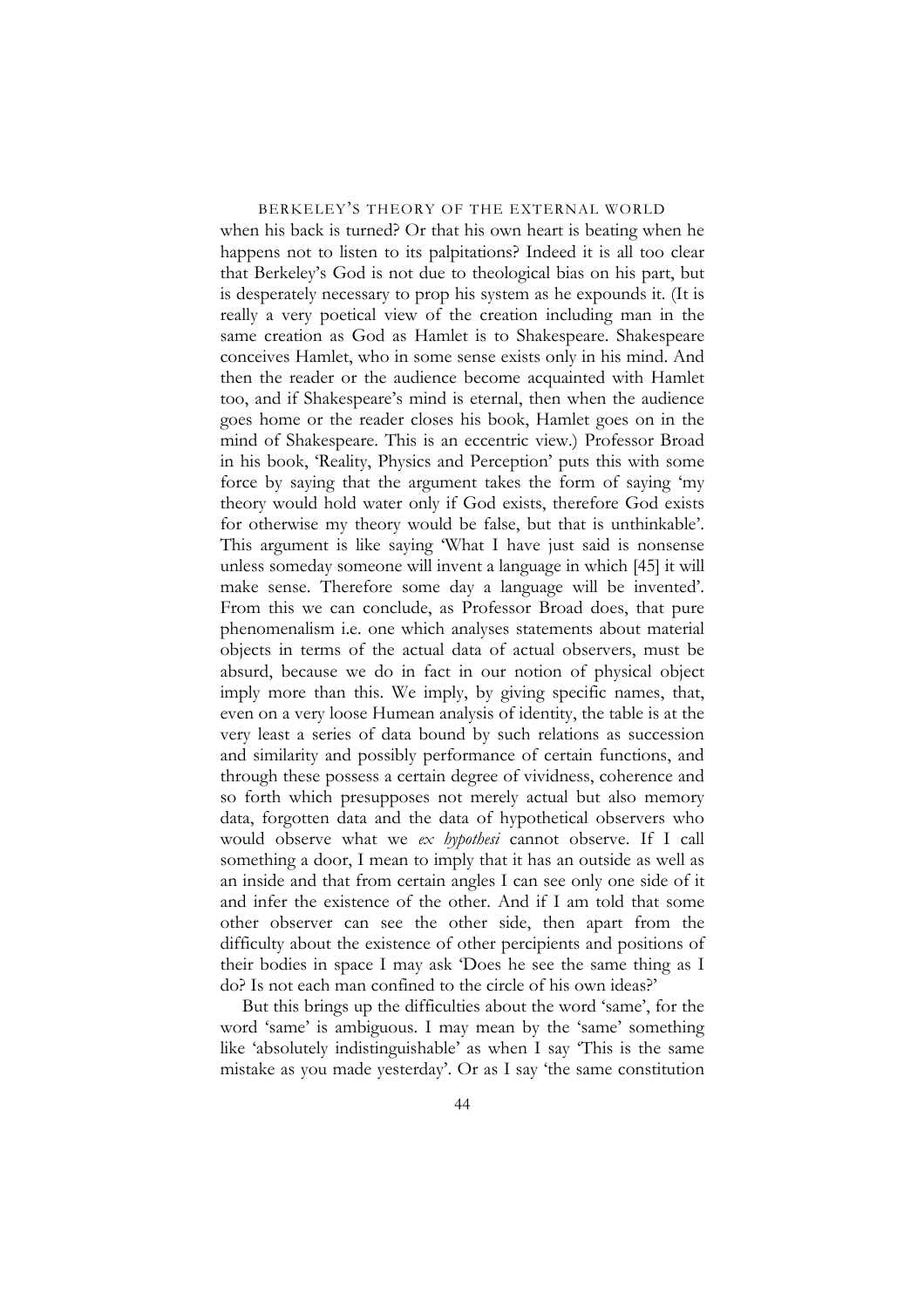when his back is turned? Or that his own heart is beating when he happens not to listen to its palpitations? Indeed it is all too clear that Berkeley's God is not due to theological bias on his part, but is desperately necessary to prop his system as he expounds it. (It is really a very poetical view of the creation including man in the same creation as God as Hamlet is to Shakespeare. Shakespeare conceives Hamlet, who in some sense exists only in his mind. And then the reader or the audience become acquainted with Hamlet too, and if Shakespeare's mind is eternal, then when the audience goes home or the reader closes his book, Hamlet goes on in the mind of Shakespeare. This is an eccentric view.) Professor Broad in his book, 'Reality, Physics and Perception' puts this with some force by saying that the argument takes the form of saying 'my theory would hold water only if God exists, therefore God exists for otherwise my theory would be false, but that is unthinkable'. This argument is like saying 'What I have just said is nonsense unless someday someone will invent a language in which [45] it will make sense. Therefore some day a language will be invented'. From this we can conclude, as Professor Broad does, that pure phenomenalism i.e. one which analyses statements about material objects in terms of the actual data of actual observers, must be absurd, because we do in fact in our notion of physical object imply more than this. We imply, by giving specific names, that, even on a very loose Humean analysis of identity, the table is at the very least a series of data bound by such relations as succession and similarity and possibly performance of certain functions, and through these possess a certain degree of vividness, coherence and so forth which presupposes not merely actual but also memory data, forgotten data and the data of hypothetical observers who would observe what we *ex hypothesi* cannot observe. If I call something a door, I mean to imply that it has an outside as well as an inside and that from certain angles I can see only one side of it and infer the existence of the other. And if I am told that some other observer can see the other side, then apart from the difficulty about the existence of other percipients and positions of their bodies in space I may ask 'Does he see the same thing as I do? Is not each man confined to the circle of his own ideas?'

But this brings up the difficulties about the word 'same', for the word 'same' is ambiguous. I may mean by the 'same' something like 'absolutely indistinguishable' as when I say 'This is the same mistake as you made yesterday'. Or as I say 'the same constitution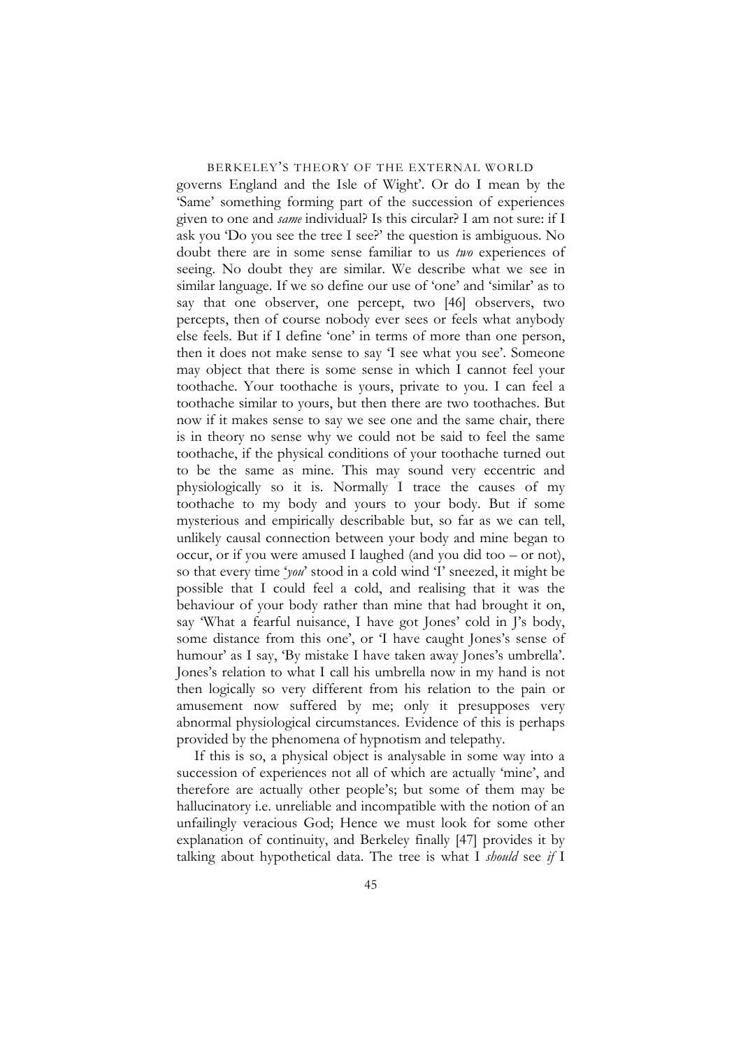governs England and the Isle of Wight'. Or do I mean by the 'Same' something forming part of the succession of experiences given to one and *same* individual? Is this circular? I am not sure: if I ask you 'Do you see the tree I see?' the question is ambiguous. No doubt there are in some sense familiar to us *two* experiences of seeing. No doubt they are similar. We describe what we see in similar language. If we so define our use of 'one' and 'similar' as to say that one observer, one percept, two [46] observers, two percepts, then of course nobody ever sees or feels what anybody else feels. But if I define 'one' in terms of more than one person, then it does not make sense to say 'I see what you see'. Someone may object that there is some sense in which I cannot feel your toothache. Your toothache is yours, private to you. I can feel a toothache similar to yours, but then there are two toothaches. But now if it makes sense to say we see one and the same chair, there is in theory no sense why we could not be said to feel the same toothache, if the physical conditions of your toothache turned out to be the same as mine. This may sound very eccentric and physiologically so it is. Normally I trace the causes of my toothache to my body and yours to your body. But if some mysterious and empirically describable but, so far as we can tell, unlikely causal connection between your body and mine began to occur, or if you were amused I laughed (and you did too – or not), so that every time '*you*' stood in a cold wind 'I' sneezed, it might be possible that I could feel a cold, and realising that it was the behaviour of your body rather than mine that had brought it on, say 'What a fearful nuisance, I have got Jones' cold in J's body, some distance from this one', or 'I have caught Jones's sense of humour' as I say, 'By mistake I have taken away Jones's umbrella'. Jones's relation to what I call his umbrella now in my hand is not then logically so very different from his relation to the pain or amusement now suffered by me; only it presupposes very abnormal physiological circumstances. Evidence of this is perhaps provided by the phenomena of hypnotism and telepathy.

If this is so, a physical object is analysable in some way into a succession of experiences not all of which are actually 'mine', and therefore are actually other people's; but some of them may be hallucinatory i.e. unreliable and incompatible with the notion of an unfailingly veracious God; Hence we must look for some other explanation of continuity, and Berkeley finally [47] provides it by talking about hypothetical data. The tree is what I *should* see *if* I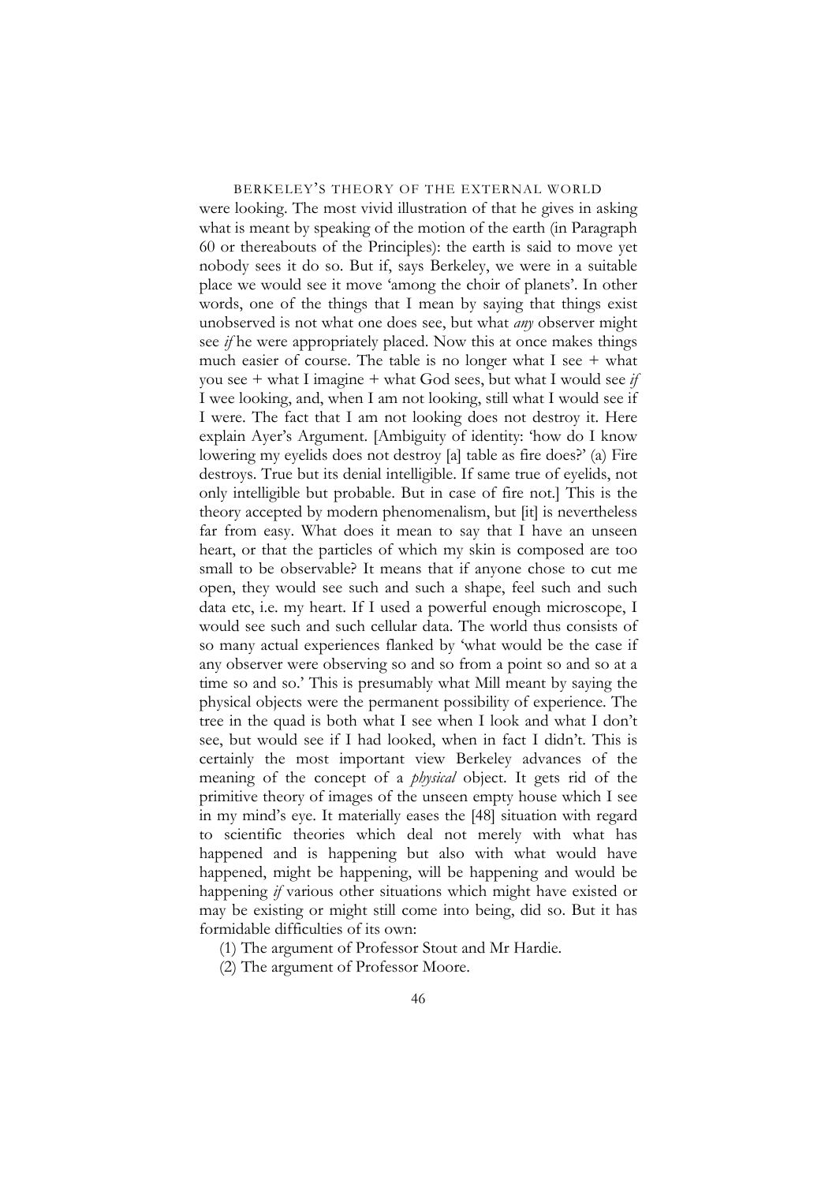were looking. The most vivid illustration of that he gives in asking what is meant by speaking of the motion of the earth (in Paragraph 60 or thereabouts of the Principles): the earth is said to move yet nobody sees it do so. But if, says Berkeley, we were in a suitable place we would see it move 'among the choir of planets'. In other words, one of the things that I mean by saying that things exist unobserved is not what one does see, but what *any* observer might see *if* he were appropriately placed. Now this at once makes things much easier of course. The table is no longer what I see + what you see + what I imagine + what God sees, but what I would see *if* I wee looking, and, when I am not looking, still what I would see if I were. The fact that I am not looking does not destroy it. Here explain Ayer's Argument. [Ambiguity of identity: 'how do I know lowering my eyelids does not destroy [a] table as fire does?' (a) Fire destroys. True but its denial intelligible. If same true of eyelids, not only intelligible but probable. But in case of fire not.] This is the theory accepted by modern phenomenalism, but [it] is nevertheless far from easy. What does it mean to say that I have an unseen heart, or that the particles of which my skin is composed are too small to be observable? It means that if anyone chose to cut me open, they would see such and such a shape, feel such and such data etc, i.e. my heart. If I used a powerful enough microscope, I would see such and such cellular data. The world thus consists of so many actual experiences flanked by 'what would be the case if any observer were observing so and so from a point so and so at a time so and so.' This is presumably what Mill meant by saying the physical objects were the permanent possibility of experience. The tree in the quad is both what I see when I look and what I don't see, but would see if I had looked, when in fact I didn't. This is certainly the most important view Berkeley advances of the meaning of the concept of a *physical* object. It gets rid of the primitive theory of images of the unseen empty house which I see in my mind's eye. It materially eases the [48] situation with regard to scientific theories which deal not merely with what has happened and is happening but also with what would have happened, might be happening, will be happening and would be happening *if* various other situations which might have existed or may be existing or might still come into being, did so. But it has formidable difficulties of its own:

(1) The argument of Professor Stout and Mr Hardie.

(2) The argument of Professor Moore.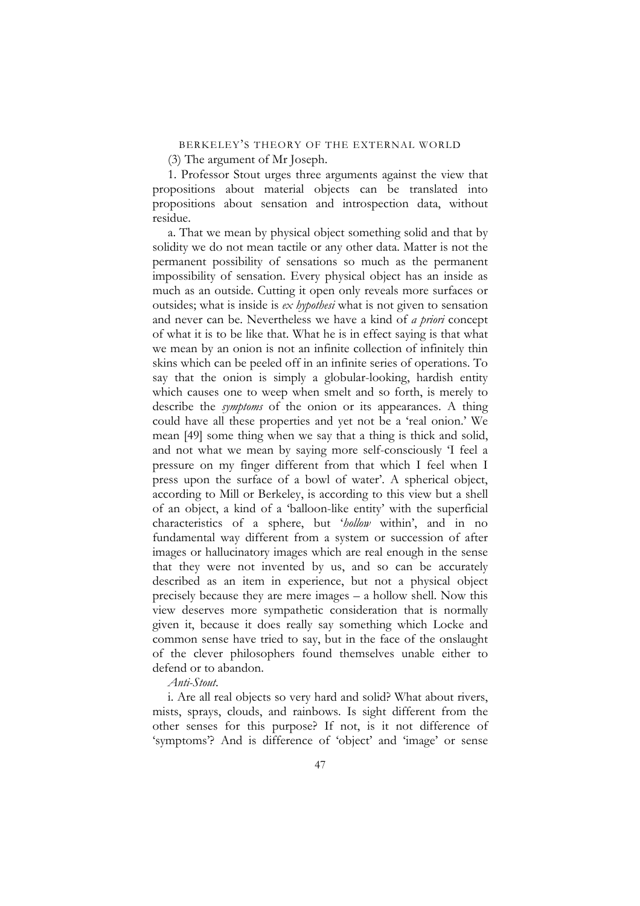(3) The argument of Mr Joseph.

1. Professor Stout urges three arguments against the view that propositions about material objects can be translated into propositions about sensation and introspection data, without residue.

a. That we mean by physical object something solid and that by solidity we do not mean tactile or any other data. Matter is not the permanent possibility of sensations so much as the permanent impossibility of sensation. Every physical object has an inside as much as an outside. Cutting it open only reveals more surfaces or outsides; what is inside is *ex hypothesi* what is not given to sensation and never can be. Nevertheless we have a kind of *a priori* concept of what it is to be like that. What he is in effect saying is that what we mean by an onion is not an infinite collection of infinitely thin skins which can be peeled off in an infinite series of operations. To say that the onion is simply a globular-looking, hardish entity which causes one to weep when smelt and so forth, is merely to describe the *symptoms* of the onion or its appearances. A thing could have all these properties and yet not be a 'real onion.' We mean [49] some thing when we say that a thing is thick and solid, and not what we mean by saying more self-consciously 'I feel a pressure on my finger different from that which I feel when I press upon the surface of a bowl of water'. A spherical object, according to Mill or Berkeley, is according to this view but a shell of an object, a kind of a 'balloon-like entity' with the superficial characteristics of a sphere, but '*hollow* within', and in no fundamental way different from a system or succession of after images or hallucinatory images which are real enough in the sense that they were not invented by us, and so can be accurately described as an item in experience, but not a physical object precisely because they are mere images – a hollow shell. Now this view deserves more sympathetic consideration that is normally given it, because it does really say something which Locke and common sense have tried to say, but in the face of the onslaught of the clever philosophers found themselves unable either to defend or to abandon.

*Anti-Stout*.

i. Are all real objects so very hard and solid? What about rivers, mists, sprays, clouds, and rainbows. Is sight different from the other senses for this purpose? If not, is it not difference of 'symptoms'? And is difference of 'object' and 'image' or sense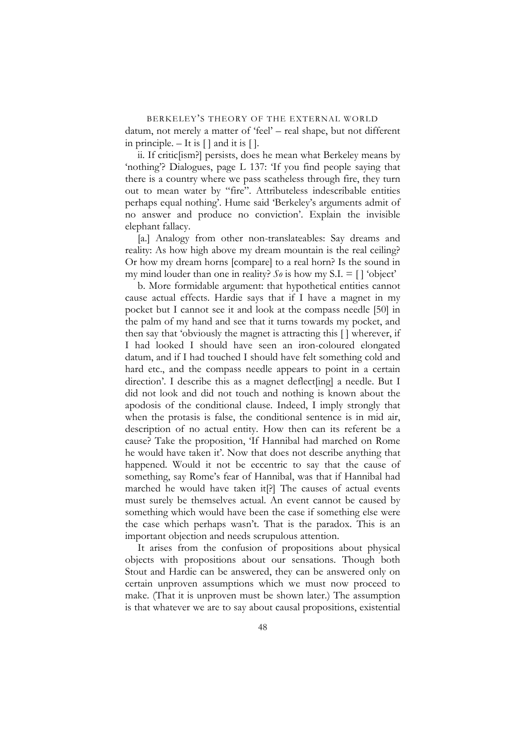datum, not merely a matter of 'feel' – real shape, but not different in principle. – It is [ ] and it is [ ].

ii. If critic[ism?] persists, does he mean what Berkeley means by 'nothing'? Dialogues, page L 137: 'If you find people saying that there is a country where we pass scatheless through fire, they turn out to mean water by "fire". Attributeless indescribable entities perhaps equal nothing'. Hume said 'Berkeley's arguments admit of no answer and produce no conviction'. Explain the invisible elephant fallacy.

[a.] Analogy from other non-translateables: Say dreams and reality: As how high above my dream mountain is the real ceiling? Or how my dream horns [compare] to a real horn? Is the sound in my mind louder than one in reality? *So* is how my S.I. = [ ] 'object'

b. More formidable argument: that hypothetical entities cannot cause actual effects. Hardie says that if I have a magnet in my pocket but I cannot see it and look at the compass needle [50] in the palm of my hand and see that it turns towards my pocket, and then say that 'obviously the magnet is attracting this [ ] wherever, if I had looked I should have seen an iron-coloured elongated datum, and if I had touched I should have felt something cold and hard etc., and the compass needle appears to point in a certain direction'. I describe this as a magnet deflect[ing] a needle. But I did not look and did not touch and nothing is known about the apodosis of the conditional clause. Indeed, I imply strongly that when the protasis is false, the conditional sentence is in mid air, description of no actual entity. How then can its referent be a cause? Take the proposition, 'If Hannibal had marched on Rome he would have taken it'. Now that does not describe anything that happened. Would it not be eccentric to say that the cause of something, say Rome's fear of Hannibal, was that if Hannibal had marched he would have taken it[?] The causes of actual events must surely be themselves actual. An event cannot be caused by something which would have been the case if something else were the case which perhaps wasn't. That is the paradox. This is an important objection and needs scrupulous attention.

It arises from the confusion of propositions about physical objects with propositions about our sensations. Though both Stout and Hardie can be answered, they can be answered only on certain unproven assumptions which we must now proceed to make. (That it is unproven must be shown later.) The assumption is that whatever we are to say about causal propositions, existential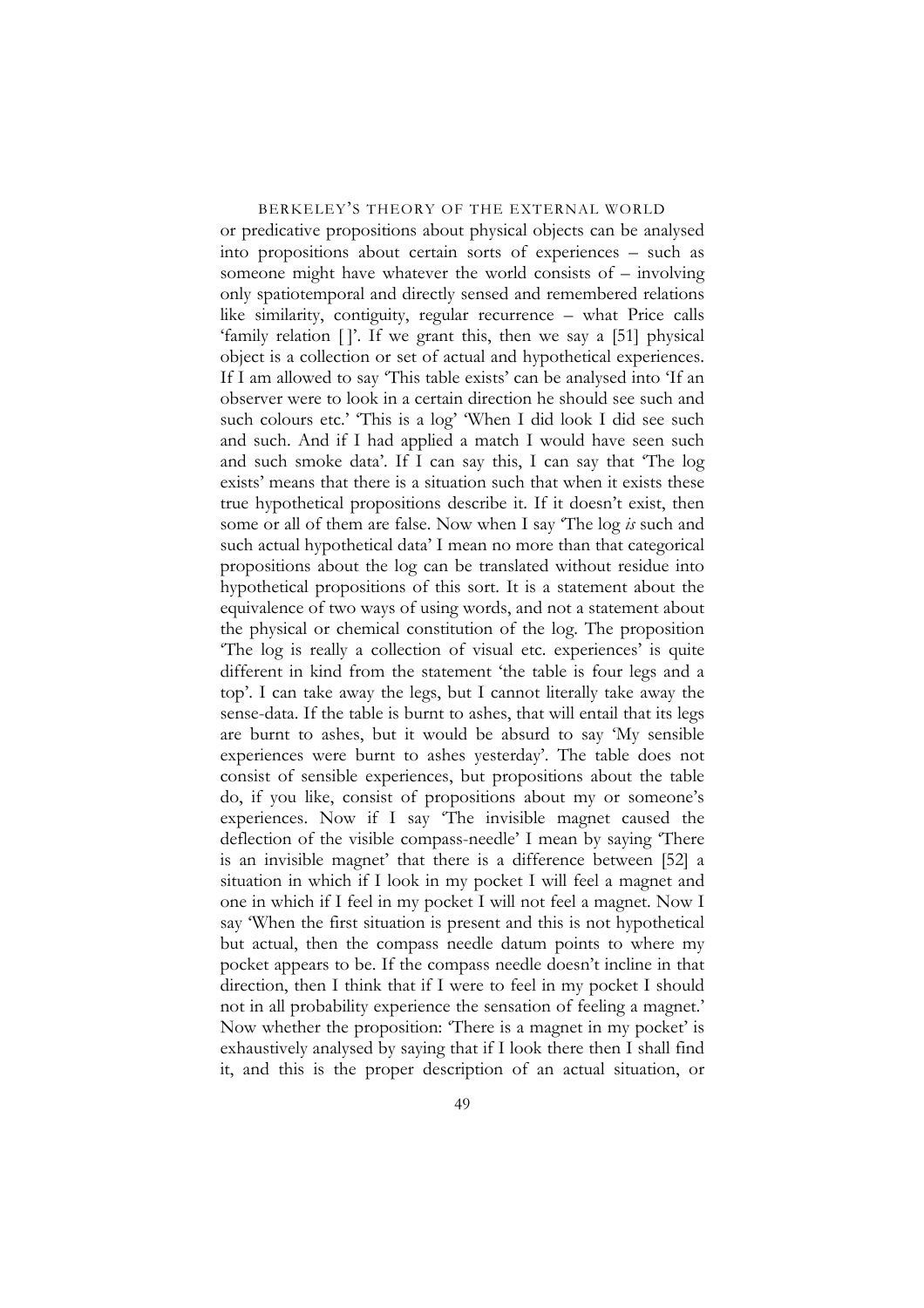or predicative propositions about physical objects can be analysed into propositions about certain sorts of experiences – such as someone might have whatever the world consists of – involving only spatiotemporal and directly sensed and remembered relations like similarity, contiguity, regular recurrence – what Price calls 'family relation [ ]'. If we grant this, then we say a [51] physical object is a collection or set of actual and hypothetical experiences. If I am allowed to say 'This table exists' can be analysed into 'If an observer were to look in a certain direction he should see such and such colours etc.' 'This is a log' 'When I did look I did see such and such. And if I had applied a match I would have seen such and such smoke data'. If I can say this, I can say that 'The log exists' means that there is a situation such that when it exists these true hypothetical propositions describe it. If it doesn't exist, then some or all of them are false. Now when I say 'The log *is* such and such actual hypothetical data' I mean no more than that categorical propositions about the log can be translated without residue into hypothetical propositions of this sort. It is a statement about the equivalence of two ways of using words, and not a statement about the physical or chemical constitution of the log. The proposition 'The log is really a collection of visual etc. experiences' is quite different in kind from the statement 'the table is four legs and a top'. I can take away the legs, but I cannot literally take away the sense-data. If the table is burnt to ashes, that will entail that its legs are burnt to ashes, but it would be absurd to say 'My sensible experiences were burnt to ashes yesterday'. The table does not consist of sensible experiences, but propositions about the table do, if you like, consist of propositions about my or someone's experiences. Now if I say 'The invisible magnet caused the deflection of the visible compass-needle' I mean by saying 'There is an invisible magnet' that there is a difference between [52] a situation in which if I look in my pocket I will feel a magnet and one in which if I feel in my pocket I will not feel a magnet. Now I say 'When the first situation is present and this is not hypothetical but actual, then the compass needle datum points to where my pocket appears to be. If the compass needle doesn't incline in that direction, then I think that if I were to feel in my pocket I should not in all probability experience the sensation of feeling a magnet.' Now whether the proposition: 'There is a magnet in my pocket' is exhaustively analysed by saying that if I look there then I shall find it, and this is the proper description of an actual situation, or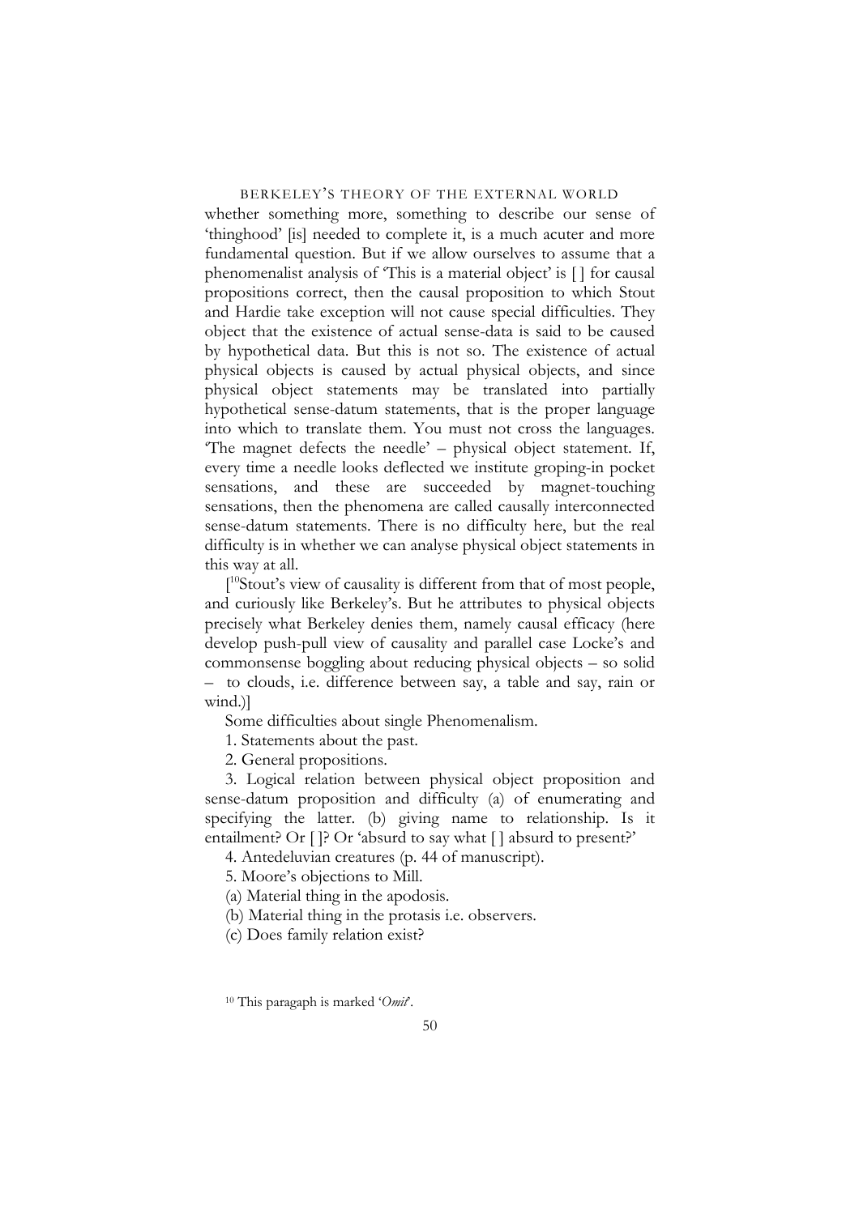whether something more, something to describe our sense of 'thinghood' [is] needed to complete it, is a much acuter and more fundamental question. But if we allow ourselves to assume that a phenomenalist analysis of 'This is a material object' is [ ] for causal propositions correct, then the causal proposition to which Stout and Hardie take exception will not cause special difficulties. They object that the existence of actual sense-data is said to be caused by hypothetical data. But this is not so. The existence of actual physical objects is caused by actual physical objects, and since physical object statements may be translated into partially hypothetical sense-datum statements, that is the proper language into which to translate them. You must not cross the languages. 'The magnet defects the needle' – physical object statement. If, every time a needle looks deflected we institute groping-in pocket sensations, and these are succeeded by magnet-touching sensations, then the phenomena are called causally interconnected sense-datum statements. There is no difficulty here, but the real difficulty is in whether we can analyse physical object statements in this way at all.

[[10]Stout's view of causality is different from that of most people, and curiously like Berkeley's. But he attributes to physical objects precisely what Berkeley denies them, namely causal efficacy (here develop push-pull view of causality and parallel case Locke's and commonsense boggling about reducing physical objects – so solid – to clouds, i.e. difference between say, a table and say, rain or wind.)]

Some difficulties about single Phenomenalism.

1. Statements about the past.

2. General propositions.

3. Logical relation between physical object proposition and sense-datum proposition and difficulty (a) of enumerating and specifying the latter. (b) giving name to relationship. Is it entailment? Or [ ]? Or 'absurd to say what [ ] absurd to present?'

4. Antedeluvian creatures (p. 44 of manuscript).

5. Moore's objections to Mill.

(a) Material thing in the apodosis.

(b) Material thing in the protasis i.e. observers.

(c) Does family relation exist?

[10] This paragaph is marked '*Omit*'.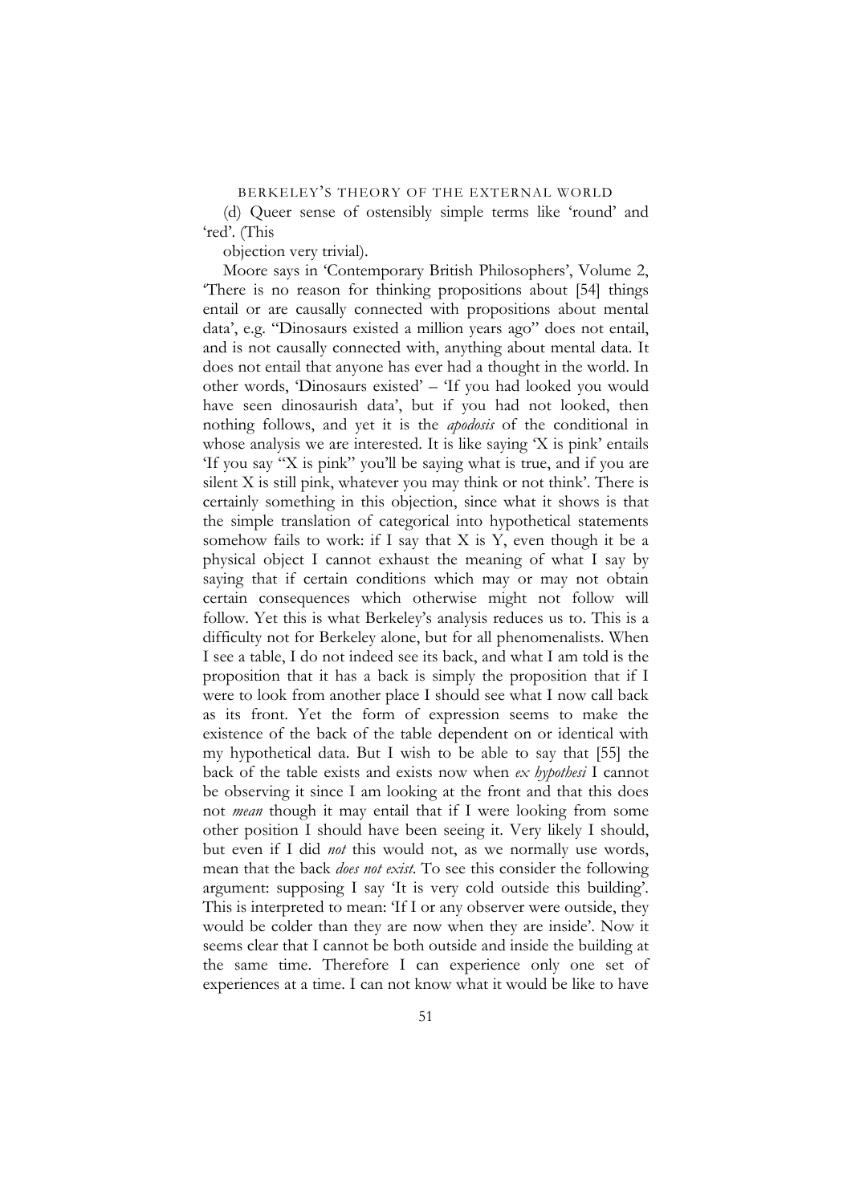(d) Queer sense of ostensibly simple terms like 'round' and 'red'. (This

objection very trivial).

Moore says in 'Contemporary British Philosophers', Volume 2, 'There is no reason for thinking propositions about [54] things entail or are causally connected with propositions about mental data', e.g. "Dinosaurs existed a million years ago" does not entail, and is not causally connected with, anything about mental data. It does not entail that anyone has ever had a thought in the world. In other words, 'Dinosaurs existed' – 'If you had looked you would have seen dinosaurish data', but if you had not looked, then nothing follows, and yet it is the *apodosis* of the conditional in whose analysis we are interested. It is like saying 'X is pink' entails 'If you say "X is pink" you'll be saying what is true, and if you are silent X is still pink, whatever you may think or not think'. There is certainly something in this objection, since what it shows is that the simple translation of categorical into hypothetical statements somehow fails to work: if I say that X is Y, even though it be a physical object I cannot exhaust the meaning of what I say by saying that if certain conditions which may or may not obtain certain consequences which otherwise might not follow will follow. Yet this is what Berkeley's analysis reduces us to. This is a difficulty not for Berkeley alone, but for all phenomenalists. When I see a table, I do not indeed see its back, and what I am told is the proposition that it has a back is simply the proposition that if I were to look from another place I should see what I now call back as its front. Yet the form of expression seems to make the existence of the back of the table dependent on or identical with my hypothetical data. But I wish to be able to say that [55] the back of the table exists and exists now when *ex hypothesi* I cannot be observing it since I am looking at the front and that this does not *mean* though it may entail that if I were looking from some other position I should have been seeing it. Very likely I should, but even if I did *not* this would not, as we normally use words, mean that the back *does not exist*. To see this consider the following argument: supposing I say 'It is very cold outside this building'. This is interpreted to mean: 'If I or any observer were outside, they would be colder than they are now when they are inside'. Now it seems clear that I cannot be both outside and inside the building at the same time. Therefore I can experience only one set of experiences at a time. I can not know what it would be like to have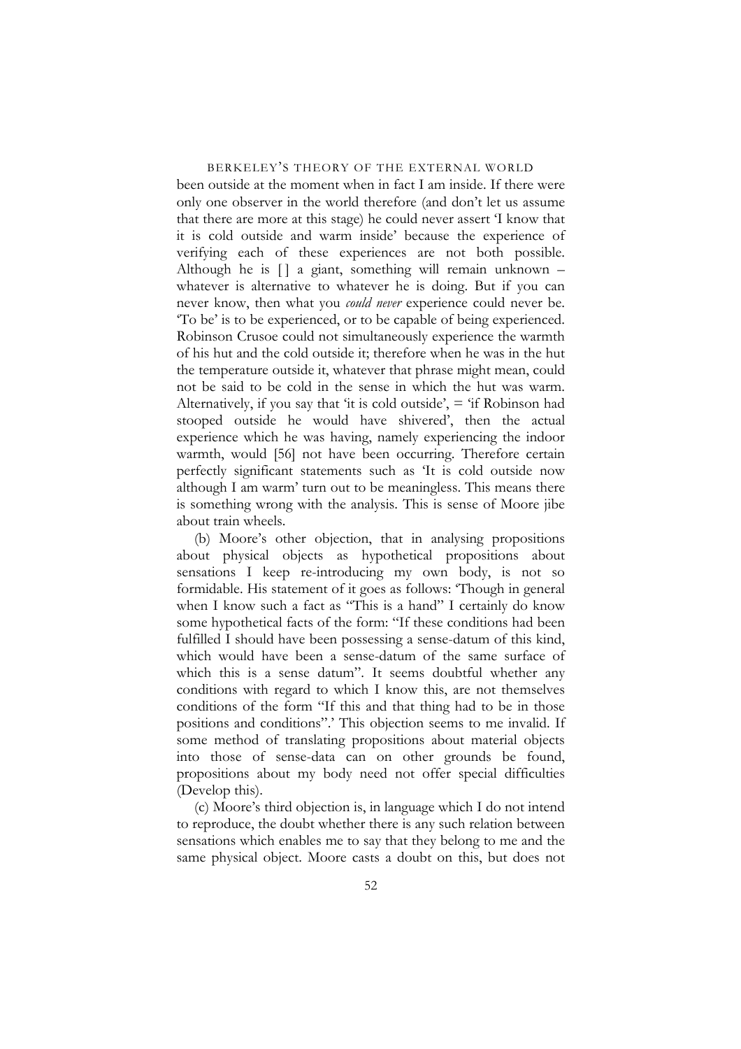been outside at the moment when in fact I am inside. If there were only one observer in the world therefore (and don't let us assume that there are more at this stage) he could never assert 'I know that it is cold outside and warm inside' because the experience of verifying each of these experiences are not both possible. Although he is [] a giant, something will remain unknown – whatever is alternative to whatever he is doing. But if you can never know, then what you *could never* experience could never be. 'To be' is to be experienced, or to be capable of being experienced. Robinson Crusoe could not simultaneously experience the warmth of his hut and the cold outside it; therefore when he was in the hut the temperature outside it, whatever that phrase might mean, could not be said to be cold in the sense in which the hut was warm. Alternatively, if you say that 'it is cold outside', = 'if Robinson had stooped outside he would have shivered', then the actual experience which he was having, namely experiencing the indoor warmth, would [56] not have been occurring. Therefore certain perfectly significant statements such as 'It is cold outside now although I am warm' turn out to be meaningless. This means there is something wrong with the analysis. This is sense of Moore jibe about train wheels.

(b) Moore's other objection, that in analysing propositions about physical objects as hypothetical propositions about sensations I keep re-introducing my own body, is not so formidable. His statement of it goes as follows: 'Though in general when I know such a fact as "This is a hand" I certainly do know some hypothetical facts of the form: "If these conditions had been fulfilled I should have been possessing a sense-datum of this kind, which would have been a sense-datum of the same surface of which this is a sense datum". It seems doubtful whether any conditions with regard to which I know this, are not themselves conditions of the form "If this and that thing had to be in those positions and conditions".' This objection seems to me invalid. If some method of translating propositions about material objects into those of sense-data can on other grounds be found, propositions about my body need not offer special difficulties (Develop this).

(c) Moore's third objection is, in language which I do not intend to reproduce, the doubt whether there is any such relation between sensations which enables me to say that they belong to me and the same physical object. Moore casts a doubt on this, but does not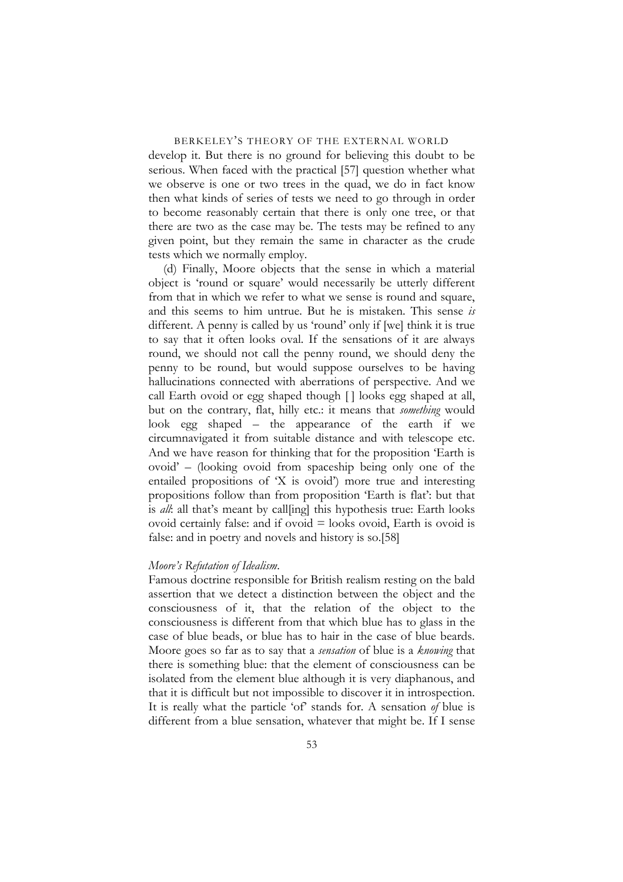develop it. But there is no ground for believing this doubt to be serious. When faced with the practical [57] question whether what we observe is one or two trees in the quad, we do in fact know then what kinds of series of tests we need to go through in order to become reasonably certain that there is only one tree, or that there are two as the case may be. The tests may be refined to any given point, but they remain the same in character as the crude tests which we normally employ.

(d) Finally, Moore objects that the sense in which a material object is 'round or square' would necessarily be utterly different from that in which we refer to what we sense is round and square, and this seems to him untrue. But he is mistaken. This sense *is* different. A penny is called by us 'round' only if [we] think it is true to say that it often looks oval. If the sensations of it are always round, we should not call the penny round, we should deny the penny to be round, but would suppose ourselves to be having hallucinations connected with aberrations of perspective. And we call Earth ovoid or egg shaped though [ ] looks egg shaped at all, but on the contrary, flat, hilly etc.: it means that *something* would look egg shaped – the appearance of the earth if we circumnavigated it from suitable distance and with telescope etc. And we have reason for thinking that for the proposition 'Earth is ovoid' – (looking ovoid from spaceship being only one of the entailed propositions of 'X is ovoid') more true and interesting propositions follow than from proposition 'Earth is flat': but that is *all*: all that's meant by call[ing] this hypothesis true: Earth looks ovoid certainly false: and if ovoid = looks ovoid, Earth is ovoid is false: and in poetry and novels and history is so.[58]

*Moore's Refutation of Idealism*.

Famous doctrine responsible for British realism resting on the bald assertion that we detect a distinction between the object and the consciousness of it, that the relation of the object to the consciousness is different from that which blue has to glass in the case of blue beads, or blue has to hair in the case of blue beards. Moore goes so far as to say that a *sensation* of blue is a *knowing* that there is something blue: that the element of consciousness can be isolated from the element blue although it is very diaphanous, and that it is difficult but not impossible to discover it in introspection. It is really what the particle 'of' stands for. A sensation *of* blue is different from a blue sensation, whatever that might be. If I sense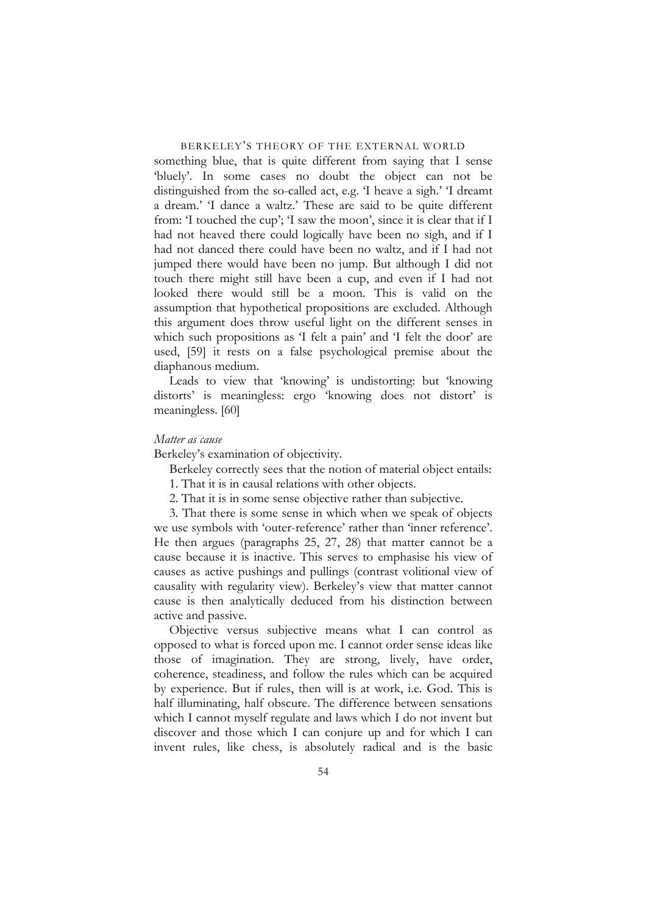something blue, that is quite different from saying that I sense 'bluely'. In some cases no doubt the object can not be distinguished from the so-called act, e.g. 'I heave a sigh.' 'I dreamt a dream.' 'I dance a waltz.' These are said to be quite different from: 'I touched the cup'; 'I saw the moon', since it is clear that if I had not heaved there could logically have been no sigh, and if I had not danced there could have been no waltz, and if I had not jumped there would have been no jump. But although I did not touch there might still have been a cup, and even if I had not looked there would still be a moon. This is valid on the assumption that hypothetical propositions are excluded. Although this argument does throw useful light on the different senses in which such propositions as 'I felt a pain' and 'I felt the door' are used, [59] it rests on a false psychological premise about the diaphanous medium.

Leads to view that 'knowing' is undistorting: but 'knowing distorts' is meaningless: ergo 'knowing does not distort' is meaningless. [60]

*Matter as cause*

Berkeley's examination of objectivity.

Berkeley correctly sees that the notion of material object entails:

1. That it is in causal relations with other objects.

2. That it is in some sense objective rather than subjective.

3. That there is some sense in which when we speak of objects we use symbols with 'outer-reference' rather than 'inner reference'. He then argues (paragraphs 25, 27, 28) that matter cannot be a cause because it is inactive. This serves to emphasise his view of causes as active pushings and pullings (contrast volitional view of causality with regularity view). Berkeley's view that matter cannot cause is then analytically deduced from his distinction between active and passive.

Objective versus subjective means what I can control as opposed to what is forced upon me. I cannot order sense ideas like those of imagination. They are strong, lively, have order, coherence, steadiness, and follow the rules which can be acquired by experience. But if rules, then will is at work, i.e. God. This is half illuminating, half obscure. The difference between sensations which I cannot myself regulate and laws which I do not invent but discover and those which I can conjure up and for which I can invent rules, like chess, is absolutely radical and is the basic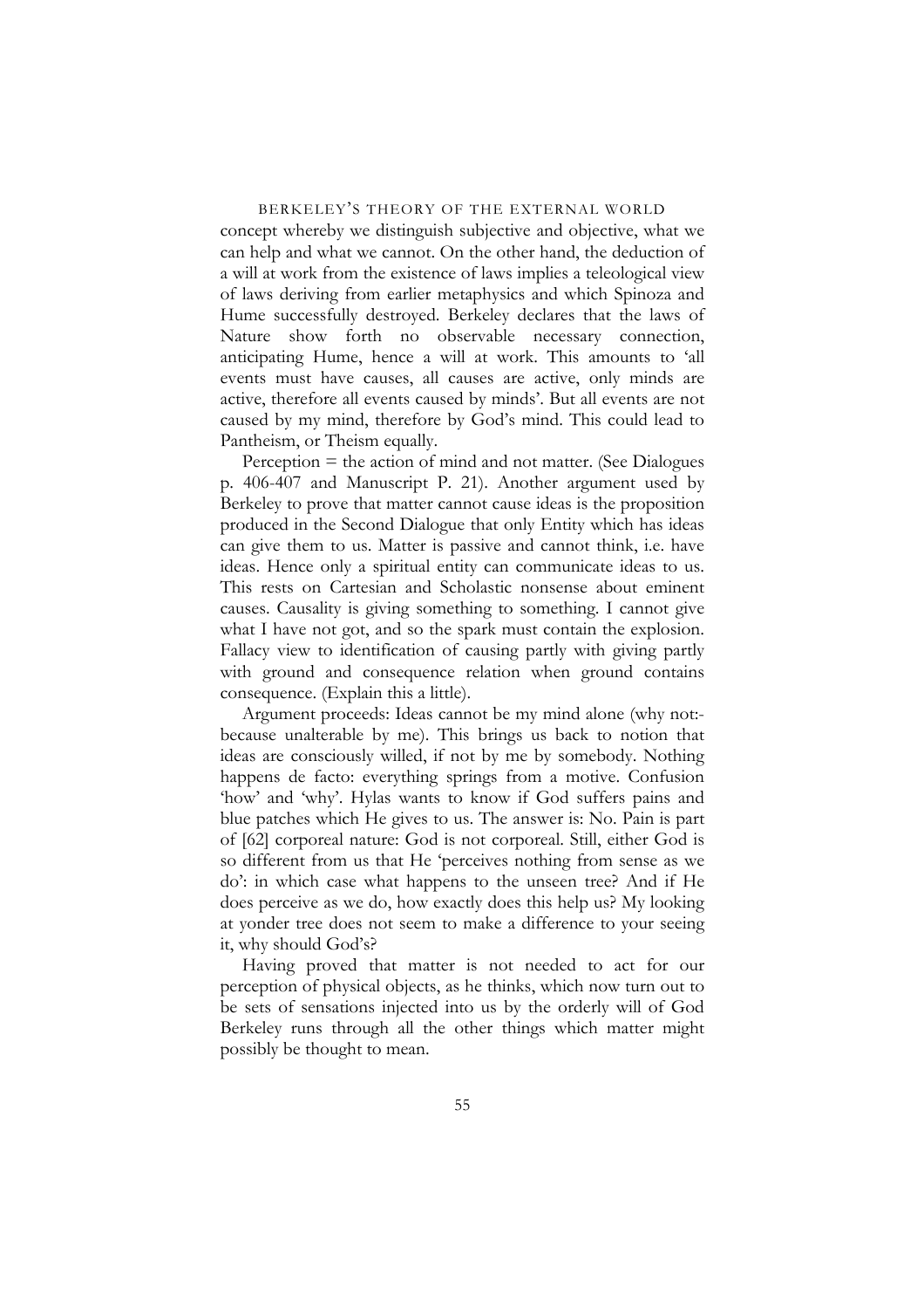concept whereby we distinguish subjective and objective, what we can help and what we cannot. On the other hand, the deduction of a will at work from the existence of laws implies a teleological view of laws deriving from earlier metaphysics and which Spinoza and Hume successfully destroyed. Berkeley declares that the laws of Nature show forth no observable necessary connection, anticipating Hume, hence a will at work. This amounts to 'all events must have causes, all causes are active, only minds are active, therefore all events caused by minds'. But all events are not caused by my mind, therefore by God's mind. This could lead to Pantheism, or Theism equally.

Perception = the action of mind and not matter. (See Dialogues p. 406-407 and Manuscript P. 21). Another argument used by Berkeley to prove that matter cannot cause ideas is the proposition produced in the Second Dialogue that only Entity which has ideas can give them to us. Matter is passive and cannot think, i.e. have ideas. Hence only a spiritual entity can communicate ideas to us. This rests on Cartesian and Scholastic nonsense about eminent causes. Causality is giving something to something. I cannot give what I have not got, and so the spark must contain the explosion. Fallacy view to identification of causing partly with giving partly with ground and consequence relation when ground contains consequence. (Explain this a little).

Argument proceeds: Ideas cannot be my mind alone (why not:- because unalterable by me). This brings us back to notion that ideas are consciously willed, if not by me by somebody. Nothing happens de facto: everything springs from a motive. Confusion 'how' and 'why'. Hylas wants to know if God suffers pains and blue patches which He gives to us. The answer is: No. Pain is part of [62] corporeal nature: God is not corporeal. Still, either God is so different from us that He 'perceives nothing from sense as we do': in which case what happens to the unseen tree? And if He does perceive as we do, how exactly does this help us? My looking at yonder tree does not seem to make a difference to your seeing it, why should God's?

Having proved that matter is not needed to act for our perception of physical objects, as he thinks, which now turn out to be sets of sensations injected into us by the orderly will of God Berkeley runs through all the other things which matter might possibly be thought to mean.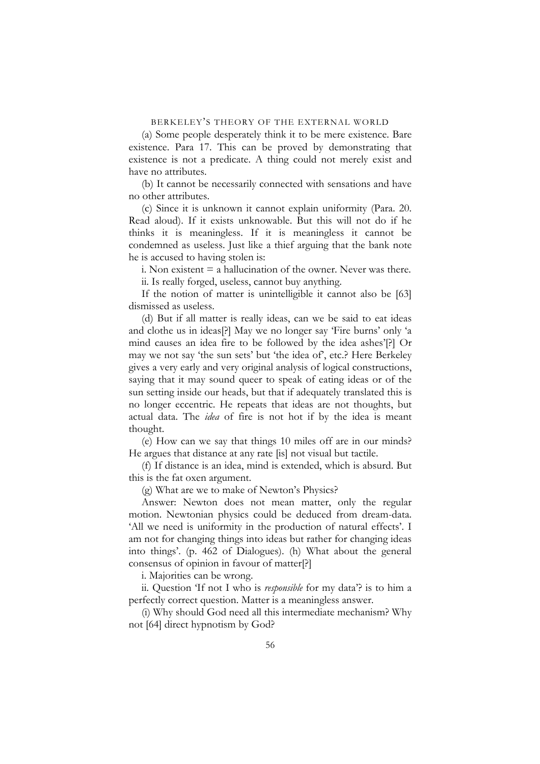(a) Some people desperately think it to be mere existence. Bare existence. Para 17. This can be proved by demonstrating that existence is not a predicate. A thing could not merely exist and have no attributes.

(b) It cannot be necessarily connected with sensations and have no other attributes.

(c) Since it is unknown it cannot explain uniformity (Para. 20. Read aloud). If it exists unknowable. But this will not do if he thinks it is meaningless. If it is meaningless it cannot be condemned as useless. Just like a thief arguing that the bank note he is accused to having stolen is:

i. Non existent = a hallucination of the owner. Never was there.

ii. Is really forged, useless, cannot buy anything.

If the notion of matter is unintelligible it cannot also be [63] dismissed as useless.

(d) But if all matter is really ideas, can we be said to eat ideas and clothe us in ideas[?] May we no longer say 'Fire burns' only 'a mind causes an idea fire to be followed by the idea ashes'[?] Or may we not say 'the sun sets' but 'the idea of', etc.? Here Berkeley gives a very early and very original analysis of logical constructions, saying that it may sound queer to speak of eating ideas or of the sun setting inside our heads, but that if adequately translated this is no longer eccentric. He repeats that ideas are not thoughts, but actual data. The *idea* of fire is not hot if by the idea is meant thought.

(e) How can we say that things 10 miles off are in our minds? He argues that distance at any rate [is] not visual but tactile.

(f) If distance is an idea, mind is extended, which is absurd. But this is the fat oxen argument.

(g) What are we to make of Newton's Physics?

Answer: Newton does not mean matter, only the regular motion. Newtonian physics could be deduced from dream-data. 'All we need is uniformity in the production of natural effects'. I am not for changing things into ideas but rather for changing ideas into things'. (p. 462 of Dialogues). (h) What about the general consensus of opinion in favour of matter[?]

i. Majorities can be wrong.

ii. Question 'If not I who is *responsible* for my data'? is to him a perfectly correct question. Matter is a meaningless answer.

(i) Why should God need all this intermediate mechanism? Why not [64] direct hypnotism by God?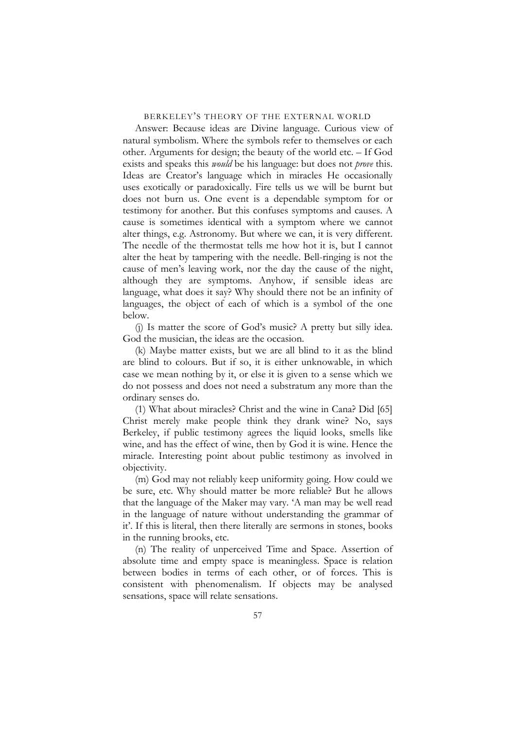Answer: Because ideas are Divine language. Curious view of natural symbolism. Where the symbols refer to themselves or each other. Arguments for design; the beauty of the world etc. – If God exists and speaks this *would* be his language: but does not *prove* this. Ideas are Creator's language which in miracles He occasionally uses exotically or paradoxically. Fire tells us we will be burnt but does not burn us. One event is a dependable symptom for or testimony for another. But this confuses symptoms and causes. A cause is sometimes identical with a symptom where we cannot alter things, e.g. Astronomy. But where we can, it is very different. The needle of the thermostat tells me how hot it is, but I cannot alter the heat by tampering with the needle. Bell-ringing is not the cause of men's leaving work, nor the day the cause of the night, although they are symptoms. Anyhow, if sensible ideas are language, what does it say? Why should there not be an infinity of languages, the object of each of which is a symbol of the one below.

(j) Is matter the score of God's music? A pretty but silly idea. God the musician, the ideas are the occasion.

(k) Maybe matter exists, but we are all blind to it as the blind are blind to colours. But if so, it is either unknowable, in which case we mean nothing by it, or else it is given to a sense which we do not possess and does not need a substratum any more than the ordinary senses do.

(l) What about miracles? Christ and the wine in Cana? Did [65] Christ merely make people think they drank wine? No, says Berkeley, if public testimony agrees the liquid looks, smells like wine, and has the effect of wine, then by God it is wine. Hence the miracle. Interesting point about public testimony as involved in objectivity.

(m) God may not reliably keep uniformity going. How could we be sure, etc. Why should matter be more reliable? But he allows that the language of the Maker may vary. 'A man may be well read in the language of nature without understanding the grammar of it'. If this is literal, then there literally are sermons in stones, books in the running brooks, etc.

(n) The reality of unperceived Time and Space. Assertion of absolute time and empty space is meaningless. Space is relation between bodies in terms of each other, or of forces. This is consistent with phenomenalism. If objects may be analysed sensations, space will relate sensations.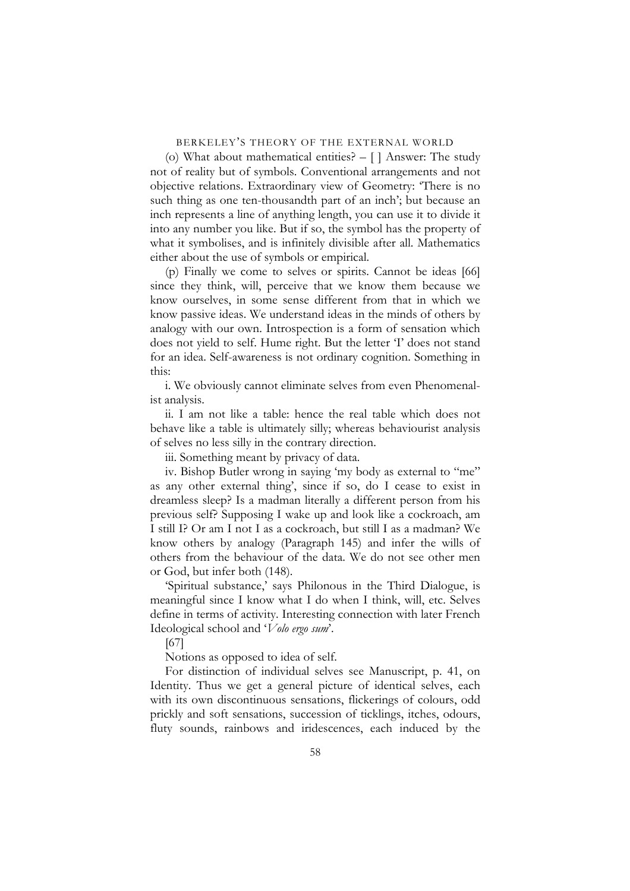(o) What about mathematical entities? – [ ] Answer: The study not of reality but of symbols. Conventional arrangements and not objective relations. Extraordinary view of Geometry: 'There is no such thing as one ten-thousandth part of an inch'; but because an inch represents a line of anything length, you can use it to divide it into any number you like. But if so, the symbol has the property of what it symbolises, and is infinitely divisible after all. Mathematics either about the use of symbols or empirical.

(p) Finally we come to selves or spirits. Cannot be ideas [66] since they think, will, perceive that we know them because we know ourselves, in some sense different from that in which we know passive ideas. We understand ideas in the minds of others by analogy with our own. Introspection is a form of sensation which does not yield to self. Hume right. But the letter 'I' does not stand for an idea. Self-awareness is not ordinary cognition. Something in this:

i. We obviously cannot eliminate selves from even Phenomenalist analysis.

ii. I am not like a table: hence the real table which does not behave like a table is ultimately silly; whereas behaviourist analysis of selves no less silly in the contrary direction.

iii. Something meant by privacy of data.

iv. Bishop Butler wrong in saying 'my body as external to "me" as any other external thing', since if so, do I cease to exist in dreamless sleep? Is a madman literally a different person from his previous self? Supposing I wake up and look like a cockroach, am I still I? Or am I not I as a cockroach, but still I as a madman? We know others by analogy (Paragraph 145) and infer the wills of others from the behaviour of the data. We do not see other men or God, but infer both (148).

'Spiritual substance,' says Philonous in the Third Dialogue, is meaningful since I know what I do when I think, will, etc. Selves define in terms of activity. Interesting connection with later French Ideological school and '*Volo ergo sum*'.

[67]

Notions as opposed to idea of self.

For distinction of individual selves see Manuscript, p. 41, on Identity. Thus we get a general picture of identical selves, each with its own discontinuous sensations, flickerings of colours, odd prickly and soft sensations, succession of ticklings, itches, odours, fluty sounds, rainbows and iridescences, each induced by the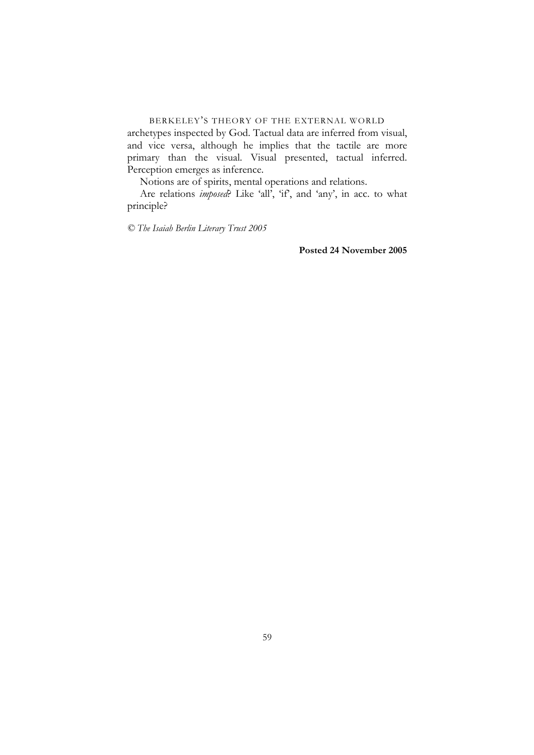archetypes inspected by God. Tactual data are inferred from visual, and vice versa, although he implies that the tactile are more primary than the visual. Visual presented, tactual inferred. Perception emerges as inference.

Notions are of spirits, mental operations and relations.

Are relations *imposed*? Like 'all', 'if', and 'any', in acc. to what principle?

*© The Isaiah Berlin Literary Trust 2005*

**Posted 24 November 2005**